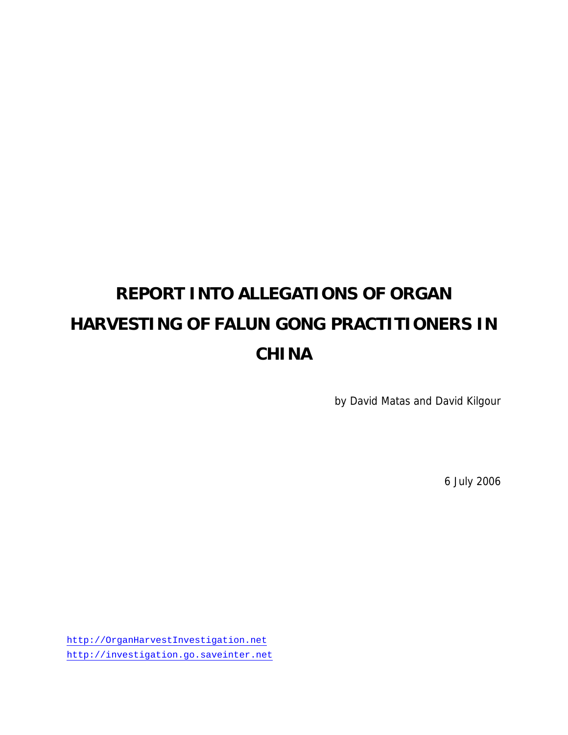# REPORT INTO ALLEGATIONS OF ORGAN HARVESTING OF FALUN GONG PRACTITIONERS IN CHINA

by David Matas and David Kilgour

6 July 2006

http://OrganHarvestInvestigation.net
http://investigation.go.saveinter.net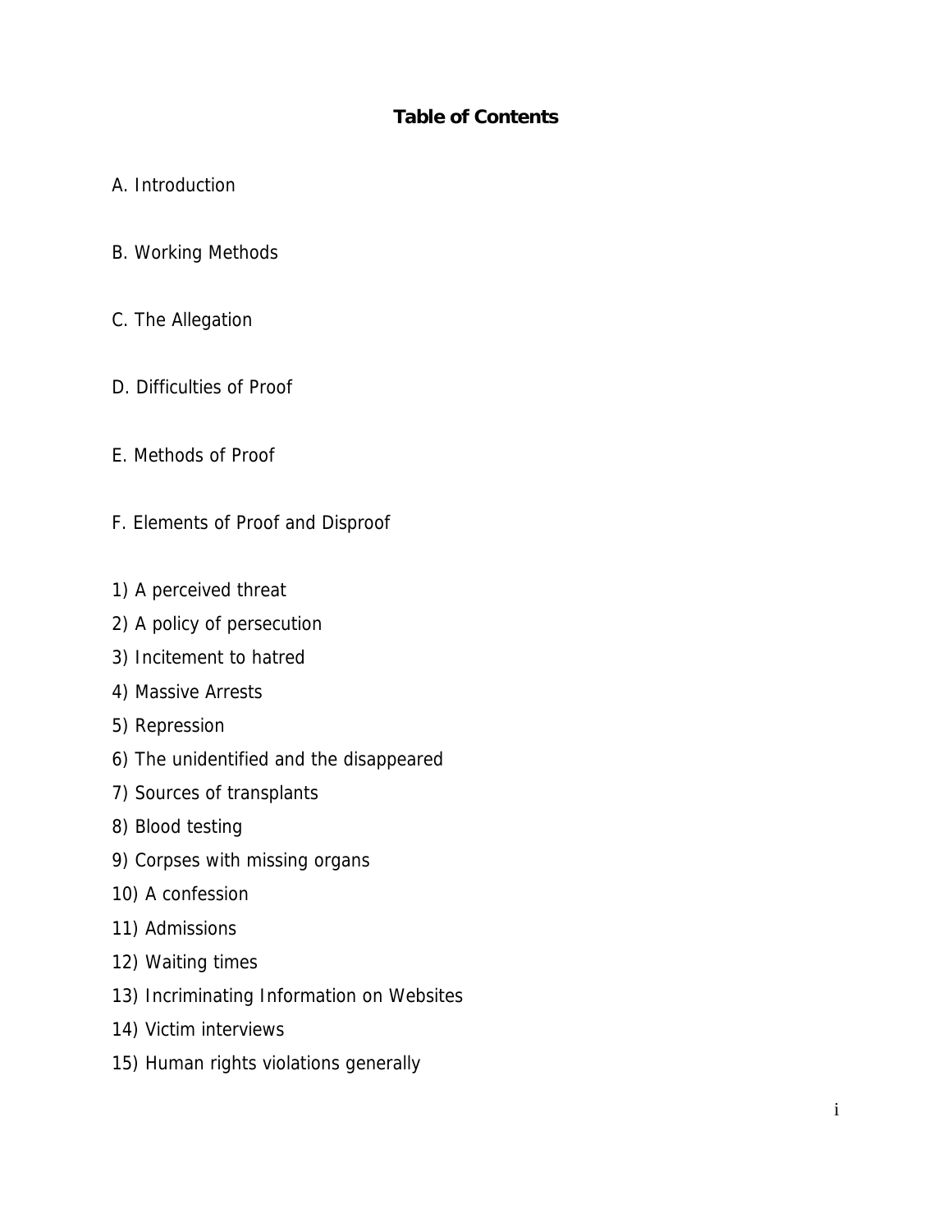# Table of Contents

A. Introduction

B. Working Methods

C. The Allegation

D. Difficulties of Proof

E. Methods of Proof

F. Elements of Proof and Disproof

1) A perceived threat
2) A policy of persecution
3) Incitement to hatred
4) Massive Arrests
5) Repression
6) The unidentified and the disappeared
7) Sources of transplants
8) Blood testing
9) Corpses with missing organs
10) A confession
11) Admissions
12) Waiting times
13) Incriminating Information on Websites
14) Victim interviews
15) Human rights violations generally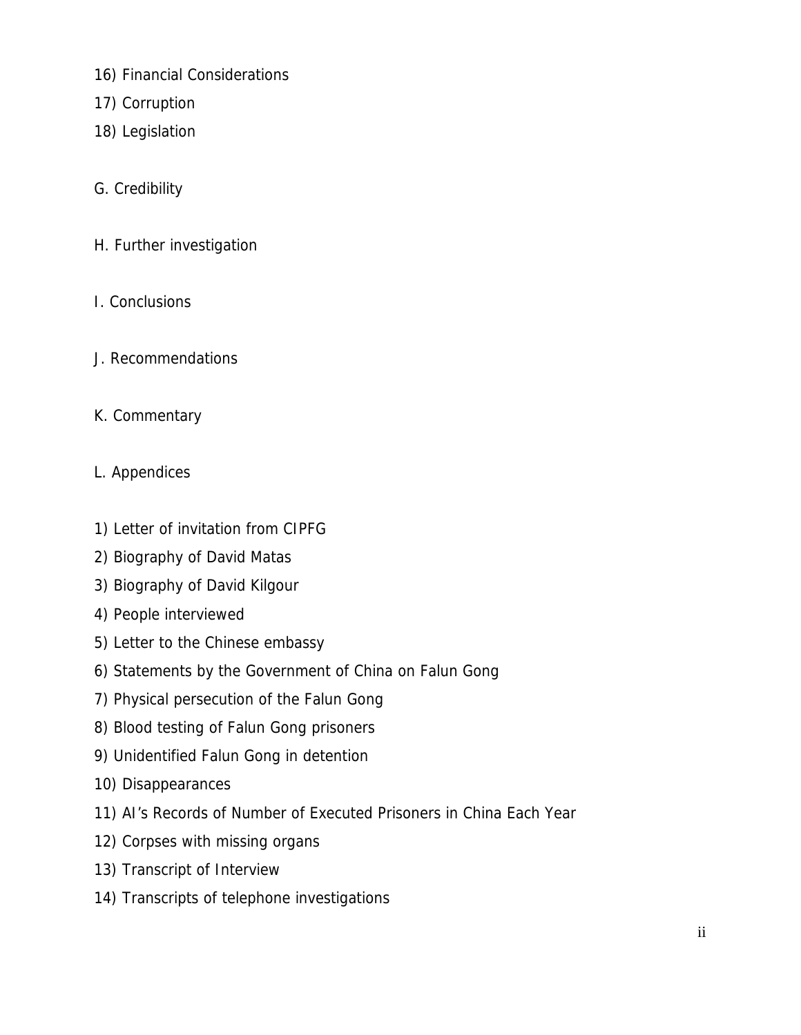16) Financial Considerations

17) Corruption

18) Legislation

G. Credibility

H. Further investigation

I. Conclusions

J. Recommendations

K. Commentary

L. Appendices

1) Letter of invitation from CIPFG

2) Biography of David Matas

3) Biography of David Kilgour

4) People interviewed

5) Letter to the Chinese embassy

6) Statements by the Government of China on Falun Gong

7) Physical persecution of the Falun Gong

8) Blood testing of Falun Gong prisoners

9) Unidentified Falun Gong in detention

10) Disappearances

11) AI's Records of Number of Executed Prisoners in China Each Year

12) Corpses with missing organs

13) Transcript of Interview

14) Transcripts of telephone investigations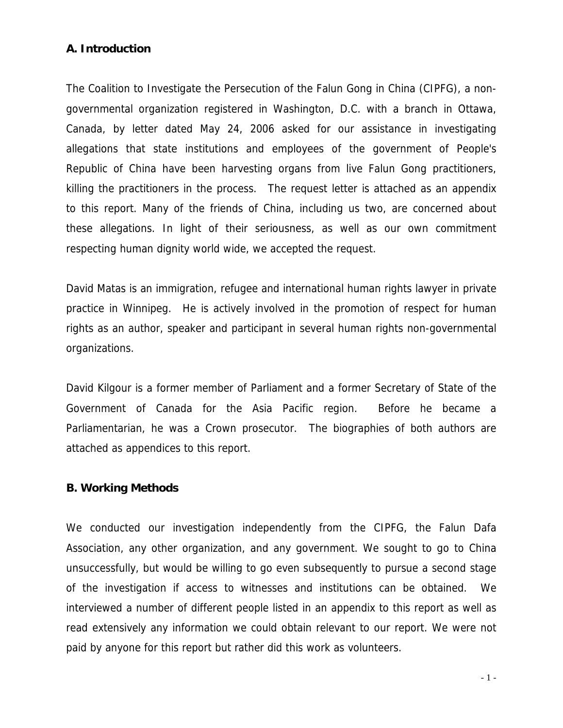## A. Introduction

The Coalition to Investigate the Persecution of the Falun Gong in China (CIPFG), a non-governmental organization registered in Washington, D.C. with a branch in Ottawa, Canada, by letter dated May 24, 2006 asked for our assistance in investigating allegations that state institutions and employees of the government of People's Republic of China have been harvesting organs from live Falun Gong practitioners, killing the practitioners in the process. The request letter is attached as an appendix to this report. Many of the friends of China, including us two, are concerned about these allegations. In light of their seriousness, as well as our own commitment respecting human dignity world wide, we accepted the request.

David Matas is an immigration, refugee and international human rights lawyer in private practice in Winnipeg. He is actively involved in the promotion of respect for human rights as an author, speaker and participant in several human rights non-governmental organizations.

David Kilgour is a former member of Parliament and a former Secretary of State of the Government of Canada for the Asia Pacific region. Before he became a Parliamentarian, he was a Crown prosecutor. The biographies of both authors are attached as appendices to this report.

## B. Working Methods

We conducted our investigation independently from the CIPFG, the Falun Dafa Association, any other organization, and any government. We sought to go to China unsuccessfully, but would be willing to go even subsequently to pursue a second stage of the investigation if access to witnesses and institutions can be obtained. We interviewed a number of different people listed in an appendix to this report as well as read extensively any information we could obtain relevant to our report. We were not paid by anyone for this report but rather did this work as volunteers.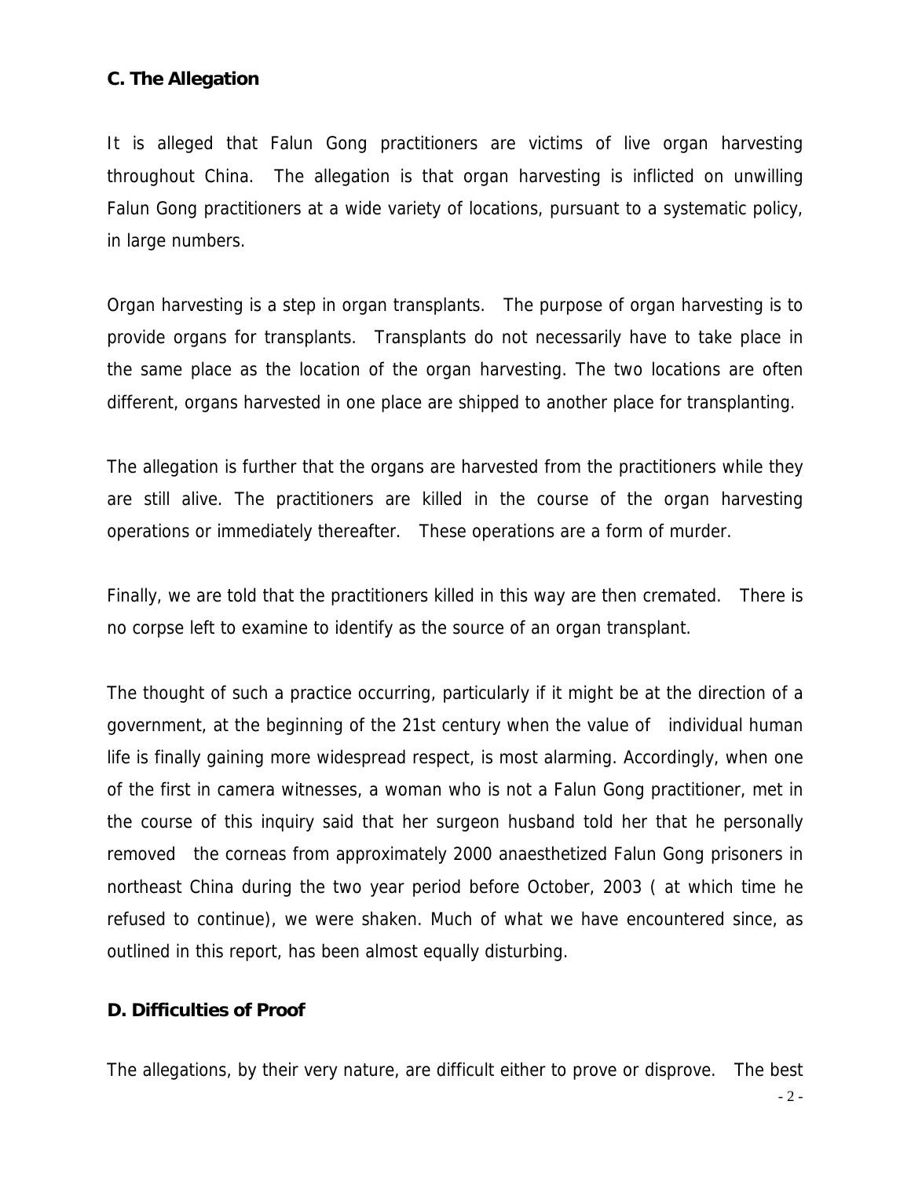### C. The Allegation

It is alleged that Falun Gong practitioners are victims of live organ harvesting throughout China. The allegation is that organ harvesting is inflicted on unwilling Falun Gong practitioners at a wide variety of locations, pursuant to a systematic policy, in large numbers.

Organ harvesting is a step in organ transplants. The purpose of organ harvesting is to provide organs for transplants. Transplants do not necessarily have to take place in the same place as the location of the organ harvesting. The two locations are often different, organs harvested in one place are shipped to another place for transplanting.

The allegation is further that the organs are harvested from the practitioners while they are still alive. The practitioners are killed in the course of the organ harvesting operations or immediately thereafter. These operations are a form of murder.

Finally, we are told that the practitioners killed in this way are then cremated. There is no corpse left to examine to identify as the source of an organ transplant.

The thought of such a practice occurring, particularly if it might be at the direction of a government, at the beginning of the 21st century when the value of individual human life is finally gaining more widespread respect, is most alarming. Accordingly, when one of the first in camera witnesses, a woman who is not a Falun Gong practitioner, met in the course of this inquiry said that her surgeon husband told her that he personally removed the corneas from approximately 2000 anaesthetized Falun Gong prisoners in northeast China during the two year period before October, 2003 ( at which time he refused to continue), we were shaken. Much of what we have encountered since, as outlined in this report, has been almost equally disturbing.

### D. Difficulties of Proof

The allegations, by their very nature, are difficult either to prove or disprove. The best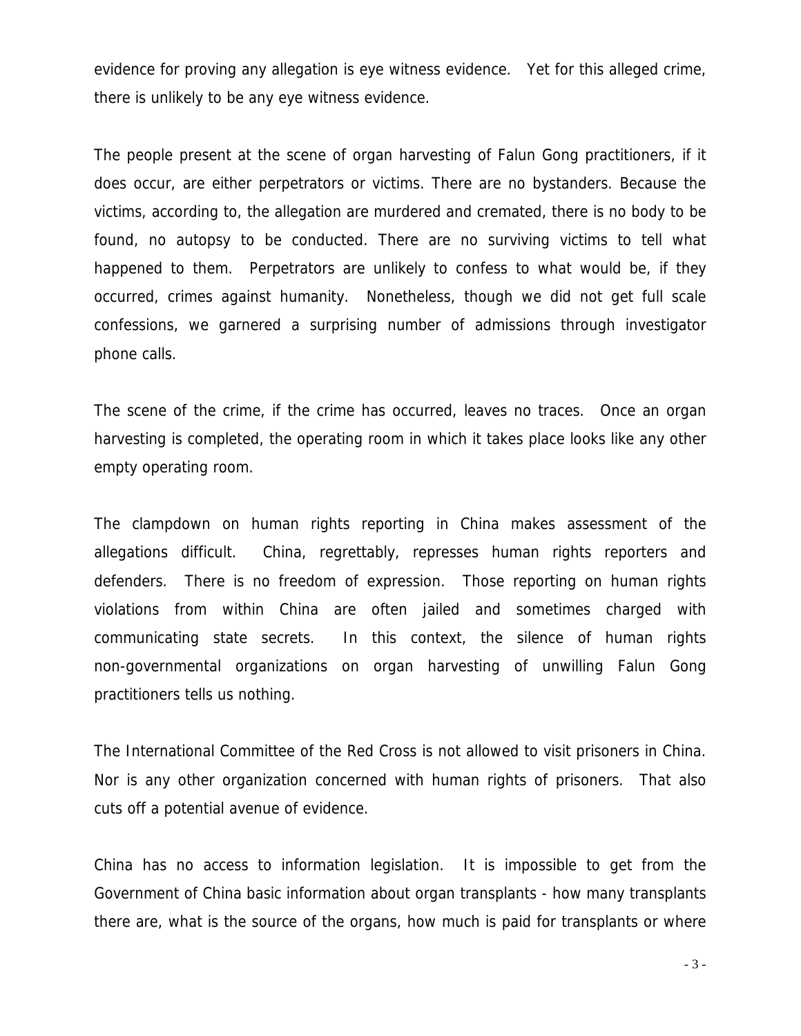evidence for proving any allegation is eye witness evidence. Yet for this alleged crime, there is unlikely to be any eye witness evidence.

The people present at the scene of organ harvesting of Falun Gong practitioners, if it does occur, are either perpetrators or victims. There are no bystanders. Because the victims, according to, the allegation are murdered and cremated, there is no body to be found, no autopsy to be conducted. There are no surviving victims to tell what happened to them. Perpetrators are unlikely to confess to what would be, if they occurred, crimes against humanity. Nonetheless, though we did not get full scale confessions, we garnered a surprising number of admissions through investigator phone calls.

The scene of the crime, if the crime has occurred, leaves no traces. Once an organ harvesting is completed, the operating room in which it takes place looks like any other empty operating room.

The clampdown on human rights reporting in China makes assessment of the allegations difficult. China, regrettably, represses human rights reporters and defenders. There is no freedom of expression. Those reporting on human rights violations from within China are often jailed and sometimes charged with communicating state secrets. In this context, the silence of human rights non-governmental organizations on organ harvesting of unwilling Falun Gong practitioners tells us nothing.

The International Committee of the Red Cross is not allowed to visit prisoners in China. Nor is any other organization concerned with human rights of prisoners. That also cuts off a potential avenue of evidence.

China has no access to information legislation. It is impossible to get from the Government of China basic information about organ transplants - how many transplants there are, what is the source of the organs, how much is paid for transplants or where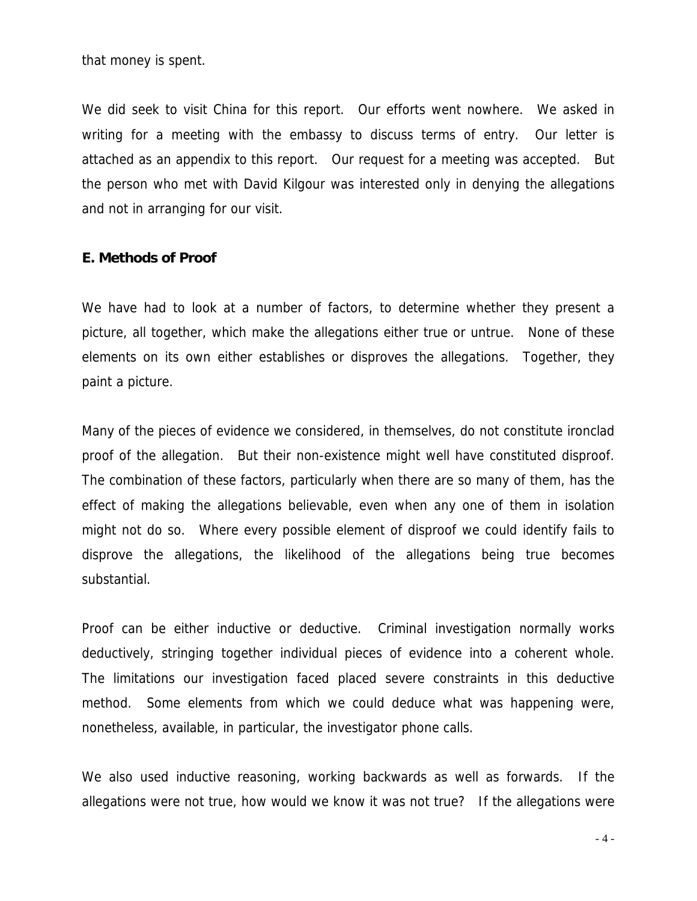that money is spent.

We did seek to visit China for this report. Our efforts went nowhere. We asked in writing for a meeting with the embassy to discuss terms of entry. Our letter is attached as an appendix to this report. Our request for a meeting was accepted. But the person who met with David Kilgour was interested only in denying the allegations and not in arranging for our visit.

**E. Methods of Proof**

We have had to look at a number of factors, to determine whether they present a picture, all together, which make the allegations either true or untrue. None of these elements on its own either establishes or disproves the allegations. Together, they paint a picture.

Many of the pieces of evidence we considered, in themselves, do not constitute ironclad proof of the allegation. But their non-existence might well have constituted disproof. The combination of these factors, particularly when there are so many of them, has the effect of making the allegations believable, even when any one of them in isolation might not do so. Where every possible element of disproof we could identify fails to disprove the allegations, the likelihood of the allegations being true becomes substantial.

Proof can be either inductive or deductive. Criminal investigation normally works deductively, stringing together individual pieces of evidence into a coherent whole. The limitations our investigation faced placed severe constraints in this deductive method. Some elements from which we could deduce what was happening were, nonetheless, available, in particular, the investigator phone calls.

We also used inductive reasoning, working backwards as well as forwards. If the allegations were not true, how would we know it was not true? If the allegations were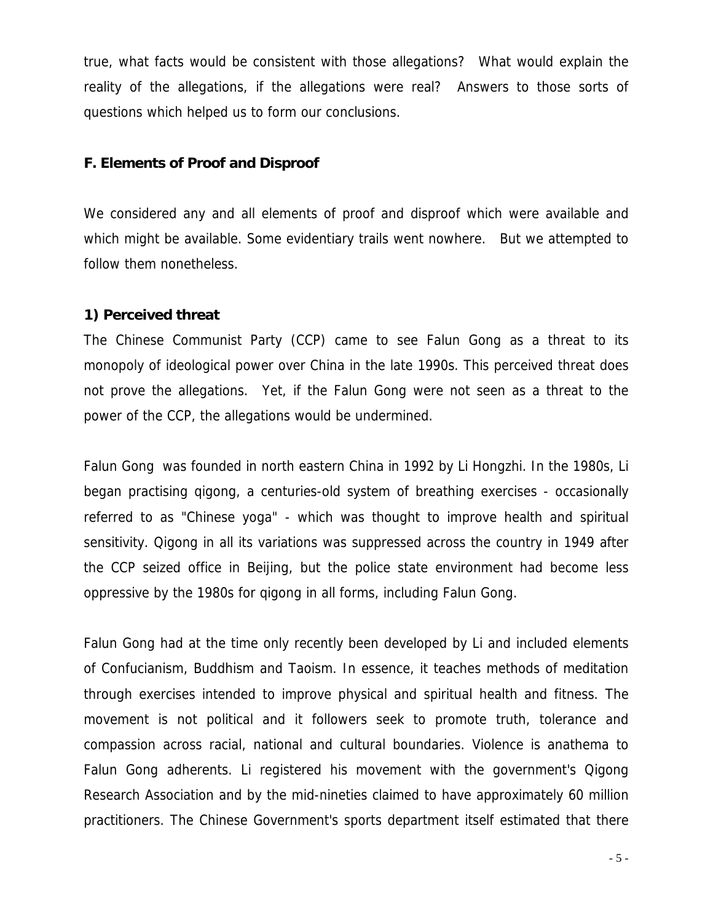true, what facts would be consistent with those allegations? What would explain the reality of the allegations, if the allegations were real? Answers to those sorts of questions which helped us to form our conclusions.

### F. Elements of Proof and Disproof

We considered any and all elements of proof and disproof which were available and which might be available. Some evidentiary trails went nowhere. But we attempted to follow them nonetheless.

#### 1) Perceived threat

The Chinese Communist Party (CCP) came to see Falun Gong as a threat to its monopoly of ideological power over China in the late 1990s. This perceived threat does not prove the allegations. Yet, if the Falun Gong were not seen as a threat to the power of the CCP, the allegations would be undermined.

Falun Gong was founded in north eastern China in 1992 by Li Hongzhi. In the 1980s, Li began practising qigong, a centuries-old system of breathing exercises - occasionally referred to as "Chinese yoga" - which was thought to improve health and spiritual sensitivity. Qigong in all its variations was suppressed across the country in 1949 after the CCP seized office in Beijing, but the police state environment had become less oppressive by the 1980s for qigong in all forms, including Falun Gong.

Falun Gong had at the time only recently been developed by Li and included elements of Confucianism, Buddhism and Taoism. In essence, it teaches methods of meditation through exercises intended to improve physical and spiritual health and fitness. The movement is not political and it followers seek to promote truth, tolerance and compassion across racial, national and cultural boundaries. Violence is anathema to Falun Gong adherents. Li registered his movement with the government's Qigong Research Association and by the mid-nineties claimed to have approximately 60 million practitioners. The Chinese Government's sports department itself estimated that there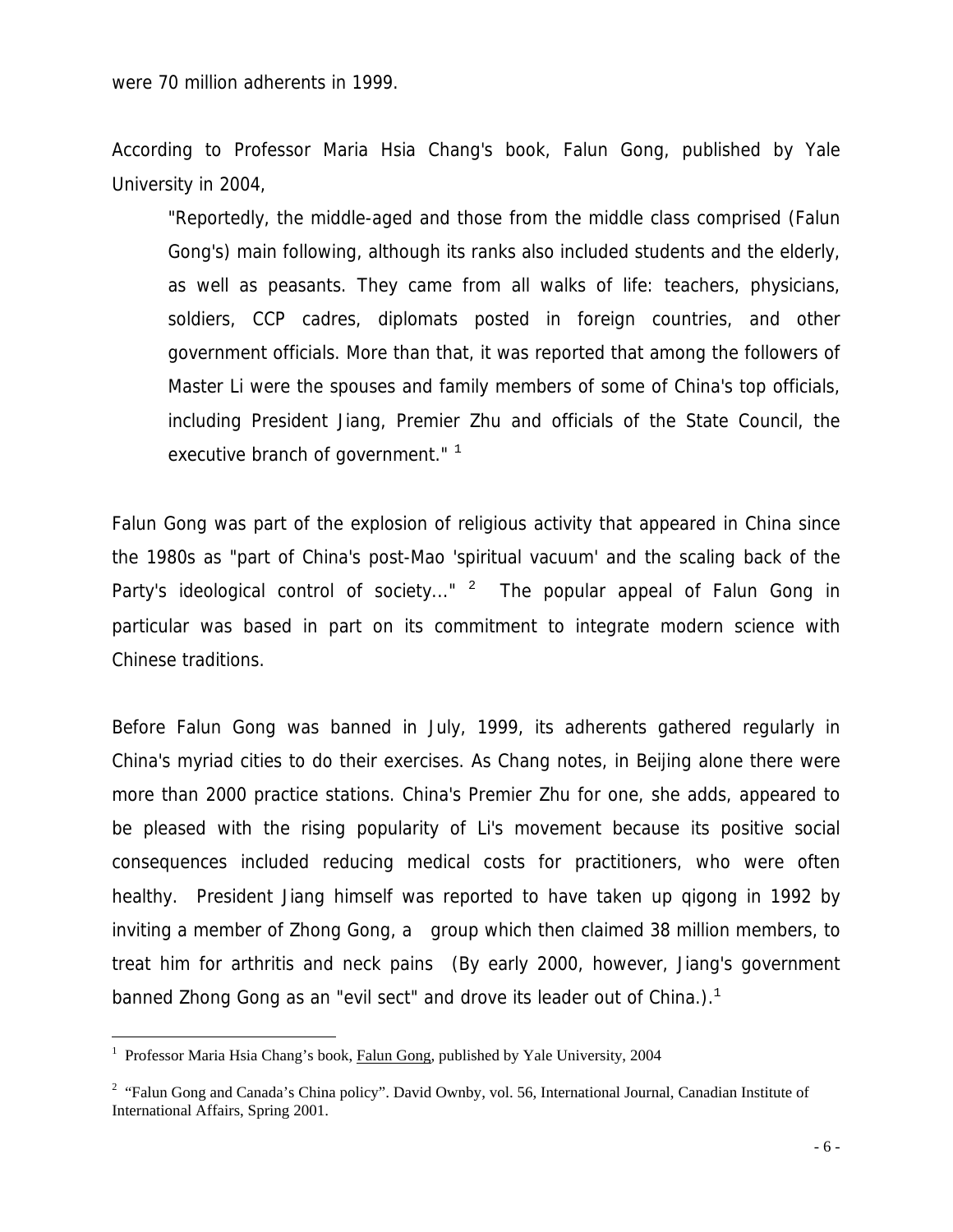were 70 million adherents in 1999.

According to Professor Maria Hsia Chang's book, Falun Gong, published by Yale University in 2004,

> "Reportedly, the middle-aged and those from the middle class comprised (Falun Gong's) main following, although its ranks also included students and the elderly, as well as peasants. They came from all walks of life: teachers, physicians, soldiers, CCP cadres, diplomats posted in foreign countries, and other government officials. More than that, it was reported that among the followers of Master Li were the spouses and family members of some of China's top officials, including President Jiang, Premier Zhu and officials of the State Council, the executive branch of government." [1]

Falun Gong was part of the explosion of religious activity that appeared in China since the 1980s as "part of China's post-Mao 'spiritual vacuum' and the scaling back of the Party's ideological control of society..." [2] The popular appeal of Falun Gong in particular was based in part on its commitment to integrate modern science with Chinese traditions.

Before Falun Gong was banned in July, 1999, its adherents gathered regularly in China's myriad cities to do their exercises. As Chang notes, in Beijing alone there were more than 2000 practice stations. China's Premier Zhu for one, she adds, appeared to be pleased with the rising popularity of Li's movement because its positive social consequences included reducing medical costs for practitioners, who were often healthy. President Jiang himself was reported to have taken up qigong in 1992 by inviting a member of Zhong Gong, a group which then claimed 38 million members, to treat him for arthritis and neck pains (By early 2000, however, Jiang's government banned Zhong Gong as an "evil sect" and drove its leader out of China.).[1]

---

[1] Professor Maria Hsia Chang's book, Falun Gong, published by Yale University, 2004

[2] "Falun Gong and Canada's China policy". David Ownby, vol. 56, International Journal, Canadian Institute of International Affairs, Spring 2001.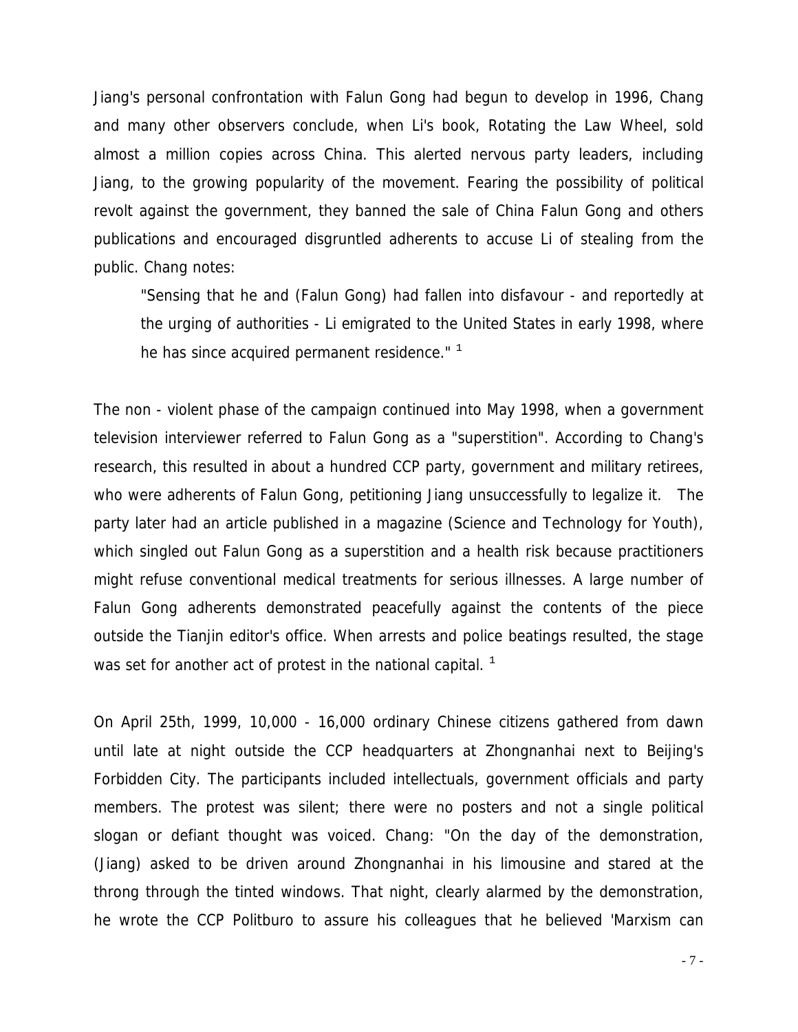Jiang's personal confrontation with Falun Gong had begun to develop in 1996, Chang and many other observers conclude, when Li's book, Rotating the Law Wheel, sold almost a million copies across China. This alerted nervous party leaders, including Jiang, to the growing popularity of the movement. Fearing the possibility of political revolt against the government, they banned the sale of China Falun Gong and others publications and encouraged disgruntled adherents to accuse Li of stealing from the public. Chang notes:

> "Sensing that he and (Falun Gong) had fallen into disfavour - and reportedly at the urging of authorities - Li emigrated to the United States in early 1998, where he has since acquired permanent residence." [1]

The non - violent phase of the campaign continued into May 1998, when a government television interviewer referred to Falun Gong as a "superstition". According to Chang's research, this resulted in about a hundred CCP party, government and military retirees, who were adherents of Falun Gong, petitioning Jiang unsuccessfully to legalize it. The party later had an article published in a magazine (Science and Technology for Youth), which singled out Falun Gong as a superstition and a health risk because practitioners might refuse conventional medical treatments for serious illnesses. A large number of Falun Gong adherents demonstrated peacefully against the contents of the piece outside the Tianjin editor's office. When arrests and police beatings resulted, the stage was set for another act of protest in the national capital. [1]

On April 25th, 1999, 10,000 - 16,000 ordinary Chinese citizens gathered from dawn until late at night outside the CCP headquarters at Zhongnanhai next to Beijing's Forbidden City. The participants included intellectuals, government officials and party members. The protest was silent; there were no posters and not a single political slogan or defiant thought was voiced. Chang: "On the day of the demonstration, (Jiang) asked to be driven around Zhongnanhai in his limousine and stared at the throng through the tinted windows. That night, clearly alarmed by the demonstration, he wrote the CCP Politburo to assure his colleagues that he believed 'Marxism can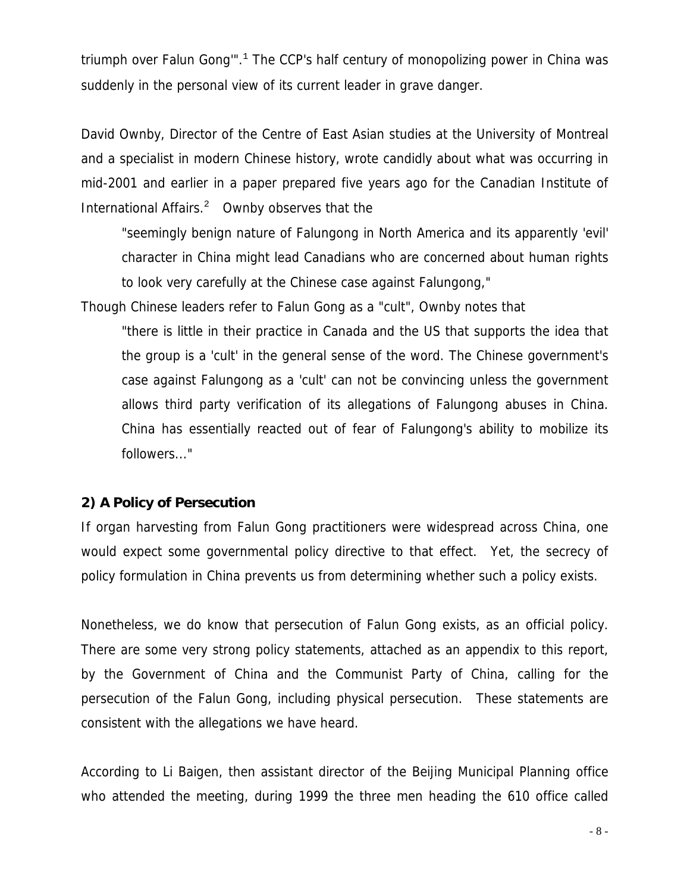triumph over Falun Gong'".[1] The CCP's half century of monopolizing power in China was suddenly in the personal view of its current leader in grave danger.

David Ownby, Director of the Centre of East Asian studies at the University of Montreal and a specialist in modern Chinese history, wrote candidly about what was occurring in mid-2001 and earlier in a paper prepared five years ago for the Canadian Institute of International Affairs.[2] Ownby observes that the

> "seemingly benign nature of Falungong in North America and its apparently 'evil' character in China might lead Canadians who are concerned about human rights to look very carefully at the Chinese case against Falungong,"

Though Chinese leaders refer to Falun Gong as a "cult", Ownby notes that

> "there is little in their practice in Canada and the US that supports the idea that the group is a 'cult' in the general sense of the word. The Chinese government's case against Falungong as a 'cult' can not be convincing unless the government allows third party verification of its allegations of Falungong abuses in China. China has essentially reacted out of fear of Falungong's ability to mobilize its followers..."

**2) A Policy of Persecution**

If organ harvesting from Falun Gong practitioners were widespread across China, one would expect some governmental policy directive to that effect. Yet, the secrecy of policy formulation in China prevents us from determining whether such a policy exists.

Nonetheless, we do know that persecution of Falun Gong exists, as an official policy. There are some very strong policy statements, attached as an appendix to this report, by the Government of China and the Communist Party of China, calling for the persecution of the Falun Gong, including physical persecution. These statements are consistent with the allegations we have heard.

According to Li Baigen, then assistant director of the Beijing Municipal Planning office who attended the meeting, during 1999 the three men heading the 610 office called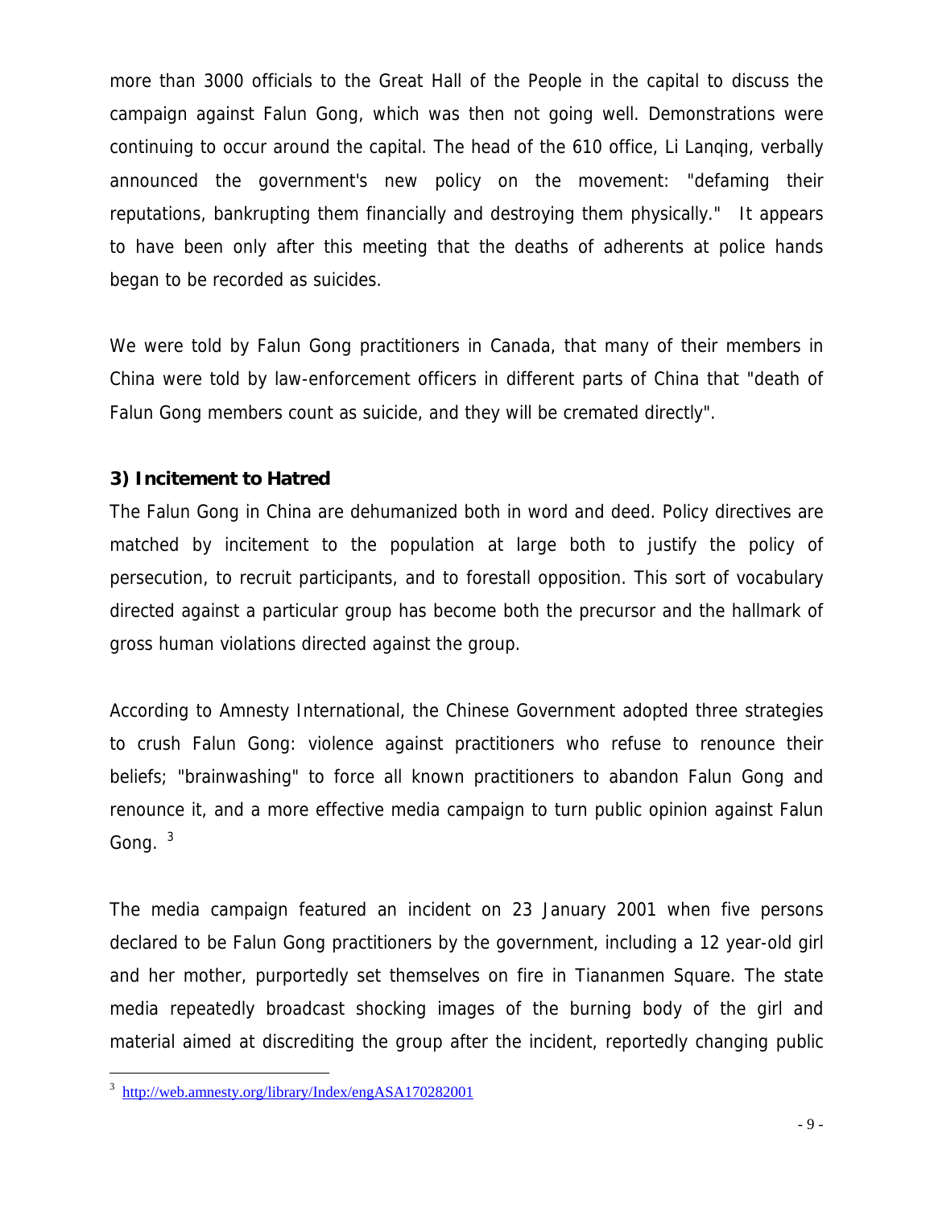more than 3000 officials to the Great Hall of the People in the capital to discuss the campaign against Falun Gong, which was then not going well. Demonstrations were continuing to occur around the capital. The head of the 610 office, Li Lanqing, verbally announced the government's new policy on the movement: "defaming their reputations, bankrupting them financially and destroying them physically." It appears to have been only after this meeting that the deaths of adherents at police hands began to be recorded as suicides.

We were told by Falun Gong practitioners in Canada, that many of their members in China were told by law-enforcement officers in different parts of China that "death of Falun Gong members count as suicide, and they will be cremated directly".

**3) Incitement to Hatred**

The Falun Gong in China are dehumanized both in word and deed. Policy directives are matched by incitement to the population at large both to justify the policy of persecution, to recruit participants, and to forestall opposition. This sort of vocabulary directed against a particular group has become both the precursor and the hallmark of gross human violations directed against the group.

According to Amnesty International, the Chinese Government adopted three strategies to crush Falun Gong: violence against practitioners who refuse to renounce their beliefs; "brainwashing" to force all known practitioners to abandon Falun Gong and renounce it, and a more effective media campaign to turn public opinion against Falun Gong. [3]

The media campaign featured an incident on 23 January 2001 when five persons declared to be Falun Gong practitioners by the government, including a 12 year-old girl and her mother, purportedly set themselves on fire in Tiananmen Square. The state media repeatedly broadcast shocking images of the burning body of the girl and material aimed at discrediting the group after the incident, reportedly changing public

[3] http://web.amnesty.org/library/Index/engASA170282001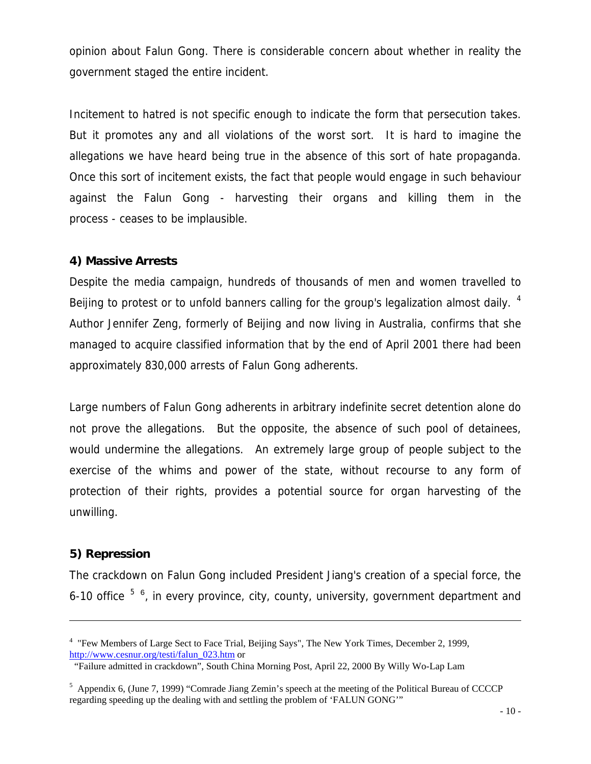opinion about Falun Gong. There is considerable concern about whether in reality the government staged the entire incident.

Incitement to hatred is not specific enough to indicate the form that persecution takes. But it promotes any and all violations of the worst sort. It is hard to imagine the allegations we have heard being true in the absence of this sort of hate propaganda. Once this sort of incitement exists, the fact that people would engage in such behaviour against the Falun Gong - harvesting their organs and killing them in the process - ceases to be implausible.

### 4) Massive Arrests

Despite the media campaign, hundreds of thousands of men and women travelled to Beijing to protest or to unfold banners calling for the group's legalization almost daily. [4] Author Jennifer Zeng, formerly of Beijing and now living in Australia, confirms that she managed to acquire classified information that by the end of April 2001 there had been approximately 830,000 arrests of Falun Gong adherents.

Large numbers of Falun Gong adherents in arbitrary indefinite secret detention alone do not prove the allegations. But the opposite, the absence of such pool of detainees, would undermine the allegations. An extremely large group of people subject to the exercise of the whims and power of the state, without recourse to any form of protection of their rights, provides a potential source for organ harvesting of the unwilling.

### 5) Repression

The crackdown on Falun Gong included President Jiang's creation of a special force, the 6-10 office [5] [6], in every province, city, county, university, government department and

---

[4] "Few Members of Large Sect to Face Trial, Beijing Says", The New York Times, December 2, 1999, http://www.cesnur.org/testi/falun_023.htm or
"Failure admitted in crackdown", South China Morning Post, April 22, 2000 By Willy Wo-Lap Lam

[5] Appendix 6, (June 7, 1999) "Comrade Jiang Zemin's speech at the meeting of the Political Bureau of CCCCP regarding speeding up the dealing with and settling the problem of 'FALUN GONG'"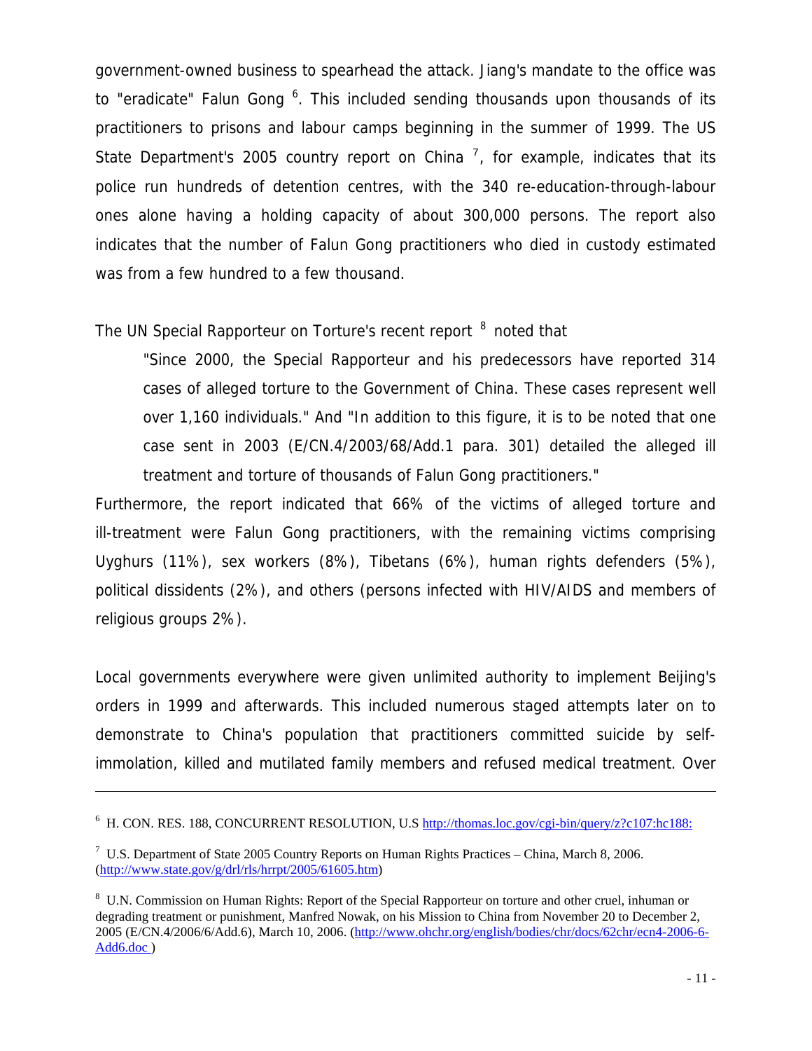government-owned business to spearhead the attack. Jiang's mandate to the office was to "eradicate" Falun Gong [6]. This included sending thousands upon thousands of its practitioners to prisons and labour camps beginning in the summer of 1999. The US State Department's 2005 country report on China [7], for example, indicates that its police run hundreds of detention centres, with the 340 re-education-through-labour ones alone having a holding capacity of about 300,000 persons. The report also indicates that the number of Falun Gong practitioners who died in custody estimated was from a few hundred to a few thousand.

The UN Special Rapporteur on Torture's recent report [8] noted that

> "Since 2000, the Special Rapporteur and his predecessors have reported 314 cases of alleged torture to the Government of China. These cases represent well over 1,160 individuals." And "In addition to this figure, it is to be noted that one case sent in 2003 (E/CN.4/2003/68/Add.1 para. 301) detailed the alleged ill treatment and torture of thousands of Falun Gong practitioners."

Furthermore, the report indicated that 66% of the victims of alleged torture and ill-treatment were Falun Gong practitioners, with the remaining victims comprising Uyghurs (11%), sex workers (8%), Tibetans (6%), human rights defenders (5%), political dissidents (2%), and others (persons infected with HIV/AIDS and members of religious groups 2%).

Local governments everywhere were given unlimited authority to implement Beijing's orders in 1999 and afterwards. This included numerous staged attempts later on to demonstrate to China's population that practitioners committed suicide by self-immolation, killed and mutilated family members and refused medical treatment. Over

---

[6] H. CON. RES. 188, CONCURRENT RESOLUTION, U.S http://thomas.loc.gov/cgi-bin/query/z?c107:hc188:

[7] U.S. Department of State 2005 Country Reports on Human Rights Practices – China, March 8, 2006. (http://www.state.gov/g/drl/rls/hrrpt/2005/61605.htm)

[8] U.N. Commission on Human Rights: Report of the Special Rapporteur on torture and other cruel, inhuman or degrading treatment or punishment, Manfred Nowak, on his Mission to China from November 20 to December 2, 2005 (E/CN.4/2006/6/Add.6), March 10, 2006. (http://www.ohchr.org/english/bodies/chr/docs/62chr/ecn4-2006-6-Add6.doc )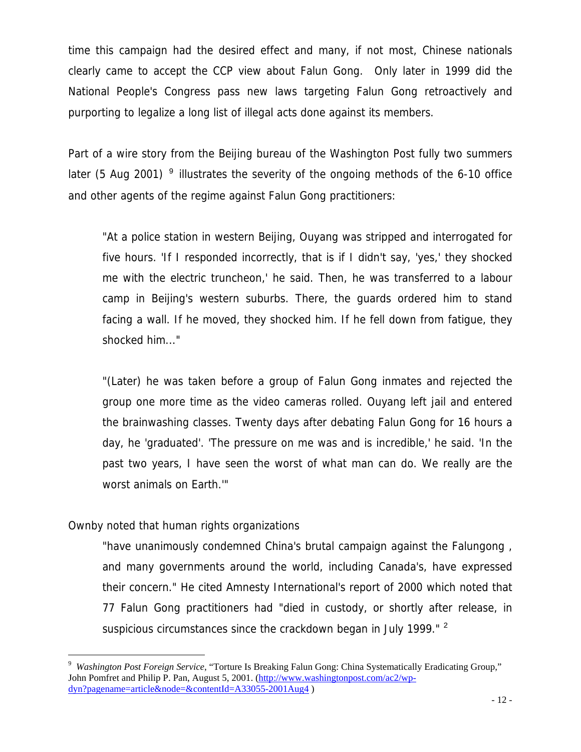time this campaign had the desired effect and many, if not most, Chinese nationals clearly came to accept the CCP view about Falun Gong. Only later in 1999 did the National People's Congress pass new laws targeting Falun Gong retroactively and purporting to legalize a long list of illegal acts done against its members.

Part of a wire story from the Beijing bureau of the Washington Post fully two summers later (5 Aug 2001) [9] illustrates the severity of the ongoing methods of the 6-10 office and other agents of the regime against Falun Gong practitioners:

> "At a police station in western Beijing, Ouyang was stripped and interrogated for five hours. 'If I responded incorrectly, that is if I didn't say, 'yes,' they shocked me with the electric truncheon,' he said. Then, he was transferred to a labour camp in Beijing's western suburbs. There, the guards ordered him to stand facing a wall. If he moved, they shocked him. If he fell down from fatigue, they shocked him..."
>
> "(Later) he was taken before a group of Falun Gong inmates and rejected the group one more time as the video cameras rolled. Ouyang left jail and entered the brainwashing classes. Twenty days after debating Falun Gong for 16 hours a day, he 'graduated'. 'The pressure on me was and is incredible,' he said. 'In the past two years, I have seen the worst of what man can do. We really are the worst animals on Earth.'"

Ownby noted that human rights organizations

> "have unanimously condemned China's brutal campaign against the Falungong , and many governments around the world, including Canada's, have expressed their concern." He cited Amnesty International's report of 2000 which noted that 77 Falun Gong practitioners had "died in custody, or shortly after release, in suspicious circumstances since the crackdown began in July 1999." [2]

---

[9] *Washington Post Foreign Service*, "Torture Is Breaking Falun Gong: China Systematically Eradicating Group," John Pomfret and Philip P. Pan, August 5, 2001. (http://www.washingtonpost.com/ac2/wp-dyn?pagename=article&node=&contentId=A33055-2001Aug4 )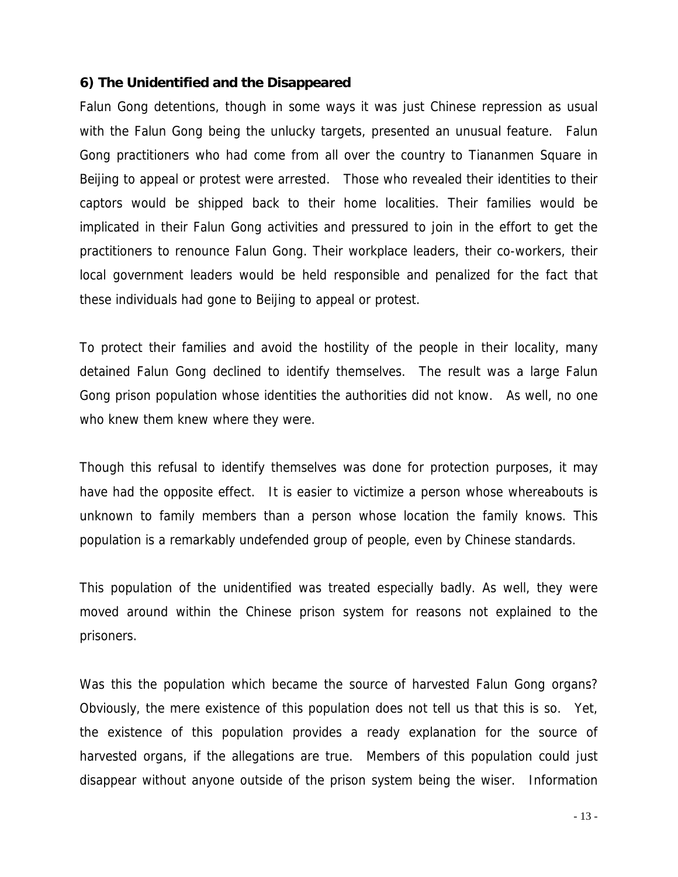**6) The Unidentified and the Disappeared**

Falun Gong detentions, though in some ways it was just Chinese repression as usual with the Falun Gong being the unlucky targets, presented an unusual feature. Falun Gong practitioners who had come from all over the country to Tiananmen Square in Beijing to appeal or protest were arrested. Those who revealed their identities to their captors would be shipped back to their home localities. Their families would be implicated in their Falun Gong activities and pressured to join in the effort to get the practitioners to renounce Falun Gong. Their workplace leaders, their co-workers, their local government leaders would be held responsible and penalized for the fact that these individuals had gone to Beijing to appeal or protest.

To protect their families and avoid the hostility of the people in their locality, many detained Falun Gong declined to identify themselves. The result was a large Falun Gong prison population whose identities the authorities did not know. As well, no one who knew them knew where they were.

Though this refusal to identify themselves was done for protection purposes, it may have had the opposite effect. It is easier to victimize a person whose whereabouts is unknown to family members than a person whose location the family knows. This population is a remarkably undefended group of people, even by Chinese standards.

This population of the unidentified was treated especially badly. As well, they were moved around within the Chinese prison system for reasons not explained to the prisoners.

Was this the population which became the source of harvested Falun Gong organs? Obviously, the mere existence of this population does not tell us that this is so. Yet, the existence of this population provides a ready explanation for the source of harvested organs, if the allegations are true. Members of this population could just disappear without anyone outside of the prison system being the wiser. Information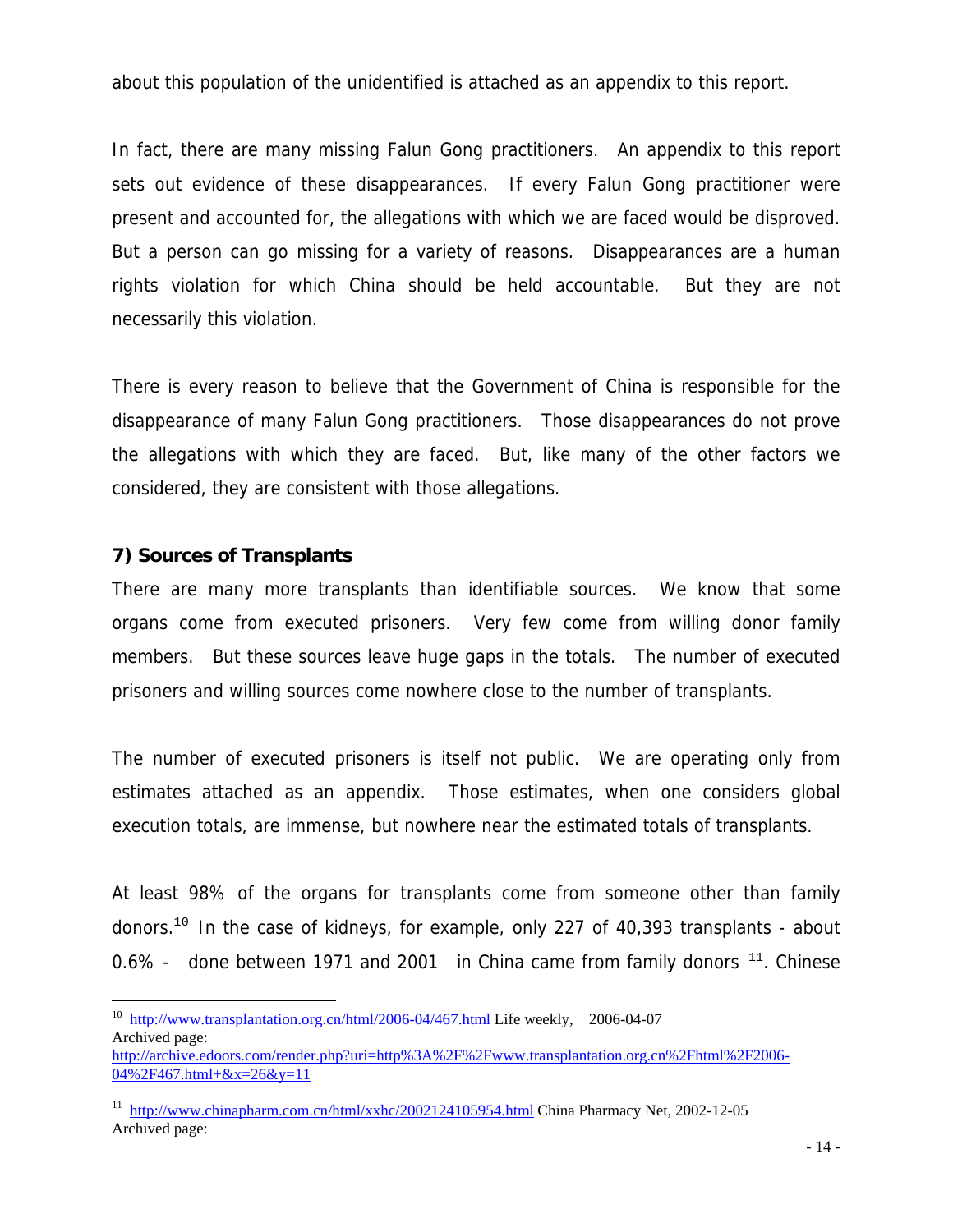about this population of the unidentified is attached as an appendix to this report.

In fact, there are many missing Falun Gong practitioners. An appendix to this report sets out evidence of these disappearances. If every Falun Gong practitioner were present and accounted for, the allegations with which we are faced would be disproved. But a person can go missing for a variety of reasons. Disappearances are a human rights violation for which China should be held accountable. But they are not necessarily this violation.

There is every reason to believe that the Government of China is responsible for the disappearance of many Falun Gong practitioners. Those disappearances do not prove the allegations with which they are faced. But, like many of the other factors we considered, they are consistent with those allegations.

### 7) Sources of Transplants

There are many more transplants than identifiable sources. We know that some organs come from executed prisoners. Very few come from willing donor family members. But these sources leave huge gaps in the totals. The number of executed prisoners and willing sources come nowhere close to the number of transplants.

The number of executed prisoners is itself not public. We are operating only from estimates attached as an appendix. Those estimates, when one considers global execution totals, are immense, but nowhere near the estimated totals of transplants.

At least 98% of the organs for transplants come from someone other than family donors.[10] In the case of kidneys, for example, only 227 of 40,393 transplants - about 0.6% - done between 1971 and 2001 in China came from family donors [11]. Chinese

---

[10] http://www.transplantation.org.cn/html/2006-04/467.html Life weekly, 2006-04-07
Archived page:
http://archive.edoors.com/render.php?uri=http%3A%2F%2Fwww.transplantation.org.cn%2Fhtml%2F2006-04%2F467.html+&x=26&y=11

[11] http://www.chinapharm.com.cn/html/xxhc/2002124105954.html China Pharmacy Net, 2002-12-05
Archived page: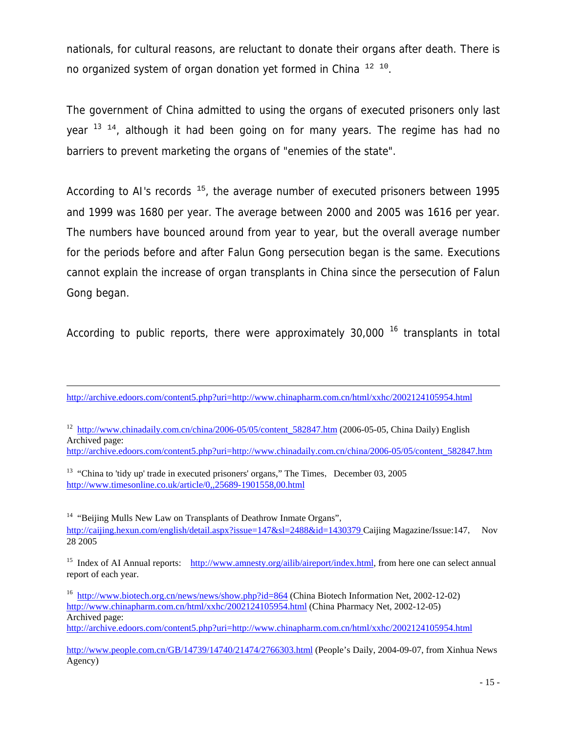nationals, for cultural reasons, are reluctant to donate their organs after death. There is no organized system of organ donation yet formed in China [12 10].

The government of China admitted to using the organs of executed prisoners only last year [13 14], although it had been going on for many years. The regime has had no barriers to prevent marketing the organs of "enemies of the state".

According to AI's records [15], the average number of executed prisoners between 1995 and 1999 was 1680 per year. The average between 2000 and 2005 was 1616 per year. The numbers have bounced around from year to year, but the overall average number for the periods before and after Falun Gong persecution began is the same. Executions cannot explain the increase of organ transplants in China since the persecution of Falun Gong began.

According to public reports, there were approximately 30,000 [16] transplants in total

---

http://archive.edoors.com/content5.php?uri=http://www.chinapharm.com.cn/html/xxhc/2002124105954.html

[12] http://www.chinadaily.com.cn/china/2006-05/05/content_582847.htm (2006-05-05, China Daily) English
Archived page:
http://archive.edoors.com/content5.php?uri=http://www.chinadaily.com.cn/china/2006-05/05/content_582847.htm

[13] "China to 'tidy up' trade in executed prisoners' organs," The Times, December 03, 2005
http://www.timesonline.co.uk/article/0,,25689-1901558,00.html

[14] "Beijing Mulls New Law on Transplants of Deathrow Inmate Organs",
http://caijing.hexun.com/english/detail.aspx?issue=147&sl=2488&id=1430379 Caijing Magazine/Issue:147, Nov 28 2005

[15] Index of AI Annual reports: http://www.amnesty.org/ailib/aireport/index.html, from here one can select annual report of each year.

[16] http://www.biotech.org.cn/news/news/show.php?id=864 (China Biotech Information Net, 2002-12-02)
http://www.chinapharm.com.cn/html/xxhc/2002124105954.html (China Pharmacy Net, 2002-12-05)
Archived page:
http://archive.edoors.com/content5.php?uri=http://www.chinapharm.com.cn/html/xxhc/2002124105954.html

http://www.people.com.cn/GB/14739/14740/21474/2766303.html (People's Daily, 2004-09-07, from Xinhua News Agency)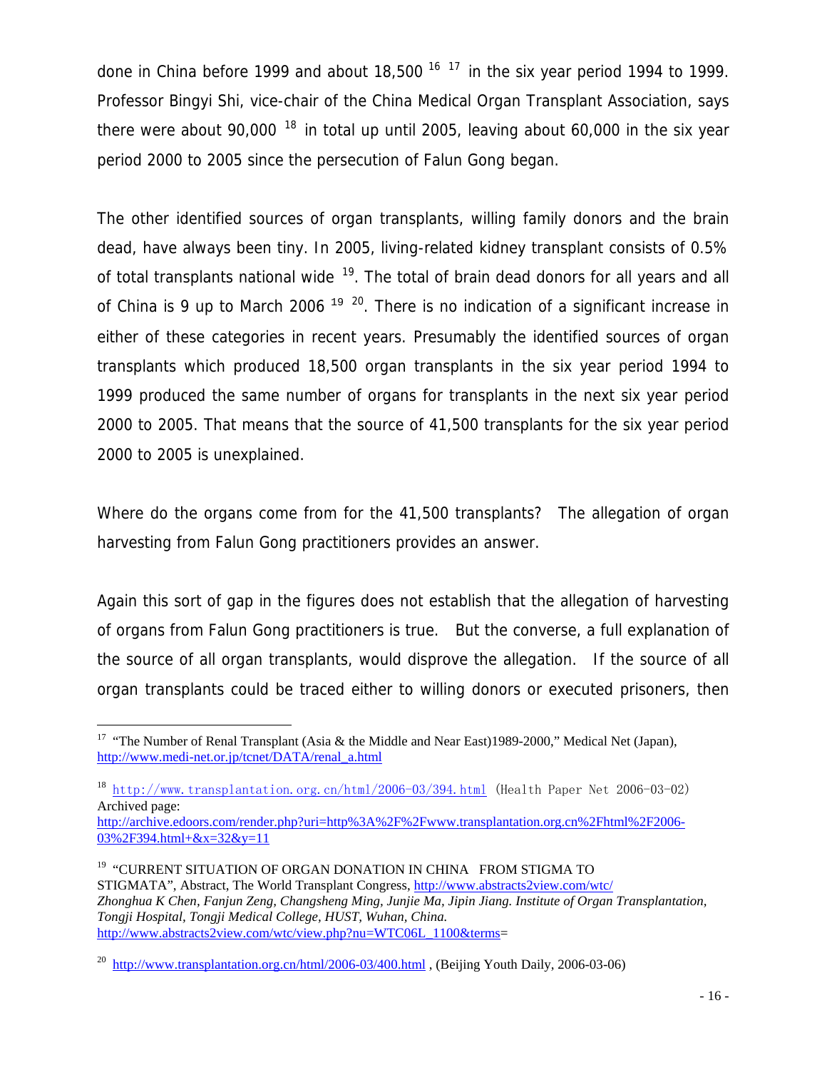done in China before 1999 and about 18,500 [16] [17] in the six year period 1994 to 1999. Professor Bingyi Shi, vice-chair of the China Medical Organ Transplant Association, says there were about 90,000 [18] in total up until 2005, leaving about 60,000 in the six year period 2000 to 2005 since the persecution of Falun Gong began.

The other identified sources of organ transplants, willing family donors and the brain dead, have always been tiny. In 2005, living-related kidney transplant consists of 0.5% of total transplants national wide [19]. The total of brain dead donors for all years and all of China is 9 up to March 2006 [19] [20]. There is no indication of a significant increase in either of these categories in recent years. Presumably the identified sources of organ transplants which produced 18,500 organ transplants in the six year period 1994 to 1999 produced the same number of organs for transplants in the next six year period 2000 to 2005. That means that the source of 41,500 transplants for the six year period 2000 to 2005 is unexplained.

Where do the organs come from for the 41,500 transplants? The allegation of organ harvesting from Falun Gong practitioners provides an answer.

Again this sort of gap in the figures does not establish that the allegation of harvesting of organs from Falun Gong practitioners is true. But the converse, a full explanation of the source of all organ transplants, would disprove the allegation. If the source of all organ transplants could be traced either to willing donors or executed prisoners, then

---

[17] "The Number of Renal Transplant (Asia & the Middle and Near East)1989-2000," Medical Net (Japan), http://www.medi-net.or.jp/tcnet/DATA/renal_a.html

[18] http://www.transplantation.org.cn/html/2006-03/394.html (Health Paper Net 2006-03-02) Archived page: http://archive.edoors.com/render.php?uri=http%3A%2F%2Fwww.transplantation.org.cn%2Fhtml%2F2006-03%2F394.html+&x=32&y=11

[19] "CURRENT SITUATION OF ORGAN DONATION IN CHINA FROM STIGMA TO STIGMATA", Abstract, The World Transplant Congress, http://www.abstracts2view.com/wtc/ *Zhonghua K Chen, Fanjun Zeng, Changsheng Ming, Junjie Ma, Jipin Jiang. Institute of Organ Transplantation, Tongji Hospital, Tongji Medical College, HUST, Wuhan, China.* http://www.abstracts2view.com/wtc/view.php?nu=WTC06L_1100&terms=

[20] http://www.transplantation.org.cn/html/2006-03/400.html , (Beijing Youth Daily, 2006-03-06)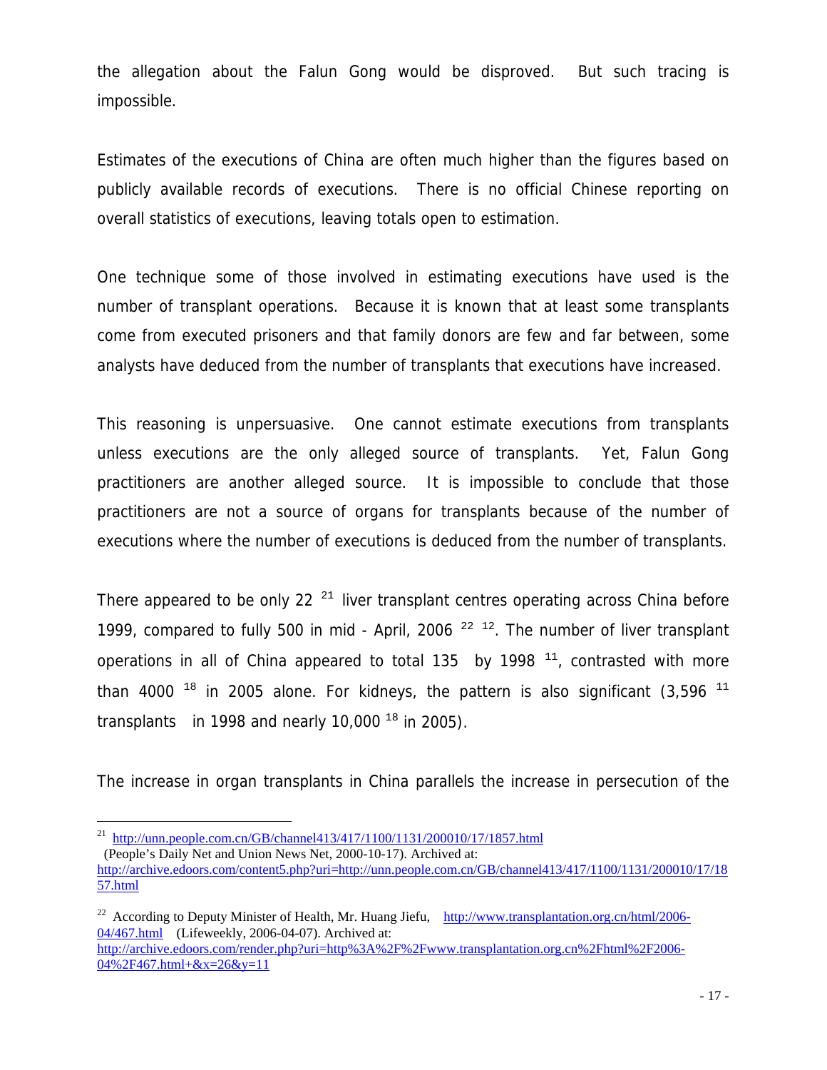the allegation about the Falun Gong would be disproved. But such tracing is impossible.

Estimates of the executions of China are often much higher than the figures based on publicly available records of executions. There is no official Chinese reporting on overall statistics of executions, leaving totals open to estimation.

One technique some of those involved in estimating executions have used is the number of transplant operations. Because it is known that at least some transplants come from executed prisoners and that family donors are few and far between, some analysts have deduced from the number of transplants that executions have increased.

This reasoning is unpersuasive. One cannot estimate executions from transplants unless executions are the only alleged source of transplants. Yet, Falun Gong practitioners are another alleged source. It is impossible to conclude that those practitioners are not a source of organs for transplants because of the number of executions where the number of executions is deduced from the number of transplants.

There appeared to be only 22 [21] liver transplant centres operating across China before 1999, compared to fully 500 in mid - April, 2006 [22] [12]. The number of liver transplant operations in all of China appeared to total 135 by 1998 [11], contrasted with more than 4000 [18] in 2005 alone. For kidneys, the pattern is also significant (3,596 [11] transplants in 1998 and nearly 10,000 [18] in 2005).

The increase in organ transplants in China parallels the increase in persecution of the

---

[21] http://unn.people.com.cn/GB/channel413/417/1100/1131/200010/17/1857.html (People's Daily Net and Union News Net, 2000-10-17). Archived at: http://archive.edoors.com/content5.php?uri=http://unn.people.com.cn/GB/channel413/417/1100/1131/200010/17/1857.html

[22] According to Deputy Minister of Health, Mr. Huang Jiefu, http://www.transplantation.org.cn/html/2006-04/467.html (Lifeweekly, 2006-04-07). Archived at: http://archive.edoors.com/render.php?uri=http%3A%2F%2Fwww.transplantation.org.cn%2Fhtml%2F2006-04%2F467.html+&x=26&y=11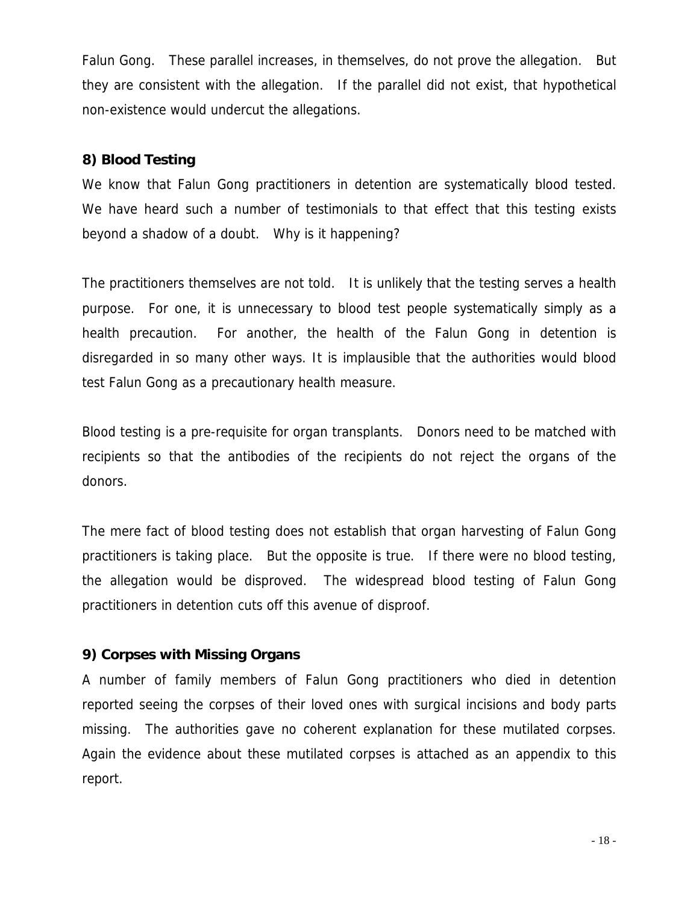Falun Gong. These parallel increases, in themselves, do not prove the allegation. But they are consistent with the allegation. If the parallel did not exist, that hypothetical non-existence would undercut the allegations.

**8) Blood Testing**

We know that Falun Gong practitioners in detention are systematically blood tested. We have heard such a number of testimonials to that effect that this testing exists beyond a shadow of a doubt. Why is it happening?

The practitioners themselves are not told. It is unlikely that the testing serves a health purpose. For one, it is unnecessary to blood test people systematically simply as a health precaution. For another, the health of the Falun Gong in detention is disregarded in so many other ways. It is implausible that the authorities would blood test Falun Gong as a precautionary health measure.

Blood testing is a pre-requisite for organ transplants. Donors need to be matched with recipients so that the antibodies of the recipients do not reject the organs of the donors.

The mere fact of blood testing does not establish that organ harvesting of Falun Gong practitioners is taking place. But the opposite is true. If there were no blood testing, the allegation would be disproved. The widespread blood testing of Falun Gong practitioners in detention cuts off this avenue of disproof.

**9) Corpses with Missing Organs**

A number of family members of Falun Gong practitioners who died in detention reported seeing the corpses of their loved ones with surgical incisions and body parts missing. The authorities gave no coherent explanation for these mutilated corpses. Again the evidence about these mutilated corpses is attached as an appendix to this report.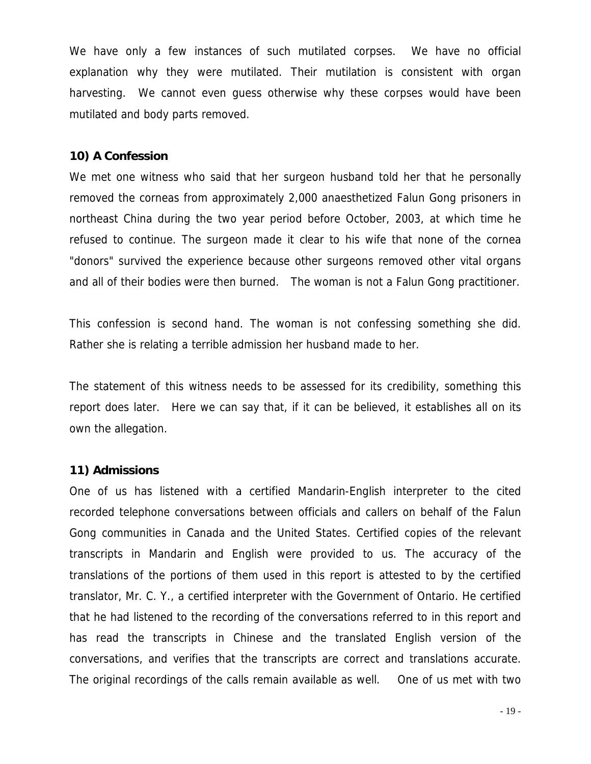We have only a few instances of such mutilated corpses. We have no official explanation why they were mutilated. Their mutilation is consistent with organ harvesting. We cannot even guess otherwise why these corpses would have been mutilated and body parts removed.

### 10) A Confession

We met one witness who said that her surgeon husband told her that he personally removed the corneas from approximately 2,000 anaesthetized Falun Gong prisoners in northeast China during the two year period before October, 2003, at which time he refused to continue. The surgeon made it clear to his wife that none of the cornea "donors" survived the experience because other surgeons removed other vital organs and all of their bodies were then burned. The woman is not a Falun Gong practitioner.

This confession is second hand. The woman is not confessing something she did. Rather she is relating a terrible admission her husband made to her.

The statement of this witness needs to be assessed for its credibility, something this report does later. Here we can say that, if it can be believed, it establishes all on its own the allegation.

### 11) Admissions

One of us has listened with a certified Mandarin-English interpreter to the cited recorded telephone conversations between officials and callers on behalf of the Falun Gong communities in Canada and the United States. Certified copies of the relevant transcripts in Mandarin and English were provided to us. The accuracy of the translations of the portions of them used in this report is attested to by the certified translator, Mr. C. Y., a certified interpreter with the Government of Ontario. He certified that he had listened to the recording of the conversations referred to in this report and has read the transcripts in Chinese and the translated English version of the conversations, and verifies that the transcripts are correct and translations accurate. The original recordings of the calls remain available as well. One of us met with two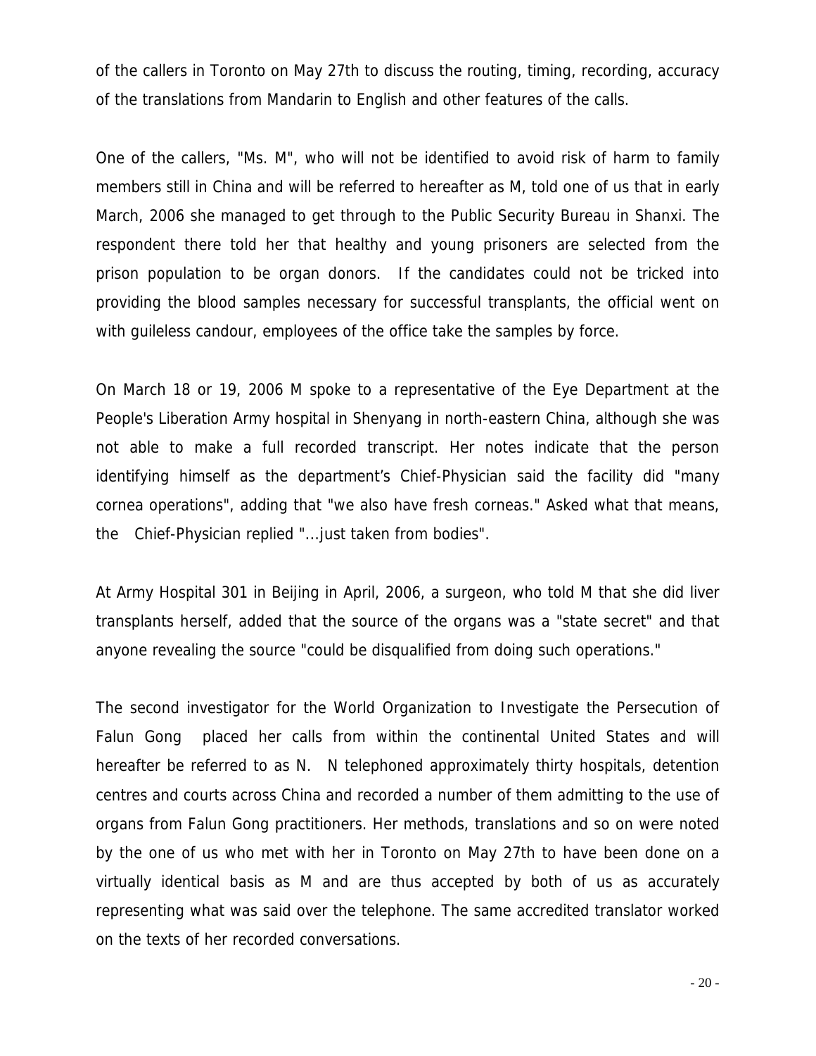of the callers in Toronto on May 27th to discuss the routing, timing, recording, accuracy of the translations from Mandarin to English and other features of the calls.

One of the callers, "Ms. M", who will not be identified to avoid risk of harm to family members still in China and will be referred to hereafter as M, told one of us that in early March, 2006 she managed to get through to the Public Security Bureau in Shanxi. The respondent there told her that healthy and young prisoners are selected from the prison population to be organ donors. If the candidates could not be tricked into providing the blood samples necessary for successful transplants, the official went on with guileless candour, employees of the office take the samples by force.

On March 18 or 19, 2006 M spoke to a representative of the Eye Department at the People's Liberation Army hospital in Shenyang in north-eastern China, although she was not able to make a full recorded transcript. Her notes indicate that the person identifying himself as the department's Chief-Physician said the facility did "many cornea operations", adding that "we also have fresh corneas." Asked what that means, the Chief-Physician replied "...just taken from bodies".

At Army Hospital 301 in Beijing in April, 2006, a surgeon, who told M that she did liver transplants herself, added that the source of the organs was a "state secret" and that anyone revealing the source "could be disqualified from doing such operations."

The second investigator for the World Organization to Investigate the Persecution of Falun Gong placed her calls from within the continental United States and will hereafter be referred to as N. N telephoned approximately thirty hospitals, detention centres and courts across China and recorded a number of them admitting to the use of organs from Falun Gong practitioners. Her methods, translations and so on were noted by the one of us who met with her in Toronto on May 27th to have been done on a virtually identical basis as M and are thus accepted by both of us as accurately representing what was said over the telephone. The same accredited translator worked on the texts of her recorded conversations.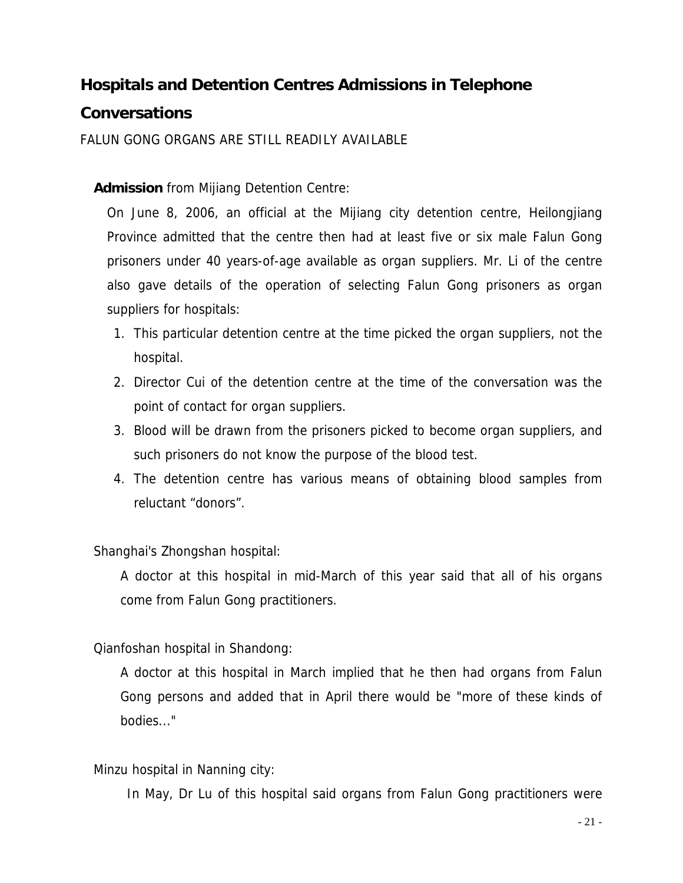## Hospitals and Detention Centres Admissions in Telephone Conversations

FALUN GONG ORGANS ARE STILL READILY AVAILABLE

**Admission** from Mijiang Detention Centre:

On June 8, 2006, an official at the Mijiang city detention centre, Heilongjiang Province admitted that the centre then had at least five or six male Falun Gong prisoners under 40 years-of-age available as organ suppliers. Mr. Li of the centre also gave details of the operation of selecting Falun Gong prisoners as organ suppliers for hospitals:

1. This particular detention centre at the time picked the organ suppliers, not the hospital.
2. Director Cui of the detention centre at the time of the conversation was the point of contact for organ suppliers.
3. Blood will be drawn from the prisoners picked to become organ suppliers, and such prisoners do not know the purpose of the blood test.
4. The detention centre has various means of obtaining blood samples from reluctant "donors".

Shanghai's Zhongshan hospital:

A doctor at this hospital in mid-March of this year said that all of his organs come from Falun Gong practitioners.

Qianfoshan hospital in Shandong:

A doctor at this hospital in March implied that he then had organs from Falun Gong persons and added that in April there would be "more of these kinds of bodies..."

Minzu hospital in Nanning city:

In May, Dr Lu of this hospital said organs from Falun Gong practitioners were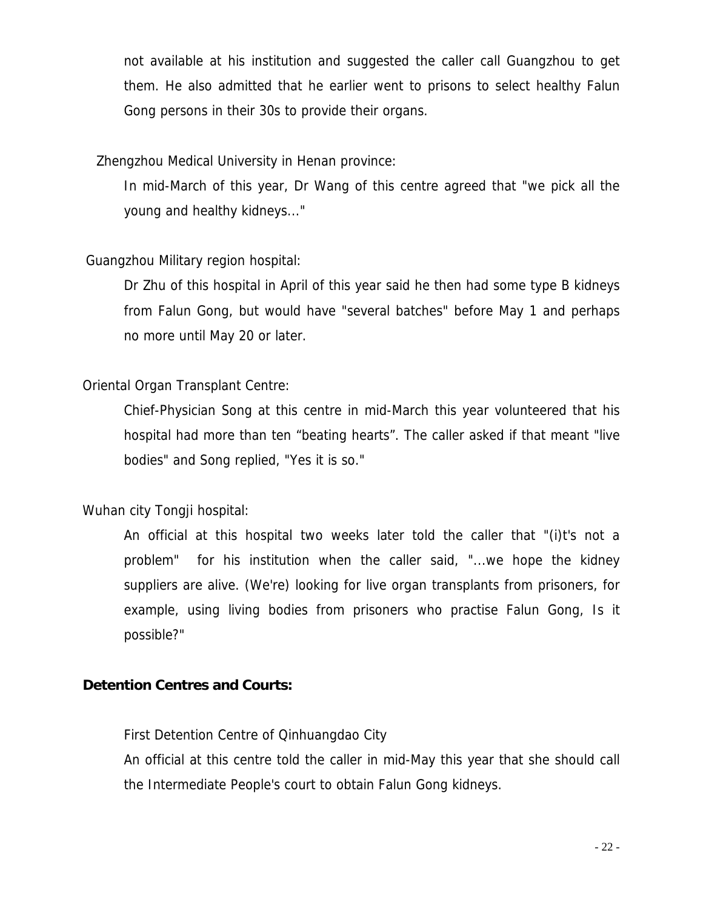not available at his institution and suggested the caller call Guangzhou to get them. He also admitted that he earlier went to prisons to select healthy Falun Gong persons in their 30s to provide their organs.

Zhengzhou Medical University in Henan province:

In mid-March of this year, Dr Wang of this centre agreed that "we pick all the young and healthy kidneys..."

Guangzhou Military region hospital:

Dr Zhu of this hospital in April of this year said he then had some type B kidneys from Falun Gong, but would have "several batches" before May 1 and perhaps no more until May 20 or later.

Oriental Organ Transplant Centre:

Chief-Physician Song at this centre in mid-March this year volunteered that his hospital had more than ten “beating hearts”. The caller asked if that meant "live bodies" and Song replied, "Yes it is so."

Wuhan city Tongji hospital:

An official at this hospital two weeks later told the caller that "(i)t's not a problem" for his institution when the caller said, "...we hope the kidney suppliers are alive. (We're) looking for live organ transplants from prisoners, for example, using living bodies from prisoners who practise Falun Gong, Is it possible?"

**Detention Centres and Courts:**

First Detention Centre of Qinhuangdao City

An official at this centre told the caller in mid-May this year that she should call the Intermediate People's court to obtain Falun Gong kidneys.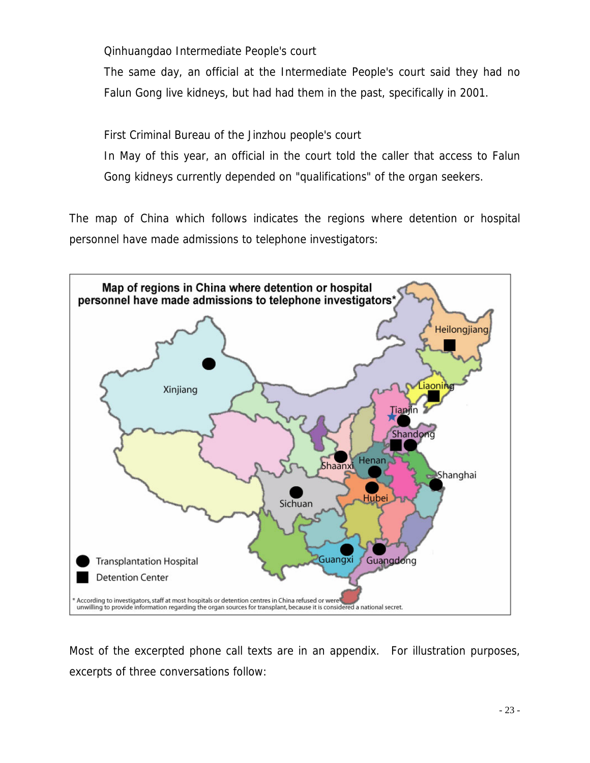Qinhuangdao Intermediate People's court

The same day, an official at the Intermediate People's court said they had no Falun Gong live kidneys, but had had them in the past, specifically in 2001.

First Criminal Bureau of the Jinzhou people's court

In May of this year, an official in the court told the caller that access to Falun Gong kidneys currently depended on "qualifications" of the organ seekers.

The map of China which follows indicates the regions where detention or hospital personnel have made admissions to telephone investigators:

**Map of regions in China where detention or hospital personnel have made admissions to telephone investigators***

Heilongjiang, Liaoning, Tianjin, Shandong, Shaanxi, Henan, Shanghai, Xinjiang, Sichuan, Hubei, Guangxi, Guangdong

● Transplantation Hospital

■ Detention Center

* According to investigators, staff at most hospitals or detention centres in China refused or were unwilling to provide information regarding the organ sources for transplant, because it is considered a national secret.

Most of the excerpted phone call texts are in an appendix. For illustration purposes, excerpts of three conversations follow: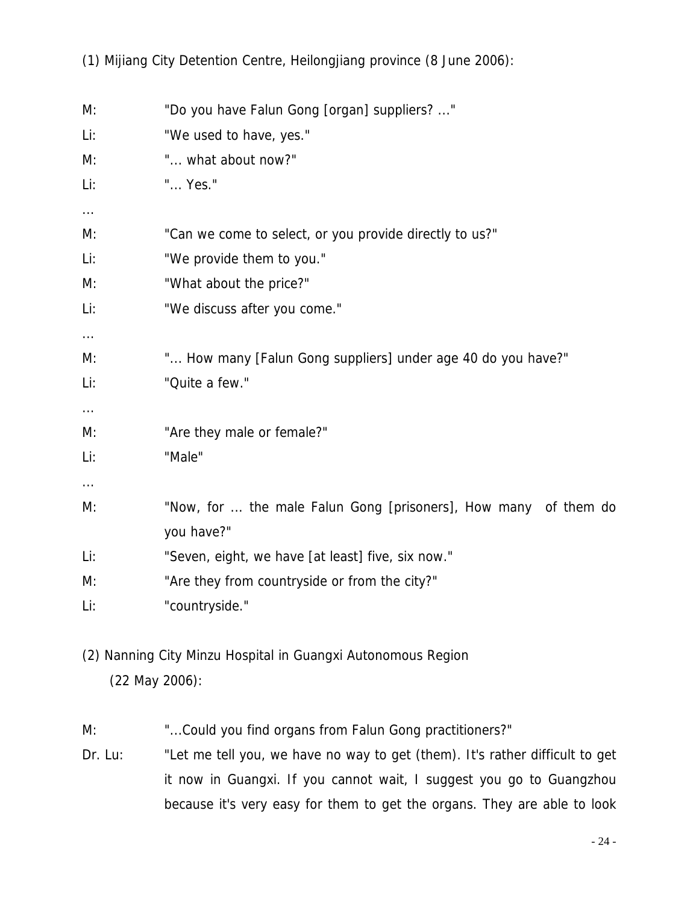(1) Mijiang City Detention Centre, Heilongjiang province (8 June 2006):

M: "Do you have Falun Gong [organ] suppliers? ..."

Li: "We used to have, yes."

M: "... what about now?"

Li: "... Yes."

...

M: "Can we come to select, or you provide directly to us?"

Li: "We provide them to you."

M: "What about the price?"

Li: "We discuss after you come."

...

M: "... How many [Falun Gong suppliers] under age 40 do you have?"

Li: "Quite a few."

...

M: "Are they male or female?"

Li: "Male"

...

M: "Now, for ... the male Falun Gong [prisoners], How many of them do you have?"

Li: "Seven, eight, we have [at least] five, six now."

M: "Are they from countryside or from the city?"

Li: "countryside."

(2) Nanning City Minzu Hospital in Guangxi Autonomous Region (22 May 2006):

M: "...Could you find organs from Falun Gong practitioners?"

Dr. Lu: "Let me tell you, we have no way to get (them). It's rather difficult to get it now in Guangxi. If you cannot wait, I suggest you go to Guangzhou because it's very easy for them to get the organs. They are able to look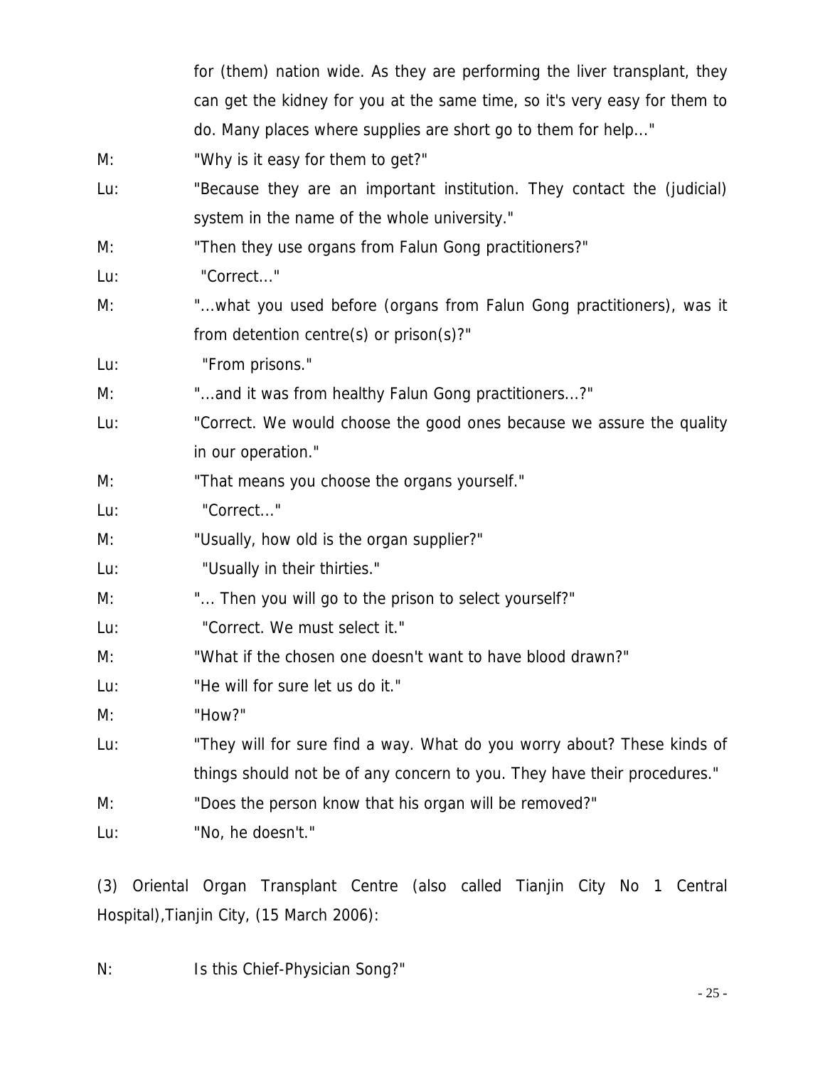for (them) nation wide. As they are performing the liver transplant, they can get the kidney for you at the same time, so it's very easy for them to do. Many places where supplies are short go to them for help..."

M: "Why is it easy for them to get?"

Lu: "Because they are an important institution. They contact the (judicial) system in the name of the whole university."

M: "Then they use organs from Falun Gong practitioners?"

Lu: "Correct..."

M: "...what you used before (organs from Falun Gong practitioners), was it from detention centre(s) or prison(s)?"

Lu: "From prisons."

M: "...and it was from healthy Falun Gong practitioners...?"

Lu: "Correct. We would choose the good ones because we assure the quality in our operation."

M: "That means you choose the organs yourself."

Lu: "Correct..."

M: "Usually, how old is the organ supplier?"

Lu: "Usually in their thirties."

M: "... Then you will go to the prison to select yourself?"

Lu: "Correct. We must select it."

M: "What if the chosen one doesn't want to have blood drawn?"

Lu: "He will for sure let us do it."

M: "How?"

Lu: "They will for sure find a way. What do you worry about? These kinds of things should not be of any concern to you. They have their procedures."

M: "Does the person know that his organ will be removed?"

Lu: "No, he doesn't."

(3) Oriental Organ Transplant Centre (also called Tianjin City No 1 Central Hospital),Tianjin City, (15 March 2006):

N: Is this Chief-Physician Song?"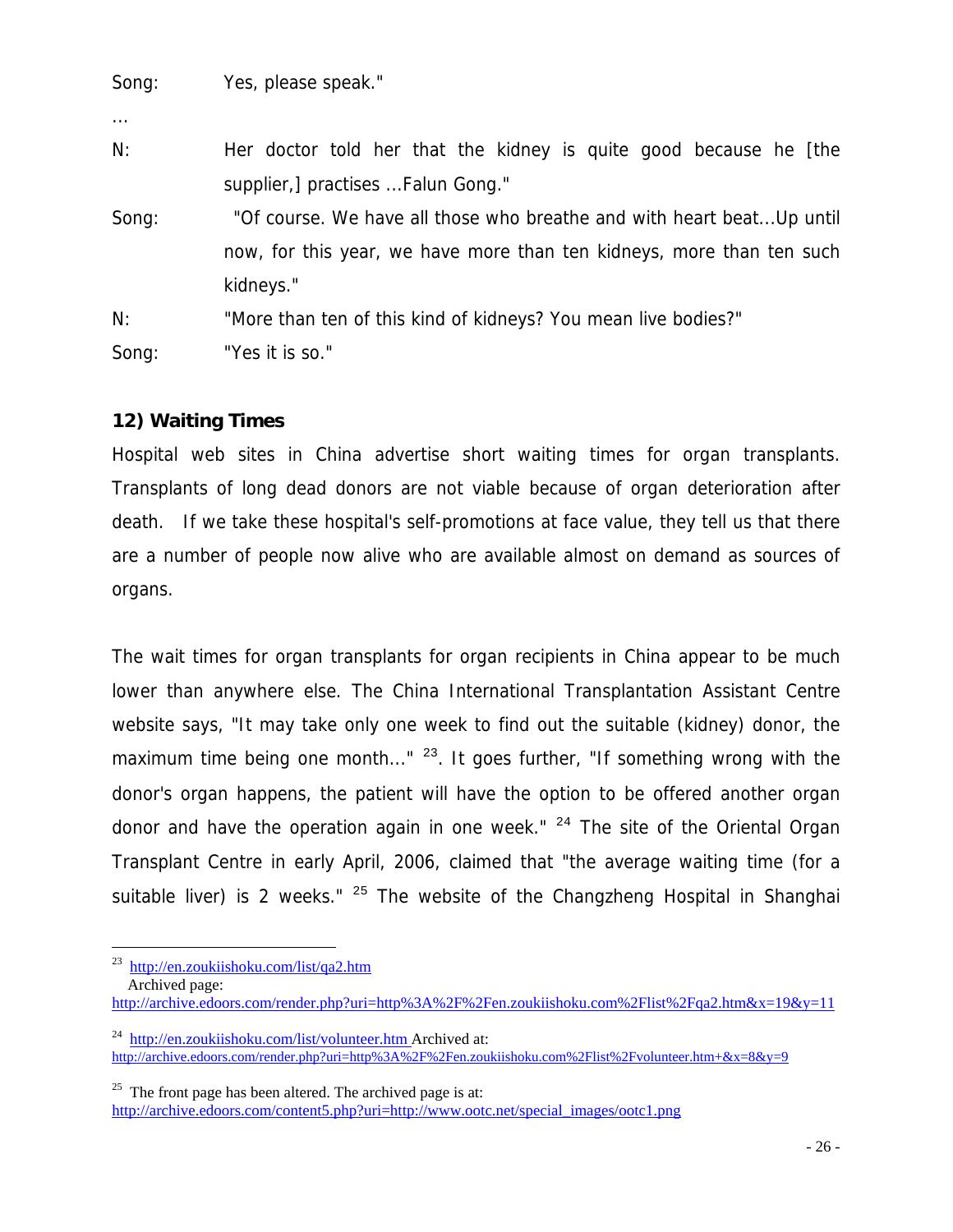Song: Yes, please speak."

...

N: Her doctor told her that the kidney is quite good because he [the supplier,] practises ...Falun Gong."

Song: "Of course. We have all those who breathe and with heart beat...Up until now, for this year, we have more than ten kidneys, more than ten such kidneys."

N: "More than ten of this kind of kidneys? You mean live bodies?"

Song: "Yes it is so."

**12) Waiting Times**

Hospital web sites in China advertise short waiting times for organ transplants. Transplants of long dead donors are not viable because of organ deterioration after death. If we take these hospital's self-promotions at face value, they tell us that there are a number of people now alive who are available almost on demand as sources of organs.

The wait times for organ transplants for organ recipients in China appear to be much lower than anywhere else. The China International Transplantation Assistant Centre website says, "It may take only one week to find out the suitable (kidney) donor, the maximum time being one month..." [23]. It goes further, "If something wrong with the donor's organ happens, the patient will have the option to be offered another organ donor and have the operation again in one week." [24] The site of the Oriental Organ Transplant Centre in early April, 2006, claimed that "the average waiting time (for a suitable liver) is 2 weeks." [25] The website of the Changzheng Hospital in Shanghai

---

[23] http://en.zoukiishoku.com/list/qa2.htm
Archived page:
http://archive.edoors.com/render.php?uri=http%3A%2F%2Fen.zoukiishoku.com%2Flist%2Fqa2.htm&x=19&y=11

[24] http://en.zoukiishoku.com/list/volunteer.htm Archived at:
http://archive.edoors.com/render.php?uri=http%3A%2F%2Fen.zoukiishoku.com%2Flist%2Fvolunteer.htm+&x=8&y=9

[25] The front page has been altered. The archived page is at:
http://archive.edoors.com/content5.php?uri=http://www.ootc.net/special_images/ootc1.png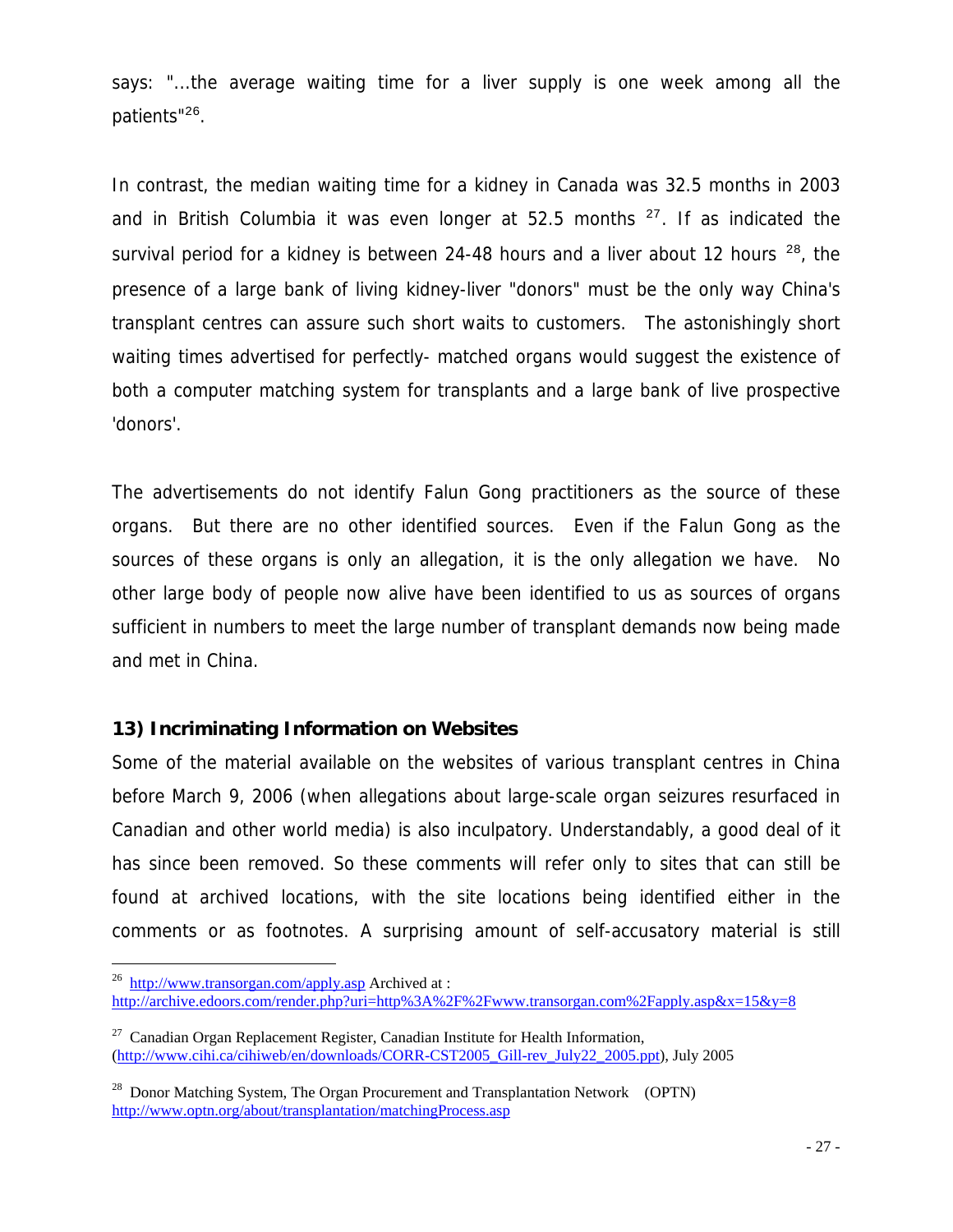says: "...the average waiting time for a liver supply is one week among all the patients"[26].

In contrast, the median waiting time for a kidney in Canada was 32.5 months in 2003 and in British Columbia it was even longer at 52.5 months [27]. If as indicated the survival period for a kidney is between 24-48 hours and a liver about 12 hours [28], the presence of a large bank of living kidney-liver "donors" must be the only way China's transplant centres can assure such short waits to customers. The astonishingly short waiting times advertised for perfectly- matched organs would suggest the existence of both a computer matching system for transplants and a large bank of live prospective 'donors'.

The advertisements do not identify Falun Gong practitioners as the source of these organs. But there are no other identified sources. Even if the Falun Gong as the sources of these organs is only an allegation, it is the only allegation we have. No other large body of people now alive have been identified to us as sources of organs sufficient in numbers to meet the large number of transplant demands now being made and met in China.

### 13) Incriminating Information on Websites

Some of the material available on the websites of various transplant centres in China before March 9, 2006 (when allegations about large-scale organ seizures resurfaced in Canadian and other world media) is also inculpatory. Understandably, a good deal of it has since been removed. So these comments will refer only to sites that can still be found at archived locations, with the site locations being identified either in the comments or as footnotes. A surprising amount of self-accusatory material is still

---

[26] http://www.transorgan.com/apply.asp Archived at : http://archive.edoors.com/render.php?uri=http%3A%2F%2Fwww.transorgan.com%2Fapply.asp&x=15&y=8

[27] Canadian Organ Replacement Register, Canadian Institute for Health Information, (http://www.cihi.ca/cihiweb/en/downloads/CORR-CST2005_Gill-rev_July22_2005.ppt), July 2005

[28] Donor Matching System, The Organ Procurement and Transplantation Network (OPTN) http://www.optn.org/about/transplantation/matchingProcess.asp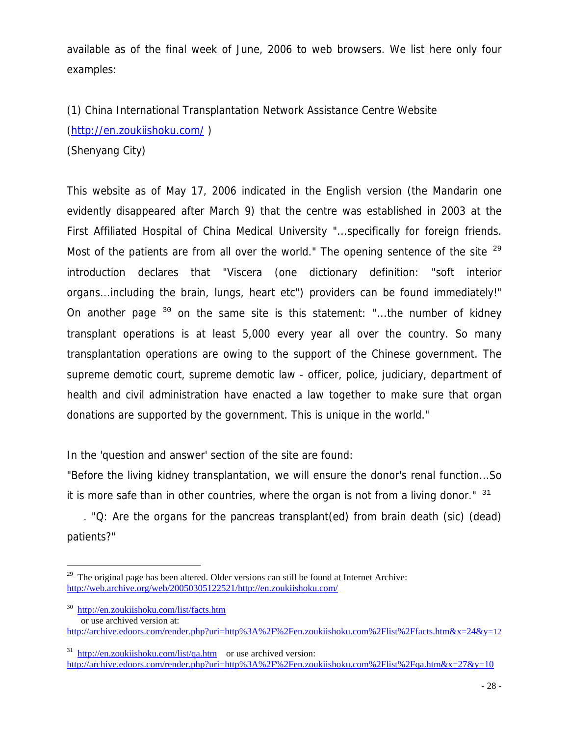available as of the final week of June, 2006 to web browsers. We list here only four examples:

(1) China International Transplantation Network Assistance Centre Website
(http://en.zoukiishoku.com/ )
(Shenyang City)

This website as of May 17, 2006 indicated in the English version (the Mandarin one evidently disappeared after March 9) that the centre was established in 2003 at the First Affiliated Hospital of China Medical University "...specifically for foreign friends. Most of the patients are from all over the world." The opening sentence of the site [29] introduction declares that "Viscera (one dictionary definition: "soft interior organs...including the brain, lungs, heart etc") providers can be found immediately!" On another page [30] on the same site is this statement: "...the number of kidney transplant operations is at least 5,000 every year all over the country. So many transplantation operations are owing to the support of the Chinese government. The supreme demotic court, supreme demotic law - officer, police, judiciary, department of health and civil administration have enacted a law together to make sure that organ donations are supported by the government. This is unique in the world."

In the 'question and answer' section of the site are found:

"Before the living kidney transplantation, we will ensure the donor's renal function...So it is more safe than in other countries, where the organ is not from a living donor." [31]

. "Q: Are the organs for the pancreas transplant(ed) from brain death (sic) (dead) patients?"

---

[29] The original page has been altered. Older versions can still be found at Internet Archive: http://web.archive.org/web/20050305122521/http://en.zoukiishoku.com/

[30] http://en.zoukiishoku.com/list/facts.htm
or use archived version at:
http://archive.edoors.com/render.php?uri=http%3A%2F%2Fen.zoukiishoku.com%2Flist%2Ffacts.htm&x=24&y=12

[31] http://en.zoukiishoku.com/list/qa.htm or use archived version:
http://archive.edoors.com/render.php?uri=http%3A%2F%2Fen.zoukiishoku.com%2Flist%2Fqa.htm&x=27&y=10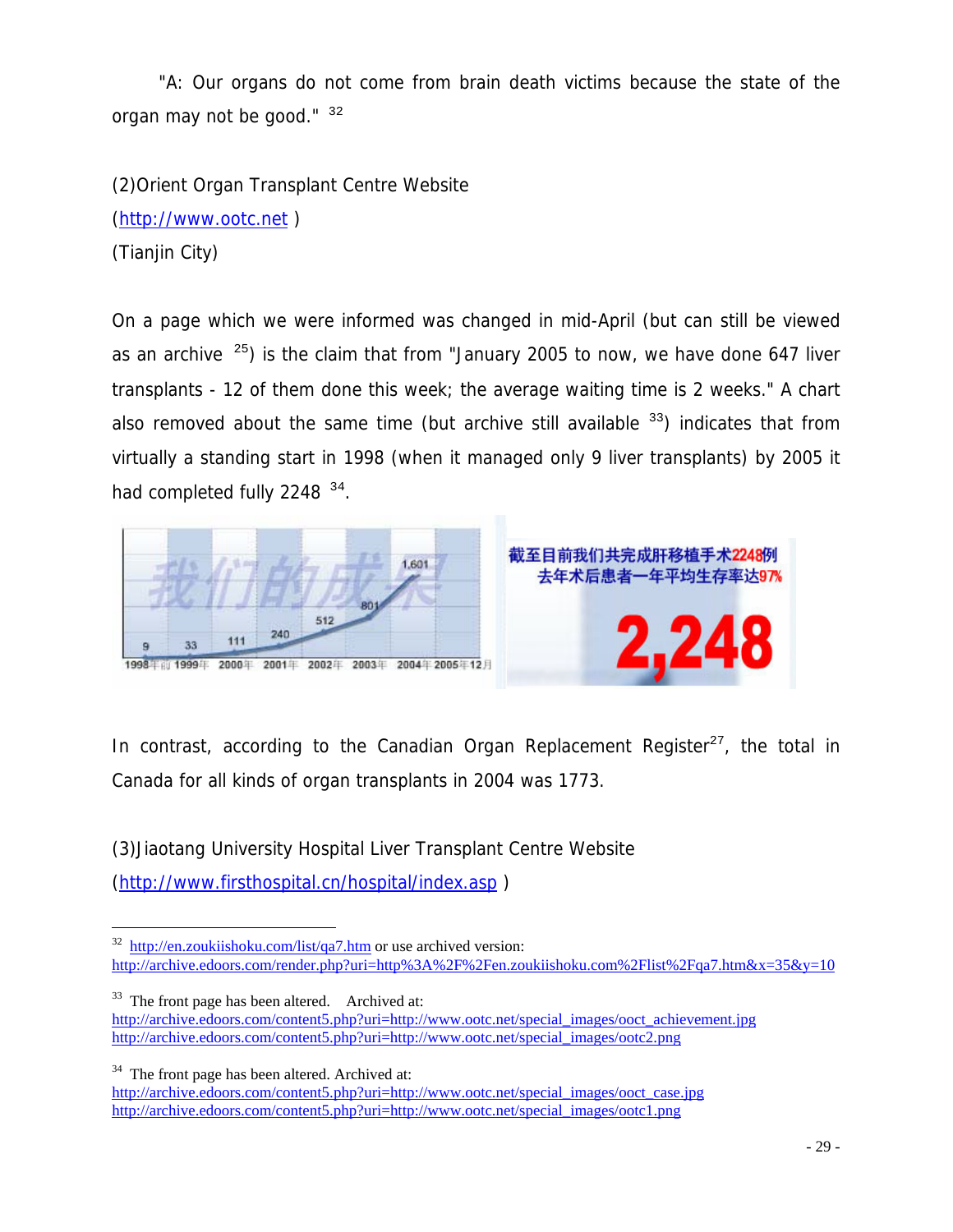"A: Our organs do not come from brain death victims because the state of the organ may not be good." [32]

(2)Orient Organ Transplant Centre Website
(http://www.ootc.net )
(Tianjin City)

On a page which we were informed was changed in mid-April (but can still be viewed as an archive [25]) is the claim that from "January 2005 to now, we have done 647 liver transplants - 12 of them done this week; the average waiting time is 2 weeks." A chart also removed about the same time (but archive still available [33]) indicates that from virtually a standing start in 1998 (when it managed only 9 liver transplants) by 2005 it had completed fully 2248 [34].

In contrast, according to the Canadian Organ Replacement Register[27], the total in Canada for all kinds of organ transplants in 2004 was 1773.

(3)Jiaotang University Hospital Liver Transplant Centre Website
(http://www.firsthospital.cn/hospital/index.asp )

---

[32] http://en.zoukiishoku.com/list/qa7.htm or use archived version: http://archive.edoors.com/render.php?uri=http%3A%2F%2Fen.zoukiishoku.com%2Flist%2Fqa7.htm&x=35&y=10

[33] The front page has been altered. Archived at:
http://archive.edoors.com/content5.php?uri=http://www.ootc.net/special_images/ootc_achievement.jpg
http://archive.edoors.com/content5.php?uri=http://www.ootc.net/special_images/ootc2.png

[34] The front page has been altered. Archived at:
http://archive.edoors.com/content5.php?uri=http://www.ootc.net/special_images/ootc_case.jpg
http://archive.edoors.com/content5.php?uri=http://www.ootc.net/special_images/ootc1.png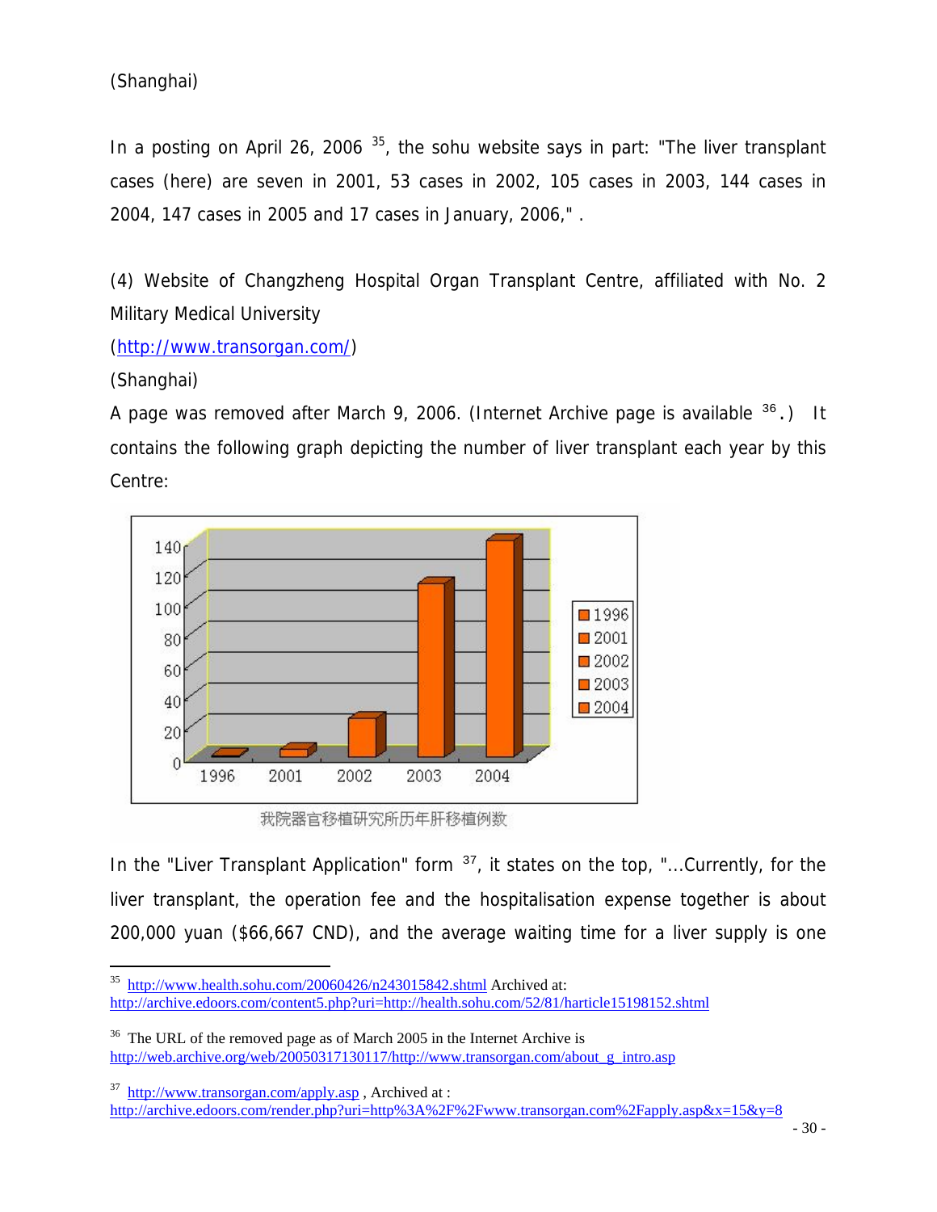(Shanghai)

In a posting on April 26, 2006 [35], the sohu website says in part: "The liver transplant cases (here) are seven in 2001, 53 cases in 2002, 105 cases in 2003, 144 cases in 2004, 147 cases in 2005 and 17 cases in January, 2006," .

(4) Website of Changzheng Hospital Organ Transplant Centre, affiliated with No. 2 Military Medical University

(http://www.transorgan.com/)

(Shanghai)

A page was removed after March 9, 2006. (Internet Archive page is available [36].) It contains the following graph depicting the number of liver transplant each year by this Centre:

我院器官移植研究所历年肝移植例数

In the "Liver Transplant Application" form [37], it states on the top, "...Currently, for the liver transplant, the operation fee and the hospitalisation expense together is about 200,000 yuan ($66,667 CND), and the average waiting time for a liver supply is one

---

[35] http://www.health.sohu.com/20060426/n243015842.shtml Archived at: http://archive.edoors.com/content5.php?uri=http://health.sohu.com/52/81/harticle15198152.shtml

[36] The URL of the removed page as of March 2005 in the Internet Archive is http://web.archive.org/web/20050317130117/http://www.transorgan.com/about_g_intro.asp

[37] http://www.transorgan.com/apply.asp , Archived at : http://archive.edoors.com/render.php?uri=http%3A%2F%2Fwww.transorgan.com%2Fapply.asp&x=15&y=8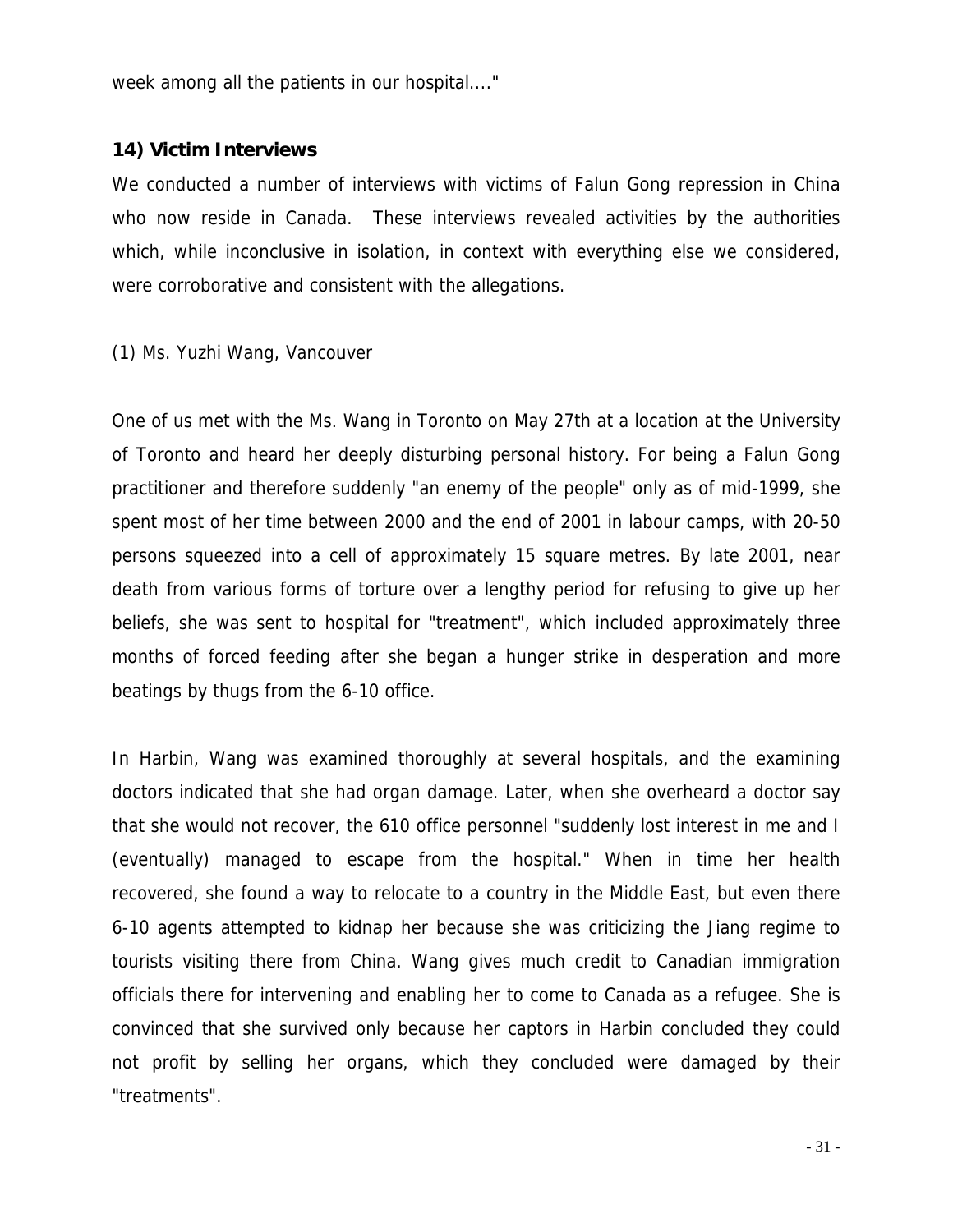week among all the patients in our hospital...."

### 14) Victim Interviews

We conducted a number of interviews with victims of Falun Gong repression in China who now reside in Canada. These interviews revealed activities by the authorities which, while inconclusive in isolation, in context with everything else we considered, were corroborative and consistent with the allegations.

(1) Ms. Yuzhi Wang, Vancouver

One of us met with the Ms. Wang in Toronto on May 27th at a location at the University of Toronto and heard her deeply disturbing personal history. For being a Falun Gong practitioner and therefore suddenly "an enemy of the people" only as of mid-1999, she spent most of her time between 2000 and the end of 2001 in labour camps, with 20-50 persons squeezed into a cell of approximately 15 square metres. By late 2001, near death from various forms of torture over a lengthy period for refusing to give up her beliefs, she was sent to hospital for "treatment", which included approximately three months of forced feeding after she began a hunger strike in desperation and more beatings by thugs from the 6-10 office.

In Harbin, Wang was examined thoroughly at several hospitals, and the examining doctors indicated that she had organ damage. Later, when she overheard a doctor say that she would not recover, the 610 office personnel "suddenly lost interest in me and I (eventually) managed to escape from the hospital." When in time her health recovered, she found a way to relocate to a country in the Middle East, but even there 6-10 agents attempted to kidnap her because she was criticizing the Jiang regime to tourists visiting there from China. Wang gives much credit to Canadian immigration officials there for intervening and enabling her to come to Canada as a refugee. She is convinced that she survived only because her captors in Harbin concluded they could not profit by selling her organs, which they concluded were damaged by their "treatments".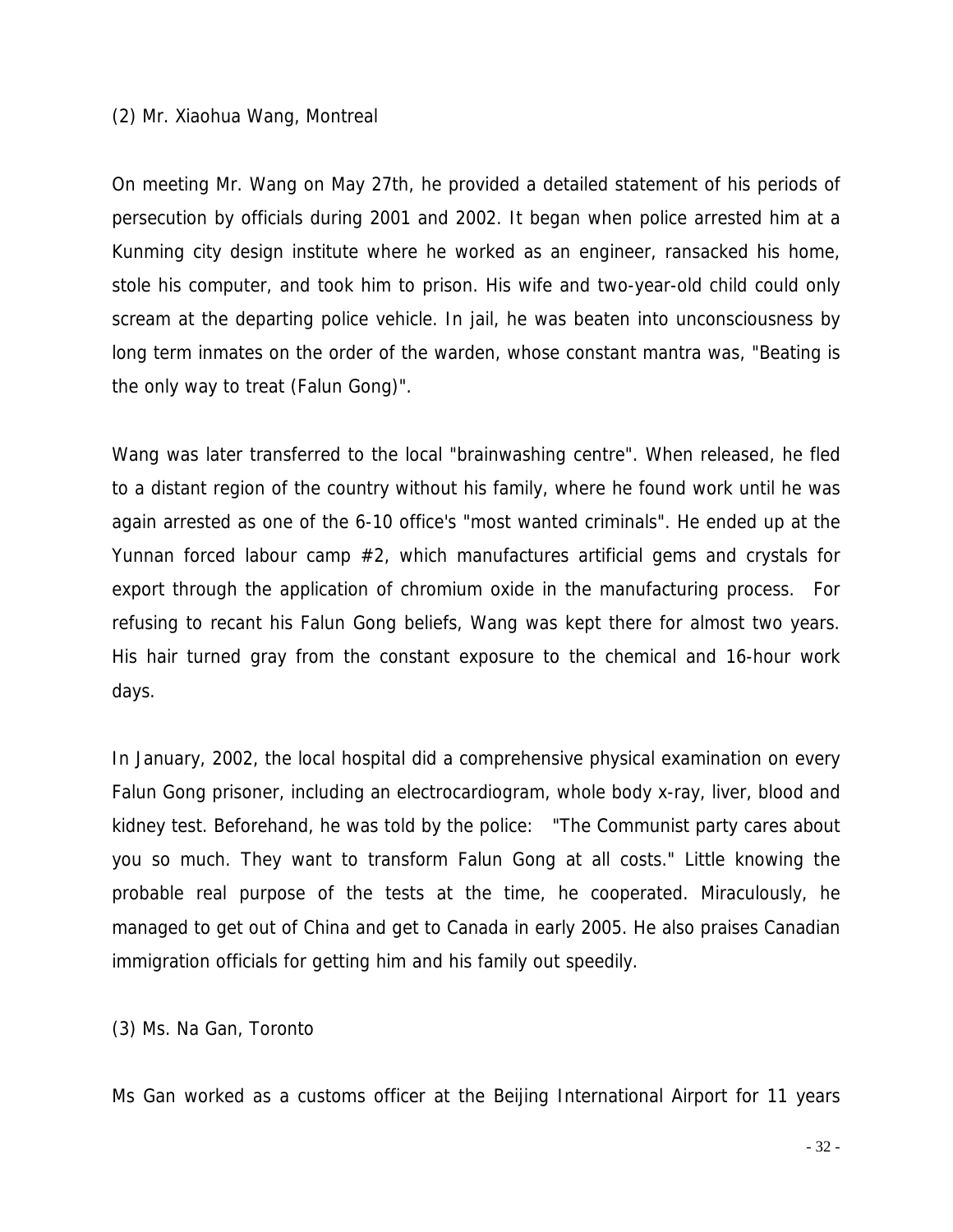(2) Mr. Xiaohua Wang, Montreal

On meeting Mr. Wang on May 27th, he provided a detailed statement of his periods of persecution by officials during 2001 and 2002. It began when police arrested him at a Kunming city design institute where he worked as an engineer, ransacked his home, stole his computer, and took him to prison. His wife and two-year-old child could only scream at the departing police vehicle. In jail, he was beaten into unconsciousness by long term inmates on the order of the warden, whose constant mantra was, "Beating is the only way to treat (Falun Gong)".

Wang was later transferred to the local "brainwashing centre". When released, he fled to a distant region of the country without his family, where he found work until he was again arrested as one of the 6-10 office's "most wanted criminals". He ended up at the Yunnan forced labour camp #2, which manufactures artificial gems and crystals for export through the application of chromium oxide in the manufacturing process. For refusing to recant his Falun Gong beliefs, Wang was kept there for almost two years. His hair turned gray from the constant exposure to the chemical and 16-hour work days.

In January, 2002, the local hospital did a comprehensive physical examination on every Falun Gong prisoner, including an electrocardiogram, whole body x-ray, liver, blood and kidney test. Beforehand, he was told by the police: "The Communist party cares about you so much. They want to transform Falun Gong at all costs." Little knowing the probable real purpose of the tests at the time, he cooperated. Miraculously, he managed to get out of China and get to Canada in early 2005. He also praises Canadian immigration officials for getting him and his family out speedily.

(3) Ms. Na Gan, Toronto

Ms Gan worked as a customs officer at the Beijing International Airport for 11 years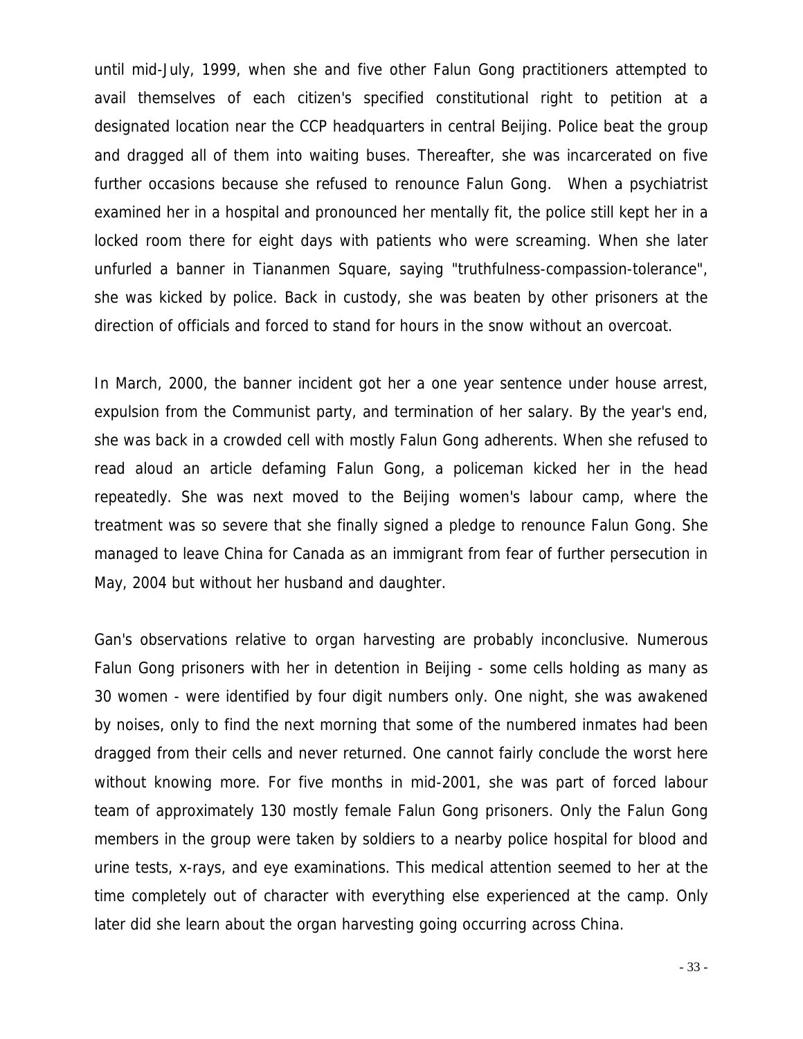until mid-July, 1999, when she and five other Falun Gong practitioners attempted to avail themselves of each citizen's specified constitutional right to petition at a designated location near the CCP headquarters in central Beijing. Police beat the group and dragged all of them into waiting buses. Thereafter, she was incarcerated on five further occasions because she refused to renounce Falun Gong. When a psychiatrist examined her in a hospital and pronounced her mentally fit, the police still kept her in a locked room there for eight days with patients who were screaming. When she later unfurled a banner in Tiananmen Square, saying "truthfulness-compassion-tolerance", she was kicked by police. Back in custody, she was beaten by other prisoners at the direction of officials and forced to stand for hours in the snow without an overcoat.

In March, 2000, the banner incident got her a one year sentence under house arrest, expulsion from the Communist party, and termination of her salary. By the year's end, she was back in a crowded cell with mostly Falun Gong adherents. When she refused to read aloud an article defaming Falun Gong, a policeman kicked her in the head repeatedly. She was next moved to the Beijing women's labour camp, where the treatment was so severe that she finally signed a pledge to renounce Falun Gong. She managed to leave China for Canada as an immigrant from fear of further persecution in May, 2004 but without her husband and daughter.

Gan's observations relative to organ harvesting are probably inconclusive. Numerous Falun Gong prisoners with her in detention in Beijing - some cells holding as many as 30 women - were identified by four digit numbers only. One night, she was awakened by noises, only to find the next morning that some of the numbered inmates had been dragged from their cells and never returned. One cannot fairly conclude the worst here without knowing more. For five months in mid-2001, she was part of forced labour team of approximately 130 mostly female Falun Gong prisoners. Only the Falun Gong members in the group were taken by soldiers to a nearby police hospital for blood and urine tests, x-rays, and eye examinations. This medical attention seemed to her at the time completely out of character with everything else experienced at the camp. Only later did she learn about the organ harvesting going occurring across China.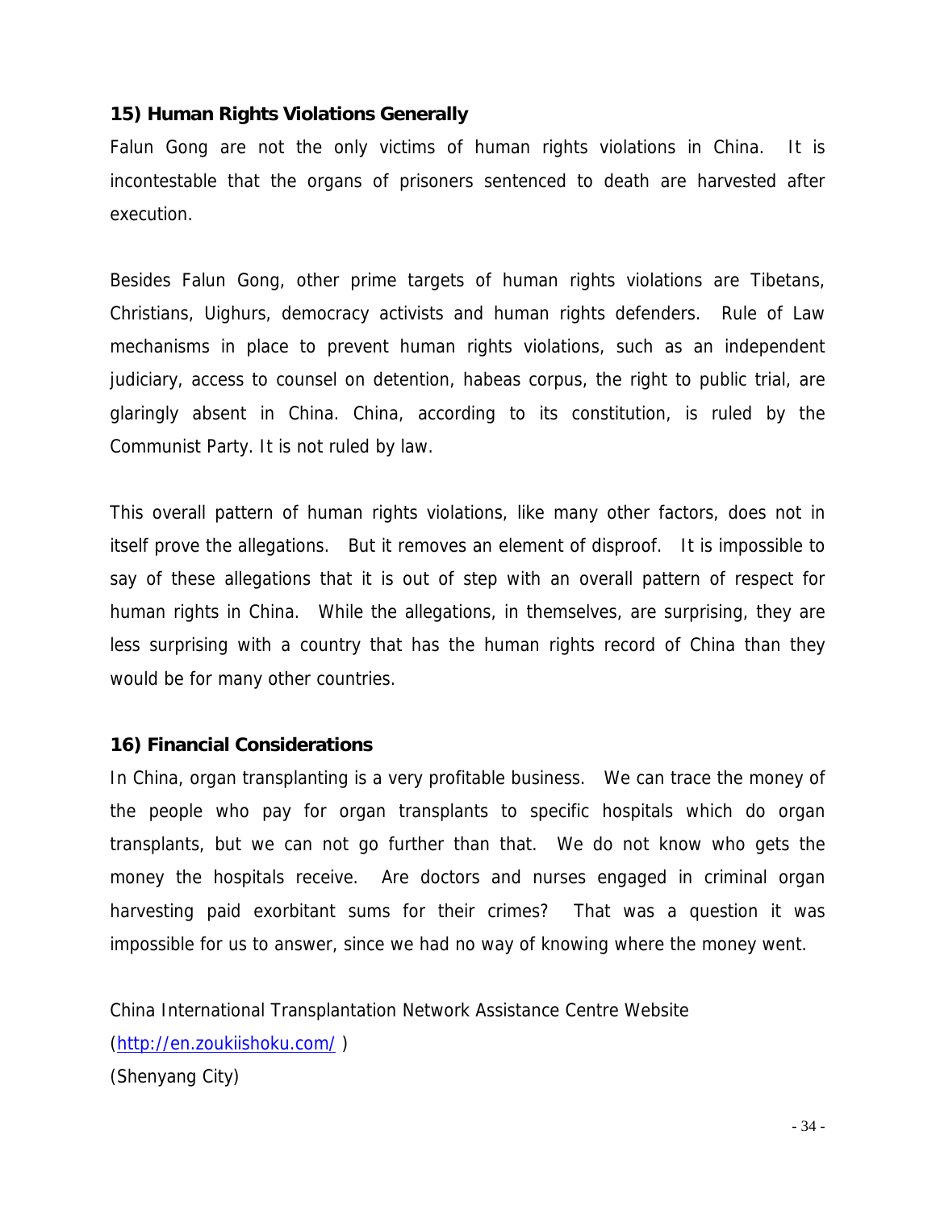### 15) Human Rights Violations Generally

Falun Gong are not the only victims of human rights violations in China. It is incontestable that the organs of prisoners sentenced to death are harvested after execution.

Besides Falun Gong, other prime targets of human rights violations are Tibetans, Christians, Uighurs, democracy activists and human rights defenders. Rule of Law mechanisms in place to prevent human rights violations, such as an independent judiciary, access to counsel on detention, habeas corpus, the right to public trial, are glaringly absent in China. China, according to its constitution, is ruled by the Communist Party. It is not ruled by law.

This overall pattern of human rights violations, like many other factors, does not in itself prove the allegations. But it removes an element of disproof. It is impossible to say of these allegations that it is out of step with an overall pattern of respect for human rights in China. While the allegations, in themselves, are surprising, they are less surprising with a country that has the human rights record of China than they would be for many other countries.

### 16) Financial Considerations

In China, organ transplanting is a very profitable business. We can trace the money of the people who pay for organ transplants to specific hospitals which do organ transplants, but we can not go further than that. We do not know who gets the money the hospitals receive. Are doctors and nurses engaged in criminal organ harvesting paid exorbitant sums for their crimes? That was a question it was impossible for us to answer, since we had no way of knowing where the money went.

China International Transplantation Network Assistance Centre Website
(http://en.zoukiishoku.com/ )
(Shenyang City)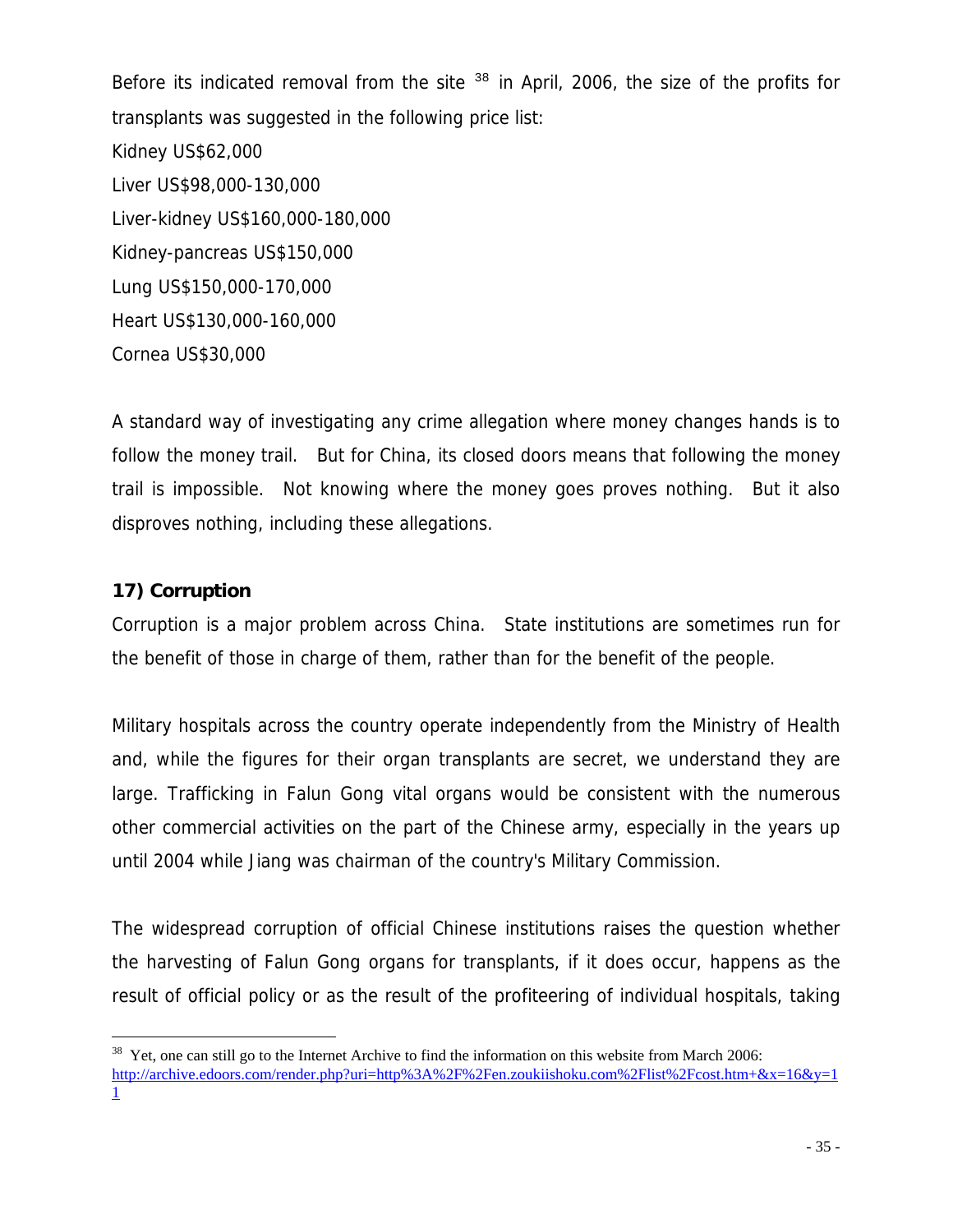Before its indicated removal from the site [38] in April, 2006, the size of the profits for transplants was suggested in the following price list:

Kidney US$62,000
Liver US$98,000-130,000
Liver-kidney US$160,000-180,000
Kidney-pancreas US$150,000
Lung US$150,000-170,000
Heart US$130,000-160,000
Cornea US$30,000

A standard way of investigating any crime allegation where money changes hands is to follow the money trail. But for China, its closed doors means that following the money trail is impossible. Not knowing where the money goes proves nothing. But it also disproves nothing, including these allegations.

### 17) Corruption

Corruption is a major problem across China. State institutions are sometimes run for the benefit of those in charge of them, rather than for the benefit of the people.

Military hospitals across the country operate independently from the Ministry of Health and, while the figures for their organ transplants are secret, we understand they are large. Trafficking in Falun Gong vital organs would be consistent with the numerous other commercial activities on the part of the Chinese army, especially in the years up until 2004 while Jiang was chairman of the country's Military Commission.

The widespread corruption of official Chinese institutions raises the question whether the harvesting of Falun Gong organs for transplants, if it does occur, happens as the result of official policy or as the result of the profiteering of individual hospitals, taking

[38] Yet, one can still go to the Internet Archive to find the information on this website from March 2006: http://archive.edoors.com/render.php?uri=http%3A%2F%2Fen.zoukiishoku.com%2Flist%2Fcost.htm+&x=16&y=11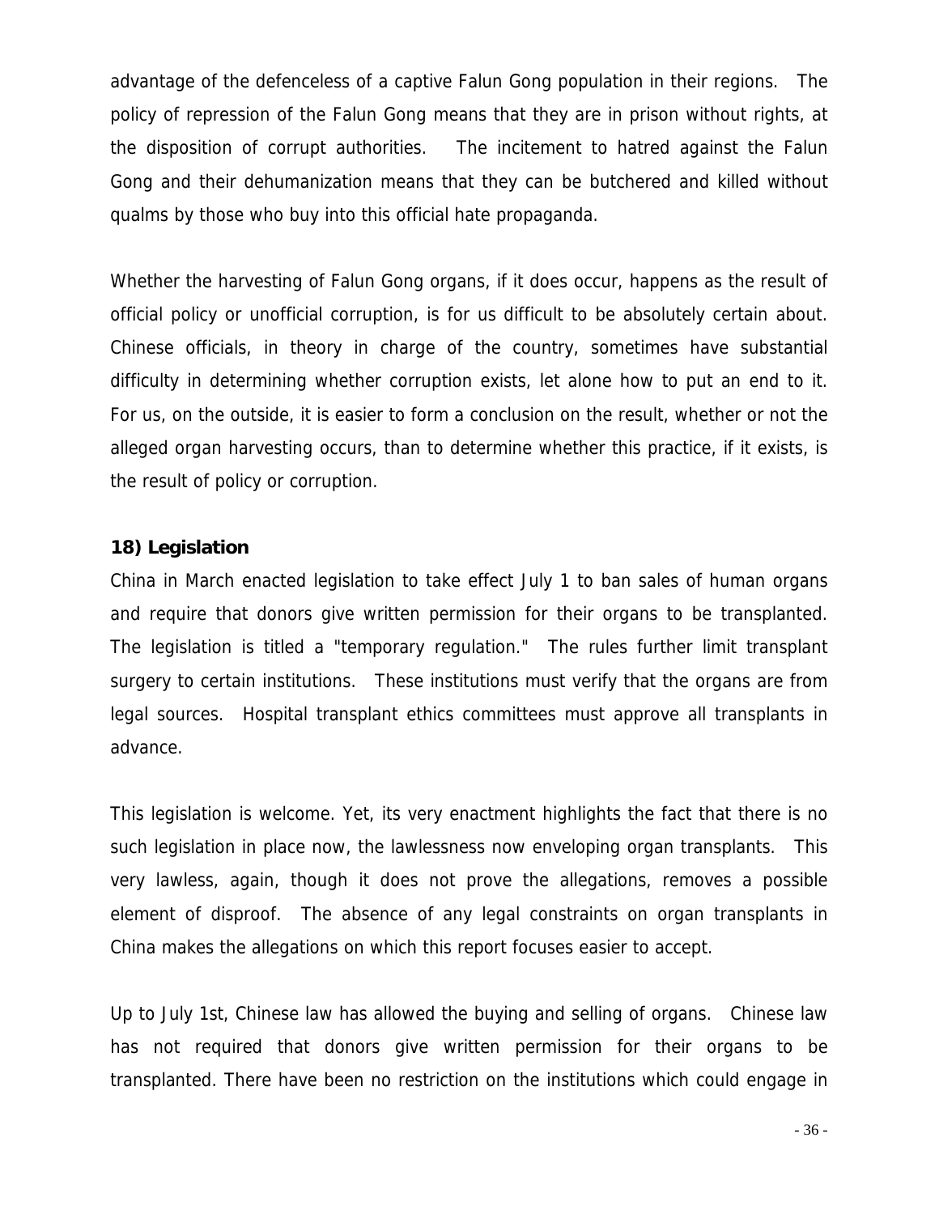advantage of the defenceless of a captive Falun Gong population in their regions. The policy of repression of the Falun Gong means that they are in prison without rights, at the disposition of corrupt authorities. The incitement to hatred against the Falun Gong and their dehumanization means that they can be butchered and killed without qualms by those who buy into this official hate propaganda.

Whether the harvesting of Falun Gong organs, if it does occur, happens as the result of official policy or unofficial corruption, is for us difficult to be absolutely certain about. Chinese officials, in theory in charge of the country, sometimes have substantial difficulty in determining whether corruption exists, let alone how to put an end to it. For us, on the outside, it is easier to form a conclusion on the result, whether or not the alleged organ harvesting occurs, than to determine whether this practice, if it exists, is the result of policy or corruption.

### 18) Legislation

China in March enacted legislation to take effect July 1 to ban sales of human organs and require that donors give written permission for their organs to be transplanted. The legislation is titled a "temporary regulation." The rules further limit transplant surgery to certain institutions. These institutions must verify that the organs are from legal sources. Hospital transplant ethics committees must approve all transplants in advance.

This legislation is welcome. Yet, its very enactment highlights the fact that there is no such legislation in place now, the lawlessness now enveloping organ transplants. This very lawless, again, though it does not prove the allegations, removes a possible element of disproof. The absence of any legal constraints on organ transplants in China makes the allegations on which this report focuses easier to accept.

Up to July 1st, Chinese law has allowed the buying and selling of organs. Chinese law has not required that donors give written permission for their organs to be transplanted. There have been no restriction on the institutions which could engage in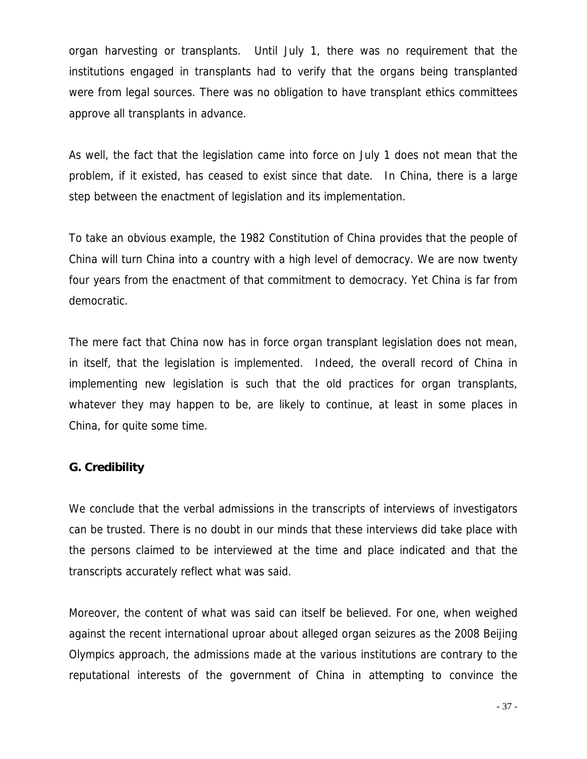organ harvesting or transplants. Until July 1, there was no requirement that the institutions engaged in transplants had to verify that the organs being transplanted were from legal sources. There was no obligation to have transplant ethics committees approve all transplants in advance.

As well, the fact that the legislation came into force on July 1 does not mean that the problem, if it existed, has ceased to exist since that date. In China, there is a large step between the enactment of legislation and its implementation.

To take an obvious example, the 1982 Constitution of China provides that the people of China will turn China into a country with a high level of democracy. We are now twenty four years from the enactment of that commitment to democracy. Yet China is far from democratic.

The mere fact that China now has in force organ transplant legislation does not mean, in itself, that the legislation is implemented. Indeed, the overall record of China in implementing new legislation is such that the old practices for organ transplants, whatever they may happen to be, are likely to continue, at least in some places in China, for quite some time.

### G. Credibility

We conclude that the verbal admissions in the transcripts of interviews of investigators can be trusted. There is no doubt in our minds that these interviews did take place with the persons claimed to be interviewed at the time and place indicated and that the transcripts accurately reflect what was said.

Moreover, the content of what was said can itself be believed. For one, when weighed against the recent international uproar about alleged organ seizures as the 2008 Beijing Olympics approach, the admissions made at the various institutions are contrary to the reputational interests of the government of China in attempting to convince the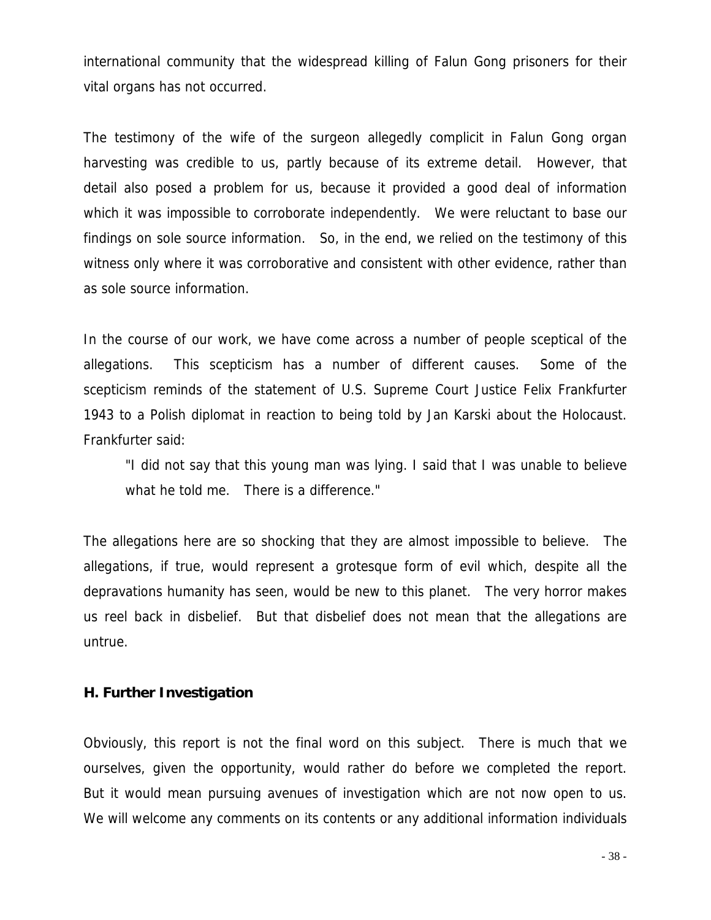international community that the widespread killing of Falun Gong prisoners for their vital organs has not occurred.

The testimony of the wife of the surgeon allegedly complicit in Falun Gong organ harvesting was credible to us, partly because of its extreme detail. However, that detail also posed a problem for us, because it provided a good deal of information which it was impossible to corroborate independently. We were reluctant to base our findings on sole source information. So, in the end, we relied on the testimony of this witness only where it was corroborative and consistent with other evidence, rather than as sole source information.

In the course of our work, we have come across a number of people sceptical of the allegations. This scepticism has a number of different causes. Some of the scepticism reminds of the statement of U.S. Supreme Court Justice Felix Frankfurter 1943 to a Polish diplomat in reaction to being told by Jan Karski about the Holocaust. Frankfurter said:

> "I did not say that this young man was lying. I said that I was unable to believe what he told me. There is a difference."

The allegations here are so shocking that they are almost impossible to believe. The allegations, if true, would represent a grotesque form of evil which, despite all the depravations humanity has seen, would be new to this planet. The very horror makes us reel back in disbelief. But that disbelief does not mean that the allegations are untrue.

### H. Further Investigation

Obviously, this report is not the final word on this subject. There is much that we ourselves, given the opportunity, would rather do before we completed the report. But it would mean pursuing avenues of investigation which are not now open to us. We will welcome any comments on its contents or any additional information individuals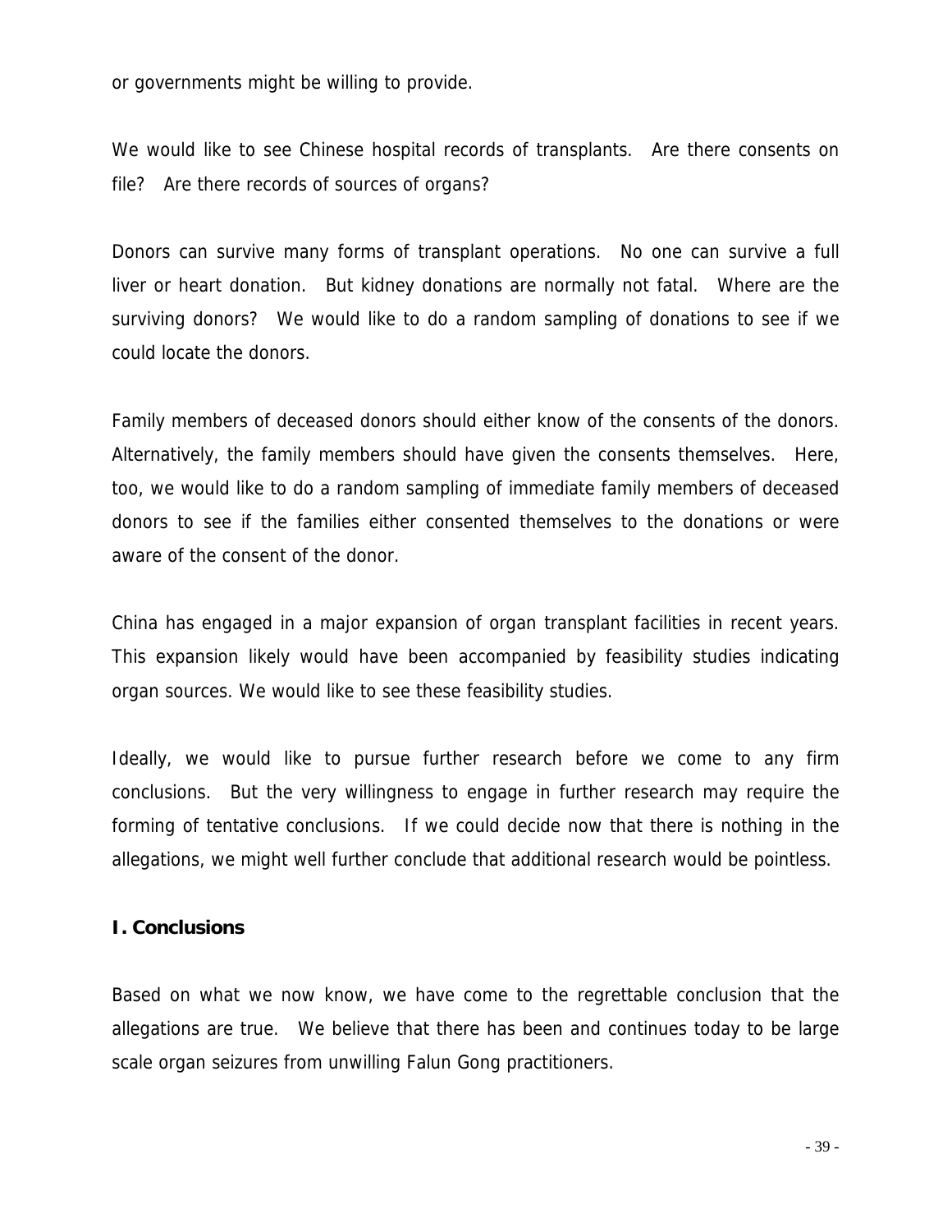or governments might be willing to provide.

We would like to see Chinese hospital records of transplants. Are there consents on file? Are there records of sources of organs?

Donors can survive many forms of transplant operations. No one can survive a full liver or heart donation. But kidney donations are normally not fatal. Where are the surviving donors? We would like to do a random sampling of donations to see if we could locate the donors.

Family members of deceased donors should either know of the consents of the donors. Alternatively, the family members should have given the consents themselves. Here, too, we would like to do a random sampling of immediate family members of deceased donors to see if the families either consented themselves to the donations or were aware of the consent of the donor.

China has engaged in a major expansion of organ transplant facilities in recent years. This expansion likely would have been accompanied by feasibility studies indicating organ sources. We would like to see these feasibility studies.

Ideally, we would like to pursue further research before we come to any firm conclusions. But the very willingness to engage in further research may require the forming of tentative conclusions. If we could decide now that there is nothing in the allegations, we might well further conclude that additional research would be pointless.

## I. Conclusions

Based on what we now know, we have come to the regrettable conclusion that the allegations are true. We believe that there has been and continues today to be large scale organ seizures from unwilling Falun Gong practitioners.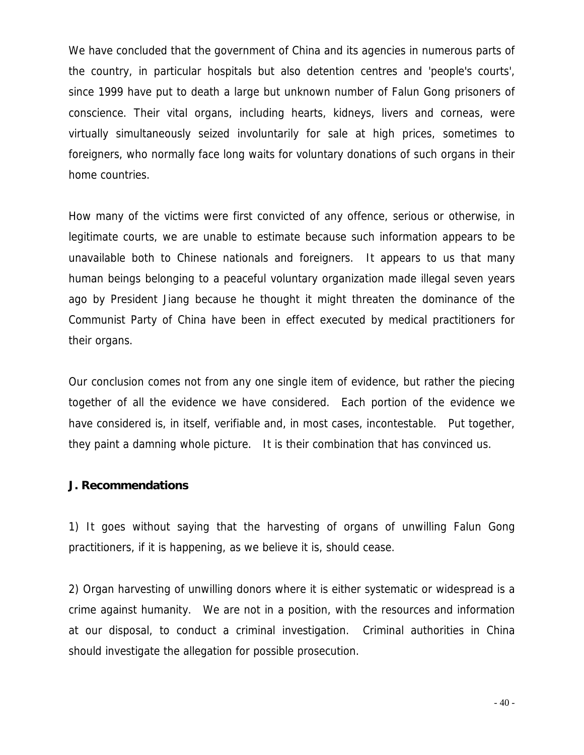We have concluded that the government of China and its agencies in numerous parts of the country, in particular hospitals but also detention centres and 'people's courts', since 1999 have put to death a large but unknown number of Falun Gong prisoners of conscience. Their vital organs, including hearts, kidneys, livers and corneas, were virtually simultaneously seized involuntarily for sale at high prices, sometimes to foreigners, who normally face long waits for voluntary donations of such organs in their home countries.

How many of the victims were first convicted of any offence, serious or otherwise, in legitimate courts, we are unable to estimate because such information appears to be unavailable both to Chinese nationals and foreigners. It appears to us that many human beings belonging to a peaceful voluntary organization made illegal seven years ago by President Jiang because he thought it might threaten the dominance of the Communist Party of China have been in effect executed by medical practitioners for their organs.

Our conclusion comes not from any one single item of evidence, but rather the piecing together of all the evidence we have considered. Each portion of the evidence we have considered is, in itself, verifiable and, in most cases, incontestable. Put together, they paint a damning whole picture. It is their combination that has convinced us.

## J. Recommendations

1) It goes without saying that the harvesting of organs of unwilling Falun Gong practitioners, if it is happening, as we believe it is, should cease.

2) Organ harvesting of unwilling donors where it is either systematic or widespread is a crime against humanity. We are not in a position, with the resources and information at our disposal, to conduct a criminal investigation. Criminal authorities in China should investigate the allegation for possible prosecution.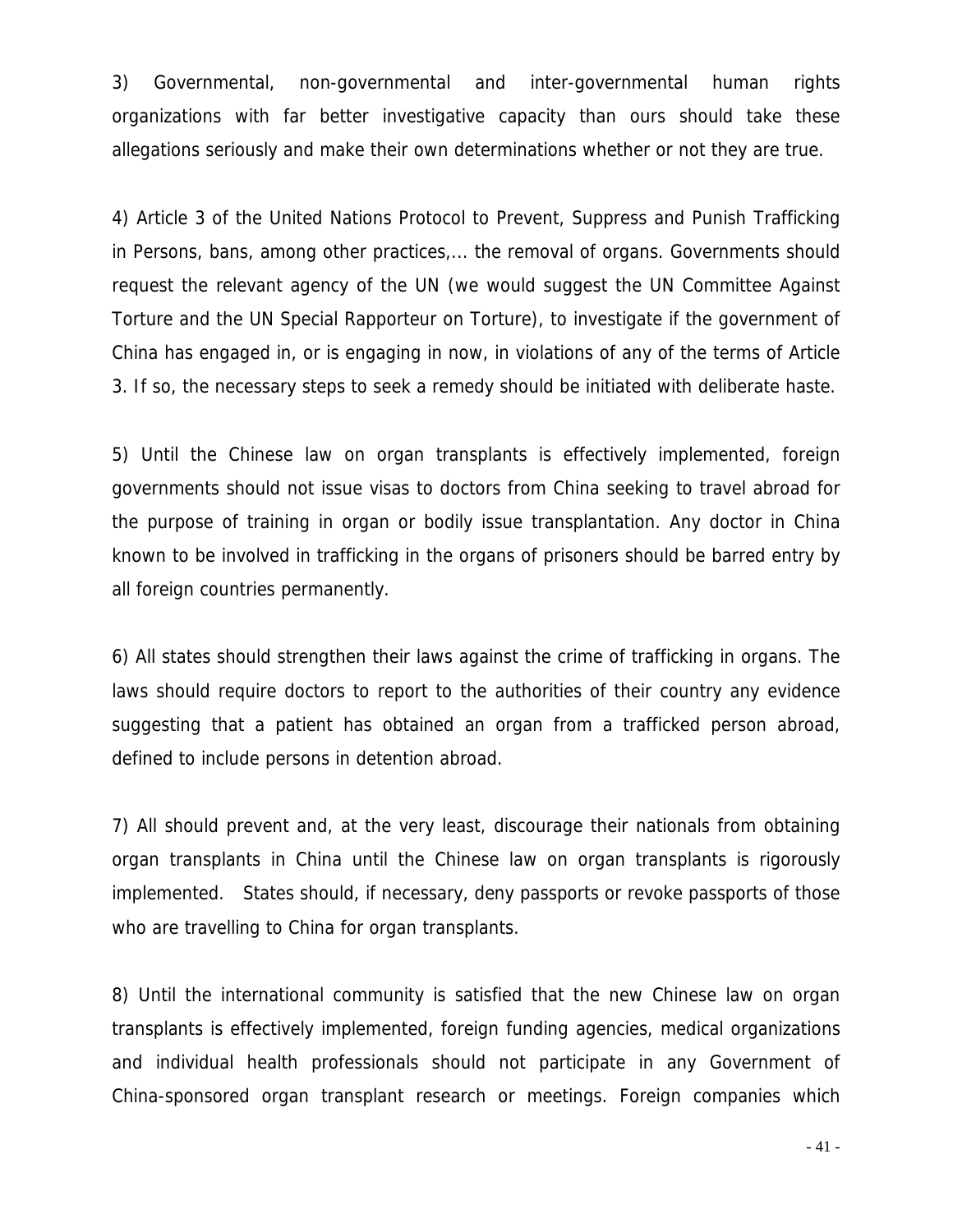3) Governmental, non-governmental and inter-governmental human rights organizations with far better investigative capacity than ours should take these allegations seriously and make their own determinations whether or not they are true.

4) Article 3 of the United Nations Protocol to Prevent, Suppress and Punish Trafficking in Persons, bans, among other practices,... the removal of organs. Governments should request the relevant agency of the UN (we would suggest the UN Committee Against Torture and the UN Special Rapporteur on Torture), to investigate if the government of China has engaged in, or is engaging in now, in violations of any of the terms of Article 3. If so, the necessary steps to seek a remedy should be initiated with deliberate haste.

5) Until the Chinese law on organ transplants is effectively implemented, foreign governments should not issue visas to doctors from China seeking to travel abroad for the purpose of training in organ or bodily issue transplantation. Any doctor in China known to be involved in trafficking in the organs of prisoners should be barred entry by all foreign countries permanently.

6) All states should strengthen their laws against the crime of trafficking in organs. The laws should require doctors to report to the authorities of their country any evidence suggesting that a patient has obtained an organ from a trafficked person abroad, defined to include persons in detention abroad.

7) All should prevent and, at the very least, discourage their nationals from obtaining organ transplants in China until the Chinese law on organ transplants is rigorously implemented. States should, if necessary, deny passports or revoke passports of those who are travelling to China for organ transplants.

8) Until the international community is satisfied that the new Chinese law on organ transplants is effectively implemented, foreign funding agencies, medical organizations and individual health professionals should not participate in any Government of China-sponsored organ transplant research or meetings. Foreign companies which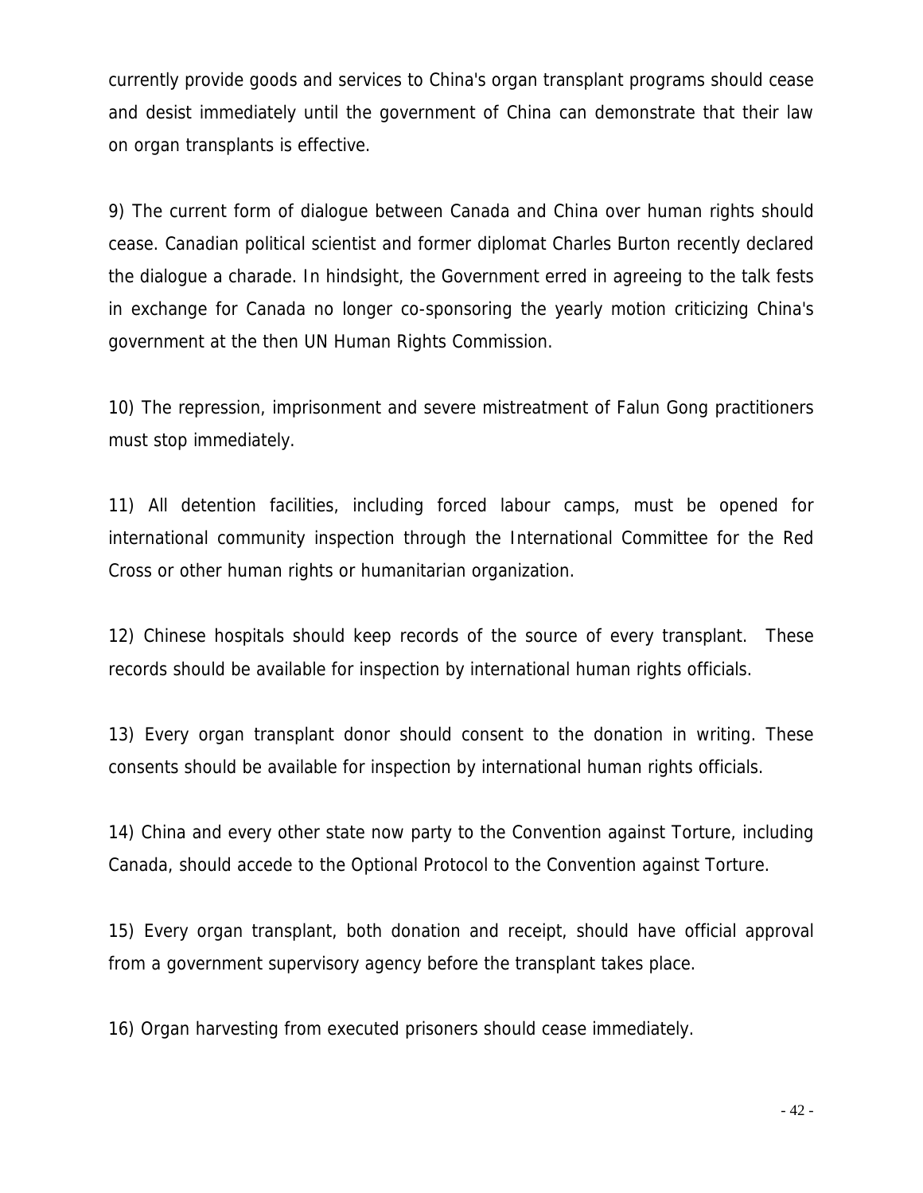currently provide goods and services to China's organ transplant programs should cease and desist immediately until the government of China can demonstrate that their law on organ transplants is effective.

9) The current form of dialogue between Canada and China over human rights should cease. Canadian political scientist and former diplomat Charles Burton recently declared the dialogue a charade. In hindsight, the Government erred in agreeing to the talk fests in exchange for Canada no longer co-sponsoring the yearly motion criticizing China's government at the then UN Human Rights Commission.

10) The repression, imprisonment and severe mistreatment of Falun Gong practitioners must stop immediately.

11) All detention facilities, including forced labour camps, must be opened for international community inspection through the International Committee for the Red Cross or other human rights or humanitarian organization.

12) Chinese hospitals should keep records of the source of every transplant. These records should be available for inspection by international human rights officials.

13) Every organ transplant donor should consent to the donation in writing. These consents should be available for inspection by international human rights officials.

14) China and every other state now party to the Convention against Torture, including Canada, should accede to the Optional Protocol to the Convention against Torture.

15) Every organ transplant, both donation and receipt, should have official approval from a government supervisory agency before the transplant takes place.

16) Organ harvesting from executed prisoners should cease immediately.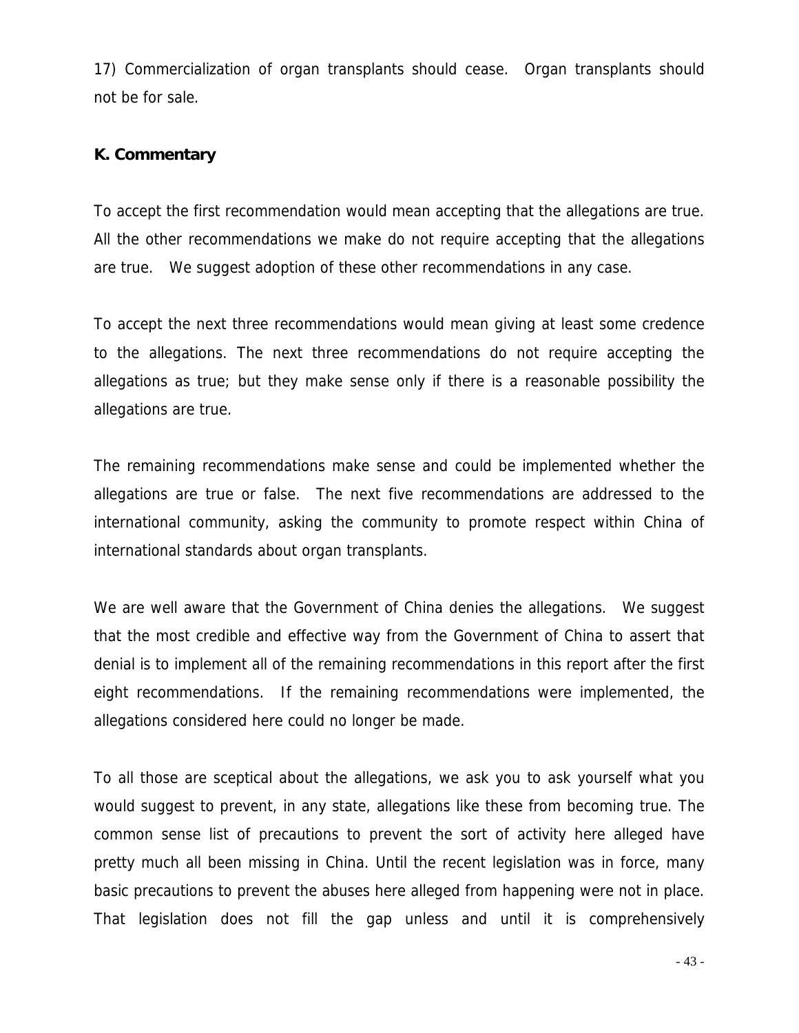17) Commercialization of organ transplants should cease. Organ transplants should not be for sale.

**K. Commentary**

To accept the first recommendation would mean accepting that the allegations are true. All the other recommendations we make do not require accepting that the allegations are true. We suggest adoption of these other recommendations in any case.

To accept the next three recommendations would mean giving at least some credence to the allegations. The next three recommendations do not require accepting the allegations as true; but they make sense only if there is a reasonable possibility the allegations are true.

The remaining recommendations make sense and could be implemented whether the allegations are true or false. The next five recommendations are addressed to the international community, asking the community to promote respect within China of international standards about organ transplants.

We are well aware that the Government of China denies the allegations. We suggest that the most credible and effective way from the Government of China to assert that denial is to implement all of the remaining recommendations in this report after the first eight recommendations. If the remaining recommendations were implemented, the allegations considered here could no longer be made.

To all those are sceptical about the allegations, we ask you to ask yourself what you would suggest to prevent, in any state, allegations like these from becoming true. The common sense list of precautions to prevent the sort of activity here alleged have pretty much all been missing in China. Until the recent legislation was in force, many basic precautions to prevent the abuses here alleged from happening were not in place. That legislation does not fill the gap unless and until it is comprehensively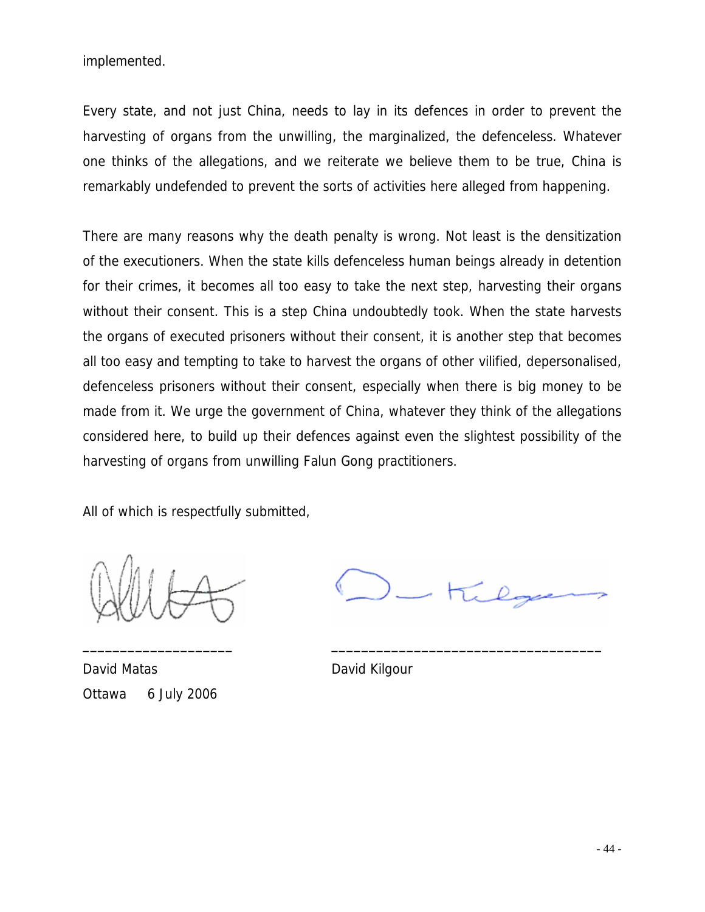implemented.

Every state, and not just China, needs to lay in its defences in order to prevent the harvesting of organs from the unwilling, the marginalized, the defenceless. Whatever one thinks of the allegations, and we reiterate we believe them to be true, China is remarkably undefended to prevent the sorts of activities here alleged from happening.

There are many reasons why the death penalty is wrong. Not least is the densitization of the executioners. When the state kills defenceless human beings already in detention for their crimes, it becomes all too easy to take the next step, harvesting their organs without their consent. This is a step China undoubtedly took. When the state harvests the organs of executed prisoners without their consent, it is another step that becomes all too easy and tempting to take to harvest the organs of other vilified, depersonalised, defenceless prisoners without their consent, especially when there is big money to be made from it. We urge the government of China, whatever they think of the allegations considered here, to build up their defences against even the slightest possibility of the harvesting of organs from unwilling Falun Gong practitioners.

All of which is respectfully submitted,

____________________ ____________________________________

David Matas David Kilgour

Ottawa 6 July 2006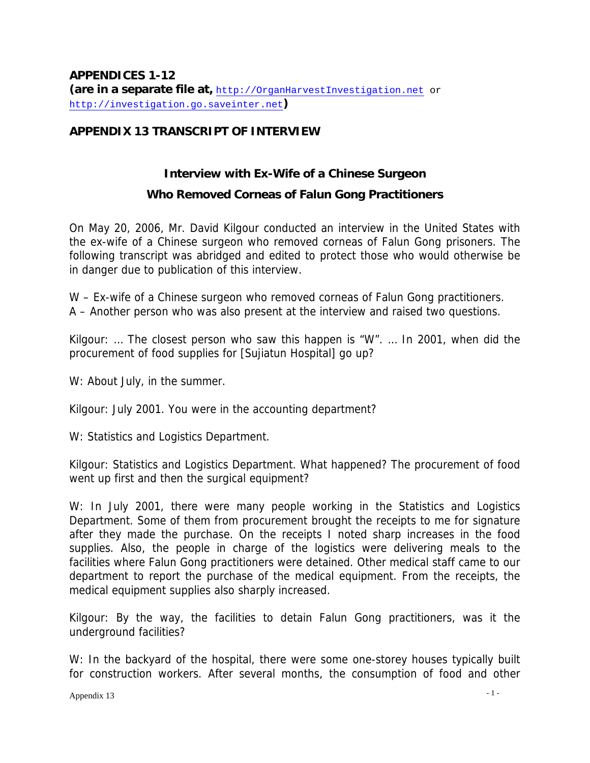**APPENDICES 1-12**
**(are in a separate file at,** http://OrganHarvestInvestigation.net or http://investigation.go.saveinter.net**)**

## APPENDIX 13 TRANSCRIPT OF INTERVIEW

### Interview with Ex-Wife of a Chinese Surgeon Who Removed Corneas of Falun Gong Practitioners

On May 20, 2006, Mr. David Kilgour conducted an interview in the United States with the ex-wife of a Chinese surgeon who removed corneas of Falun Gong prisoners. The following transcript was abridged and edited to protect those who would otherwise be in danger due to publication of this interview.

W – Ex-wife of a Chinese surgeon who removed corneas of Falun Gong practitioners.
A – Another person who was also present at the interview and raised two questions.

Kilgour: … The closest person who saw this happen is "W". … In 2001, when did the procurement of food supplies for [Sujiatun Hospital] go up?

W: About July, in the summer.

Kilgour: July 2001. You were in the accounting department?

W: Statistics and Logistics Department.

Kilgour: Statistics and Logistics Department. What happened? The procurement of food went up first and then the surgical equipment?

W: In July 2001, there were many people working in the Statistics and Logistics Department. Some of them from procurement brought the receipts to me for signature after they made the purchase. On the receipts I noted sharp increases in the food supplies. Also, the people in charge of the logistics were delivering meals to the facilities where Falun Gong practitioners were detained. Other medical staff came to our department to report the purchase of the medical equipment. From the receipts, the medical equipment supplies also sharply increased.

Kilgour: By the way, the facilities to detain Falun Gong practitioners, was it the underground facilities?

W: In the backyard of the hospital, there were some one-storey houses typically built for construction workers. After several months, the consumption of food and other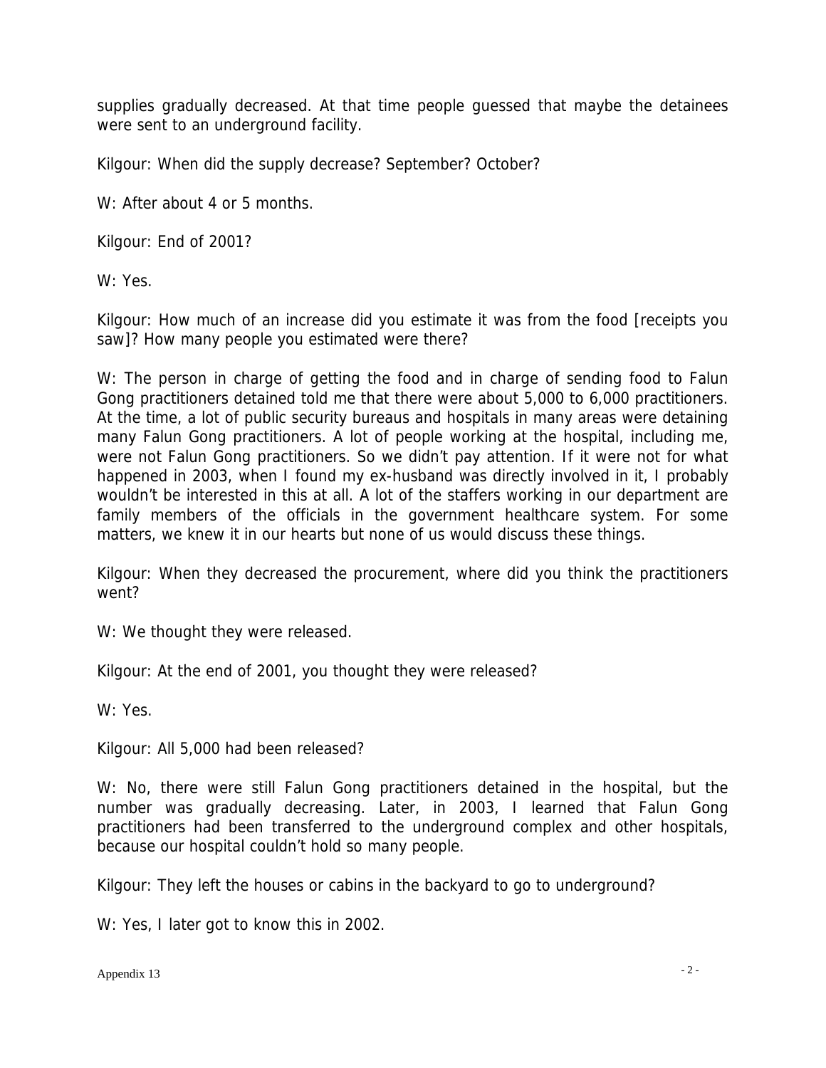supplies gradually decreased. At that time people guessed that maybe the detainees were sent to an underground facility.

Kilgour: When did the supply decrease? September? October?

W: After about 4 or 5 months.

Kilgour: End of 2001?

W: Yes.

Kilgour: How much of an increase did you estimate it was from the food [receipts you saw]? How many people you estimated were there?

W: The person in charge of getting the food and in charge of sending food to Falun Gong practitioners detained told me that there were about 5,000 to 6,000 practitioners. At the time, a lot of public security bureaus and hospitals in many areas were detaining many Falun Gong practitioners. A lot of people working at the hospital, including me, were not Falun Gong practitioners. So we didn't pay attention. If it were not for what happened in 2003, when I found my ex-husband was directly involved in it, I probably wouldn't be interested in this at all. A lot of the staffers working in our department are family members of the officials in the government healthcare system. For some matters, we knew it in our hearts but none of us would discuss these things.

Kilgour: When they decreased the procurement, where did you think the practitioners went?

W: We thought they were released.

Kilgour: At the end of 2001, you thought they were released?

W: Yes.

Kilgour: All 5,000 had been released?

W: No, there were still Falun Gong practitioners detained in the hospital, but the number was gradually decreasing. Later, in 2003, I learned that Falun Gong practitioners had been transferred to the underground complex and other hospitals, because our hospital couldn't hold so many people.

Kilgour: They left the houses or cabins in the backyard to go to underground?

W: Yes, I later got to know this in 2002.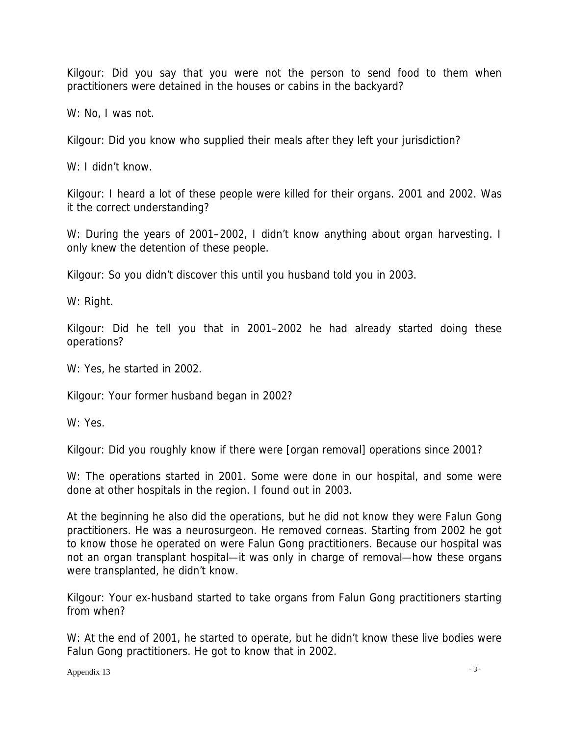Kilgour: Did you say that you were not the person to send food to them when practitioners were detained in the houses or cabins in the backyard?

W: No, I was not.

Kilgour: Did you know who supplied their meals after they left your jurisdiction?

W: I didn't know.

Kilgour: I heard a lot of these people were killed for their organs. 2001 and 2002. Was it the correct understanding?

W: During the years of 2001–2002, I didn't know anything about organ harvesting. I only knew the detention of these people.

Kilgour: So you didn't discover this until you husband told you in 2003.

W: Right.

Kilgour: Did he tell you that in 2001–2002 he had already started doing these operations?

W: Yes, he started in 2002.

Kilgour: Your former husband began in 2002?

W: Yes.

Kilgour: Did you roughly know if there were [organ removal] operations since 2001?

W: The operations started in 2001. Some were done in our hospital, and some were done at other hospitals in the region. I found out in 2003.

At the beginning he also did the operations, but he did not know they were Falun Gong practitioners. He was a neurosurgeon. He removed corneas. Starting from 2002 he got to know those he operated on were Falun Gong practitioners. Because our hospital was not an organ transplant hospital—it was only in charge of removal—how these organs were transplanted, he didn't know.

Kilgour: Your ex-husband started to take organs from Falun Gong practitioners starting from when?

W: At the end of 2001, he started to operate, but he didn't know these live bodies were Falun Gong practitioners. He got to know that in 2002.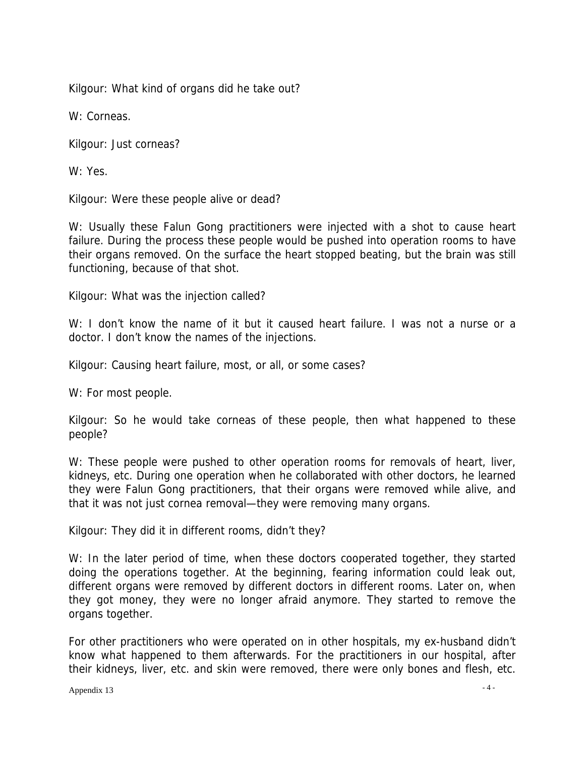Kilgour: What kind of organs did he take out?

W: Corneas.

Kilgour: Just corneas?

W: Yes.

Kilgour: Were these people alive or dead?

W: Usually these Falun Gong practitioners were injected with a shot to cause heart failure. During the process these people would be pushed into operation rooms to have their organs removed. On the surface the heart stopped beating, but the brain was still functioning, because of that shot.

Kilgour: What was the injection called?

W: I don't know the name of it but it caused heart failure. I was not a nurse or a doctor. I don't know the names of the injections.

Kilgour: Causing heart failure, most, or all, or some cases?

W: For most people.

Kilgour: So he would take corneas of these people, then what happened to these people?

W: These people were pushed to other operation rooms for removals of heart, liver, kidneys, etc. During one operation when he collaborated with other doctors, he learned they were Falun Gong practitioners, that their organs were removed while alive, and that it was not just cornea removal—they were removing many organs.

Kilgour: They did it in different rooms, didn't they?

W: In the later period of time, when these doctors cooperated together, they started doing the operations together. At the beginning, fearing information could leak out, different organs were removed by different doctors in different rooms. Later on, when they got money, they were no longer afraid anymore. They started to remove the organs together.

For other practitioners who were operated on in other hospitals, my ex-husband didn't know what happened to them afterwards. For the practitioners in our hospital, after their kidneys, liver, etc. and skin were removed, there were only bones and flesh, etc.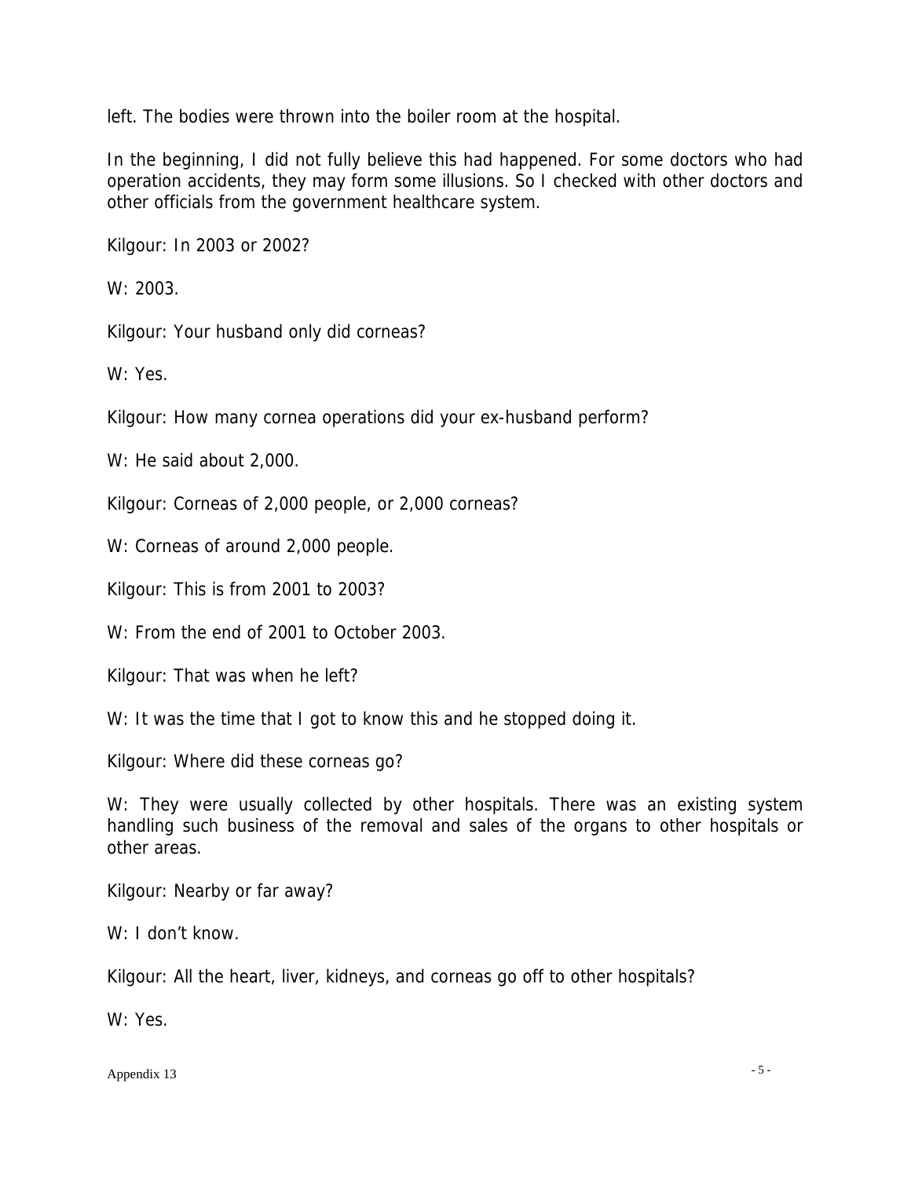left. The bodies were thrown into the boiler room at the hospital.

In the beginning, I did not fully believe this had happened. For some doctors who had operation accidents, they may form some illusions. So I checked with other doctors and other officials from the government healthcare system.

Kilgour: In 2003 or 2002?

W: 2003.

Kilgour: Your husband only did corneas?

W: Yes.

Kilgour: How many cornea operations did your ex-husband perform?

W: He said about 2,000.

Kilgour: Corneas of 2,000 people, or 2,000 corneas?

W: Corneas of around 2,000 people.

Kilgour: This is from 2001 to 2003?

W: From the end of 2001 to October 2003.

Kilgour: That was when he left?

W: It was the time that I got to know this and he stopped doing it.

Kilgour: Where did these corneas go?

W: They were usually collected by other hospitals. There was an existing system handling such business of the removal and sales of the organs to other hospitals or other areas.

Kilgour: Nearby or far away?

W: I don't know.

Kilgour: All the heart, liver, kidneys, and corneas go off to other hospitals?

W: Yes.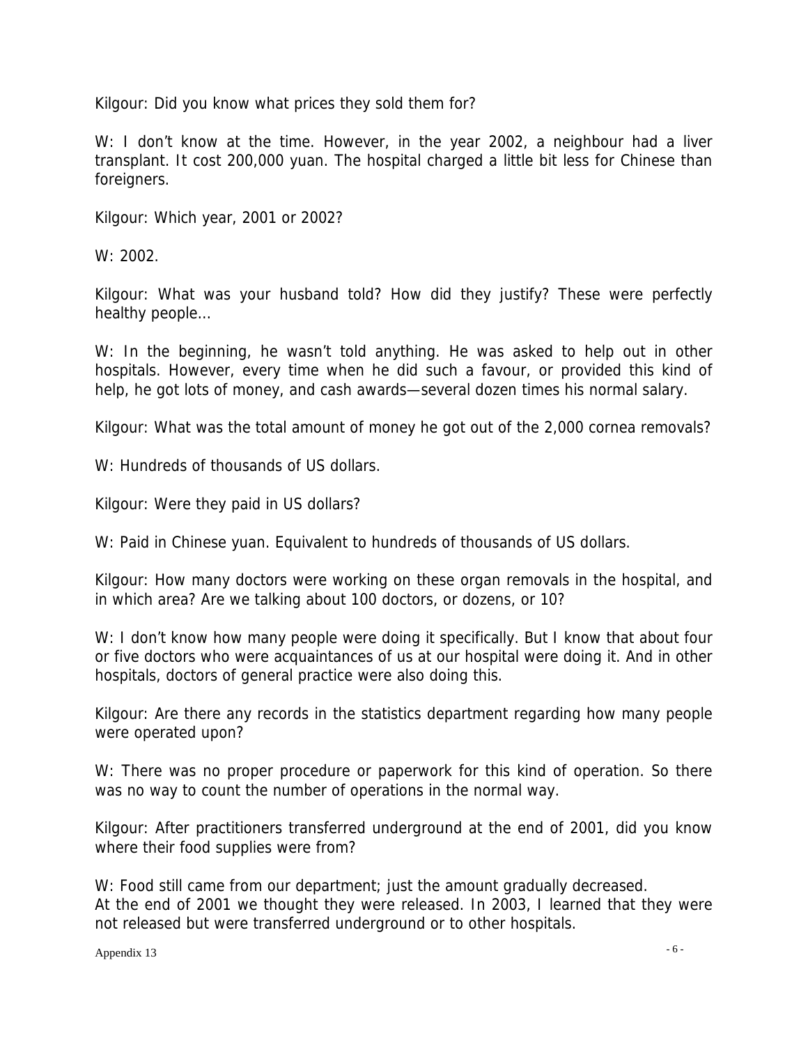Kilgour: Did you know what prices they sold them for?

W: I don't know at the time. However, in the year 2002, a neighbour had a liver transplant. It cost 200,000 yuan. The hospital charged a little bit less for Chinese than foreigners.

Kilgour: Which year, 2001 or 2002?

W: 2002.

Kilgour: What was your husband told? How did they justify? These were perfectly healthy people…

W: In the beginning, he wasn't told anything. He was asked to help out in other hospitals. However, every time when he did such a favour, or provided this kind of help, he got lots of money, and cash awards—several dozen times his normal salary.

Kilgour: What was the total amount of money he got out of the 2,000 cornea removals?

W: Hundreds of thousands of US dollars.

Kilgour: Were they paid in US dollars?

W: Paid in Chinese yuan. Equivalent to hundreds of thousands of US dollars.

Kilgour: How many doctors were working on these organ removals in the hospital, and in which area? Are we talking about 100 doctors, or dozens, or 10?

W: I don't know how many people were doing it specifically. But I know that about four or five doctors who were acquaintances of us at our hospital were doing it. And in other hospitals, doctors of general practice were also doing this.

Kilgour: Are there any records in the statistics department regarding how many people were operated upon?

W: There was no proper procedure or paperwork for this kind of operation. So there was no way to count the number of operations in the normal way.

Kilgour: After practitioners transferred underground at the end of 2001, did you know where their food supplies were from?

W: Food still came from our department; just the amount gradually decreased.
At the end of 2001 we thought they were released. In 2003, I learned that they were not released but were transferred underground or to other hospitals.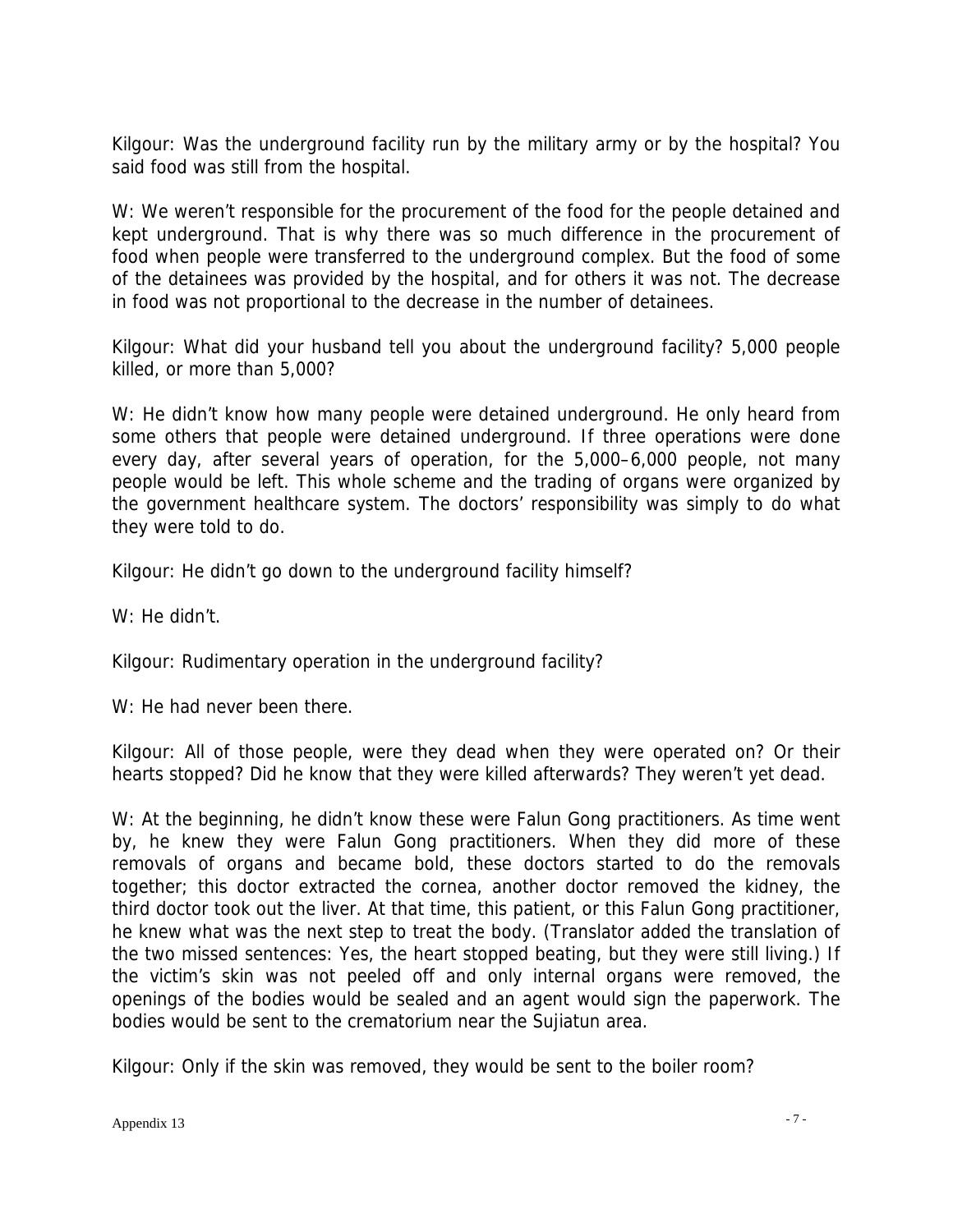Kilgour: Was the underground facility run by the military army or by the hospital? You said food was still from the hospital.

W: We weren't responsible for the procurement of the food for the people detained and kept underground. That is why there was so much difference in the procurement of food when people were transferred to the underground complex. But the food of some of the detainees was provided by the hospital, and for others it was not. The decrease in food was not proportional to the decrease in the number of detainees.

Kilgour: What did your husband tell you about the underground facility? 5,000 people killed, or more than 5,000?

W: He didn't know how many people were detained underground. He only heard from some others that people were detained underground. If three operations were done every day, after several years of operation, for the 5,000–6,000 people, not many people would be left. This whole scheme and the trading of organs were organized by the government healthcare system. The doctors' responsibility was simply to do what they were told to do.

Kilgour: He didn't go down to the underground facility himself?

W: He didn't.

Kilgour: Rudimentary operation in the underground facility?

W: He had never been there.

Kilgour: All of those people, were they dead when they were operated on? Or their hearts stopped? Did he know that they were killed afterwards? They weren't yet dead.

W: At the beginning, he didn't know these were Falun Gong practitioners. As time went by, he knew they were Falun Gong practitioners. When they did more of these removals of organs and became bold, these doctors started to do the removals together; this doctor extracted the cornea, another doctor removed the kidney, the third doctor took out the liver. At that time, this patient, or this Falun Gong practitioner, he knew what was the next step to treat the body. (Translator added the translation of the two missed sentences: Yes, the heart stopped beating, but they were still living.) If the victim's skin was not peeled off and only internal organs were removed, the openings of the bodies would be sealed and an agent would sign the paperwork. The bodies would be sent to the crematorium near the Sujiatun area.

Kilgour: Only if the skin was removed, they would be sent to the boiler room?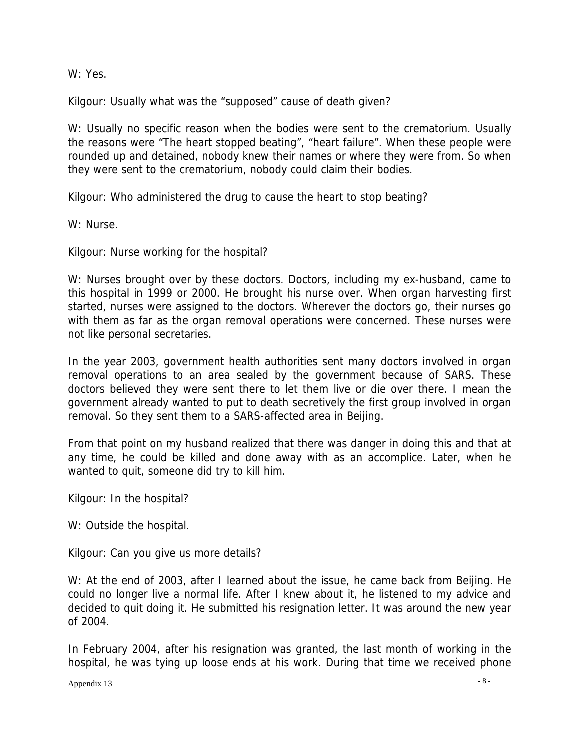W: Yes.

Kilgour: Usually what was the “supposed” cause of death given?

W: Usually no specific reason when the bodies were sent to the crematorium. Usually the reasons were “The heart stopped beating”, “heart failure”. When these people were rounded up and detained, nobody knew their names or where they were from. So when they were sent to the crematorium, nobody could claim their bodies.

Kilgour: Who administered the drug to cause the heart to stop beating?

W: Nurse.

Kilgour: Nurse working for the hospital?

W: Nurses brought over by these doctors. Doctors, including my ex-husband, came to this hospital in 1999 or 2000. He brought his nurse over. When organ harvesting first started, nurses were assigned to the doctors. Wherever the doctors go, their nurses go with them as far as the organ removal operations were concerned. These nurses were not like personal secretaries.

In the year 2003, government health authorities sent many doctors involved in organ removal operations to an area sealed by the government because of SARS. These doctors believed they were sent there to let them live or die over there. I mean the government already wanted to put to death secretively the first group involved in organ removal. So they sent them to a SARS-affected area in Beijing.

From that point on my husband realized that there was danger in doing this and that at any time, he could be killed and done away with as an accomplice. Later, when he wanted to quit, someone did try to kill him.

Kilgour: In the hospital?

W: Outside the hospital.

Kilgour: Can you give us more details?

W: At the end of 2003, after I learned about the issue, he came back from Beijing. He could no longer live a normal life. After I knew about it, he listened to my advice and decided to quit doing it. He submitted his resignation letter. It was around the new year of 2004.

In February 2004, after his resignation was granted, the last month of working in the hospital, he was tying up loose ends at his work. During that time we received phone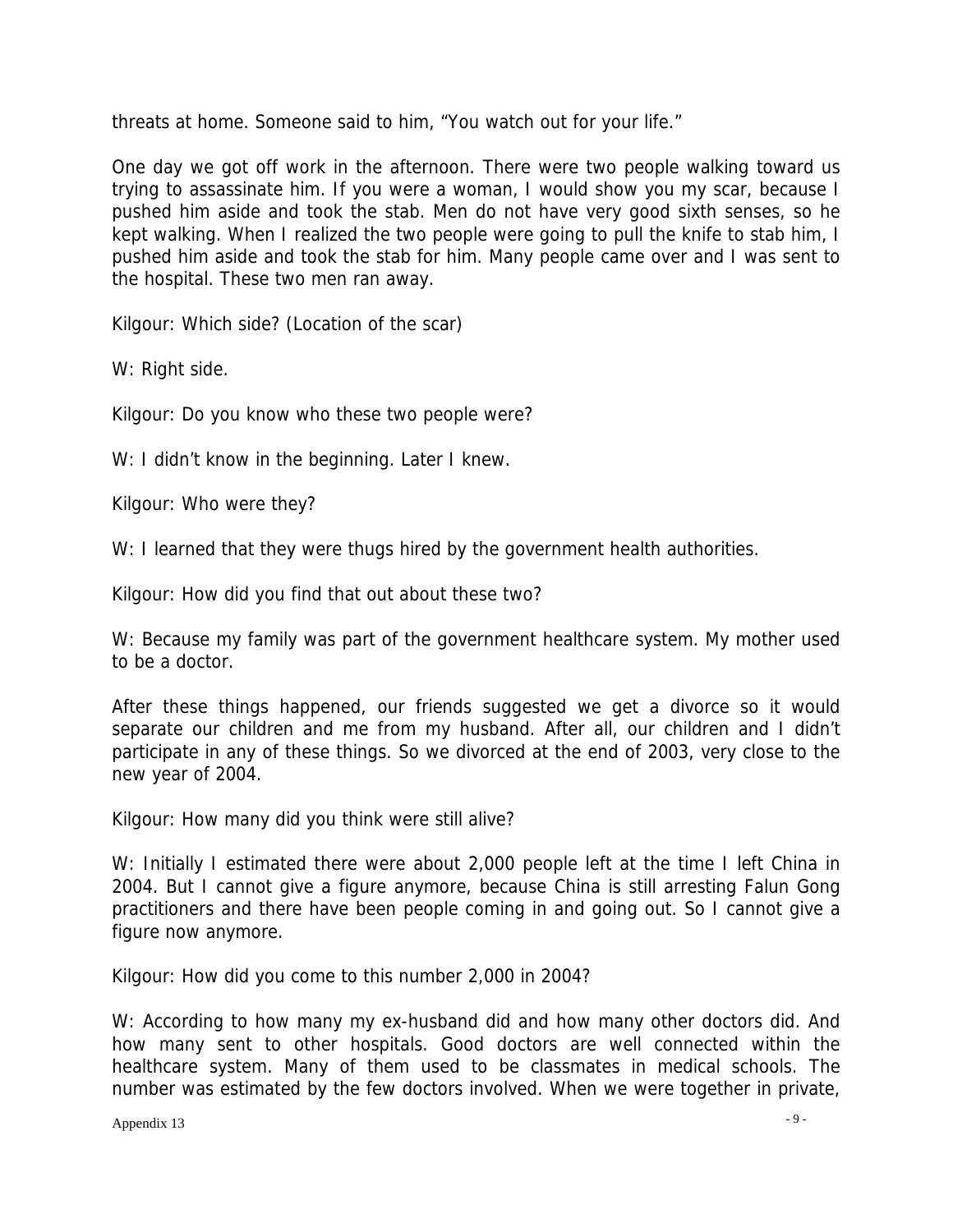threats at home. Someone said to him, “You watch out for your life.”

One day we got off work in the afternoon. There were two people walking toward us trying to assassinate him. If you were a woman, I would show you my scar, because I pushed him aside and took the stab. Men do not have very good sixth senses, so he kept walking. When I realized the two people were going to pull the knife to stab him, I pushed him aside and took the stab for him. Many people came over and I was sent to the hospital. These two men ran away.

Kilgour: Which side? (Location of the scar)

W: Right side.

Kilgour: Do you know who these two people were?

W: I didn’t know in the beginning. Later I knew.

Kilgour: Who were they?

W: I learned that they were thugs hired by the government health authorities.

Kilgour: How did you find that out about these two?

W: Because my family was part of the government healthcare system. My mother used to be a doctor.

After these things happened, our friends suggested we get a divorce so it would separate our children and me from my husband. After all, our children and I didn’t participate in any of these things. So we divorced at the end of 2003, very close to the new year of 2004.

Kilgour: How many did you think were still alive?

W: Initially I estimated there were about 2,000 people left at the time I left China in 2004. But I cannot give a figure anymore, because China is still arresting Falun Gong practitioners and there have been people coming in and going out. So I cannot give a figure now anymore.

Kilgour: How did you come to this number 2,000 in 2004?

W: According to how many my ex-husband did and how many other doctors did. And how many sent to other hospitals. Good doctors are well connected within the healthcare system. Many of them used to be classmates in medical schools. The number was estimated by the few doctors involved. When we were together in private,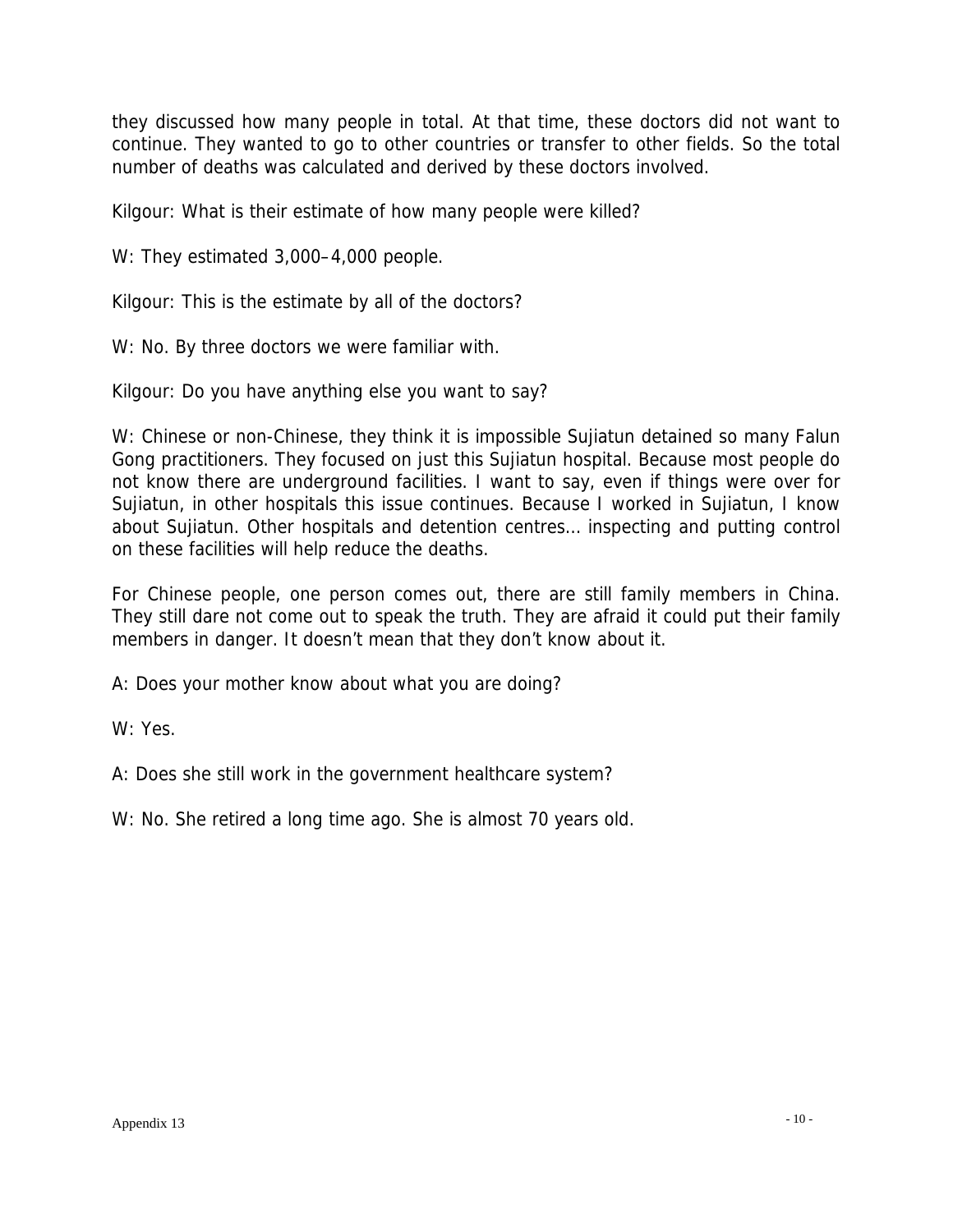they discussed how many people in total. At that time, these doctors did not want to continue. They wanted to go to other countries or transfer to other fields. So the total number of deaths was calculated and derived by these doctors involved.

Kilgour: What is their estimate of how many people were killed?

W: They estimated 3,000–4,000 people.

Kilgour: This is the estimate by all of the doctors?

W: No. By three doctors we were familiar with.

Kilgour: Do you have anything else you want to say?

W: Chinese or non-Chinese, they think it is impossible Sujiatun detained so many Falun Gong practitioners. They focused on just this Sujiatun hospital. Because most people do not know there are underground facilities. I want to say, even if things were over for Sujiatun, in other hospitals this issue continues. Because I worked in Sujiatun, I know about Sujiatun. Other hospitals and detention centres… inspecting and putting control on these facilities will help reduce the deaths.

For Chinese people, one person comes out, there are still family members in China. They still dare not come out to speak the truth. They are afraid it could put their family members in danger. It doesn't mean that they don't know about it.

A: Does your mother know about what you are doing?

W: Yes.

A: Does she still work in the government healthcare system?

W: No. She retired a long time ago. She is almost 70 years old.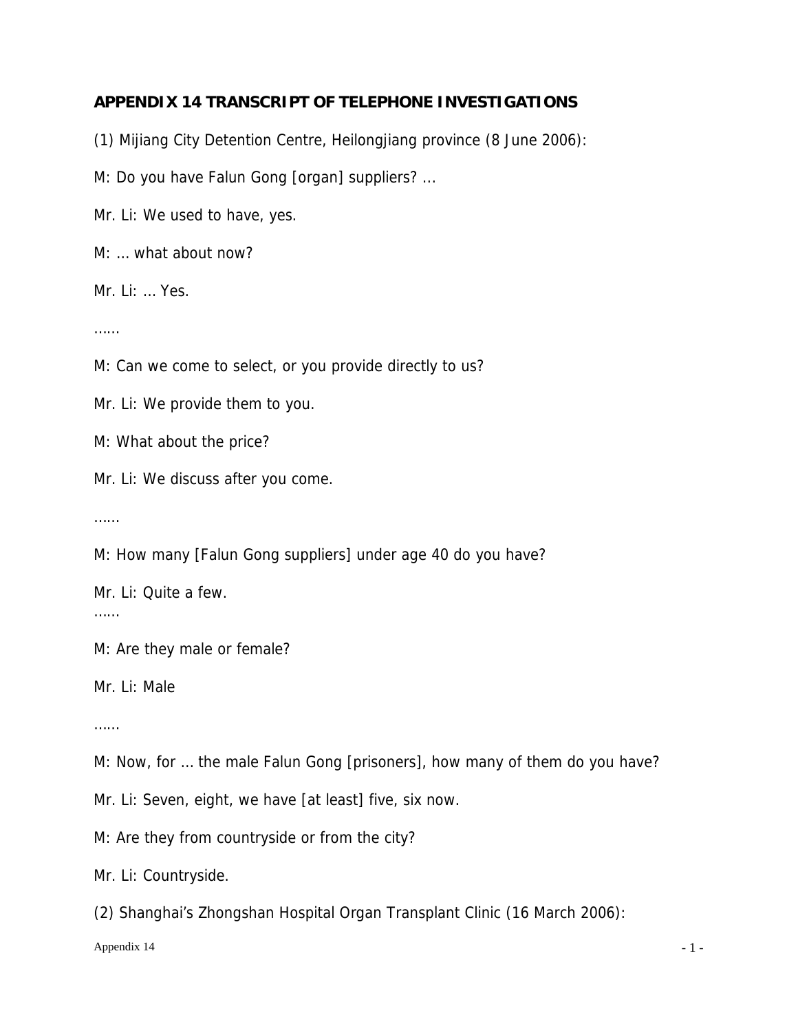## APPENDIX 14 TRANSCRIPT OF TELEPHONE INVESTIGATIONS

(1) Mijiang City Detention Centre, Heilongjiang province (8 June 2006):

M: Do you have Falun Gong [organ] suppliers? ...

Mr. Li: We used to have, yes.

M: ... what about now?

Mr. Li: ... Yes.

……

M: Can we come to select, or you provide directly to us?

Mr. Li: We provide them to you.

M: What about the price?

Mr. Li: We discuss after you come.

……

M: How many [Falun Gong suppliers] under age 40 do you have?

Mr. Li: Quite a few.

……

M: Are they male or female?

Mr. Li: Male

……

M: Now, for ... the male Falun Gong [prisoners], how many of them do you have?

Mr. Li: Seven, eight, we have [at least] five, six now.

M: Are they from countryside or from the city?

Mr. Li: Countryside.

(2) Shanghai's Zhongshan Hospital Organ Transplant Clinic (16 March 2006):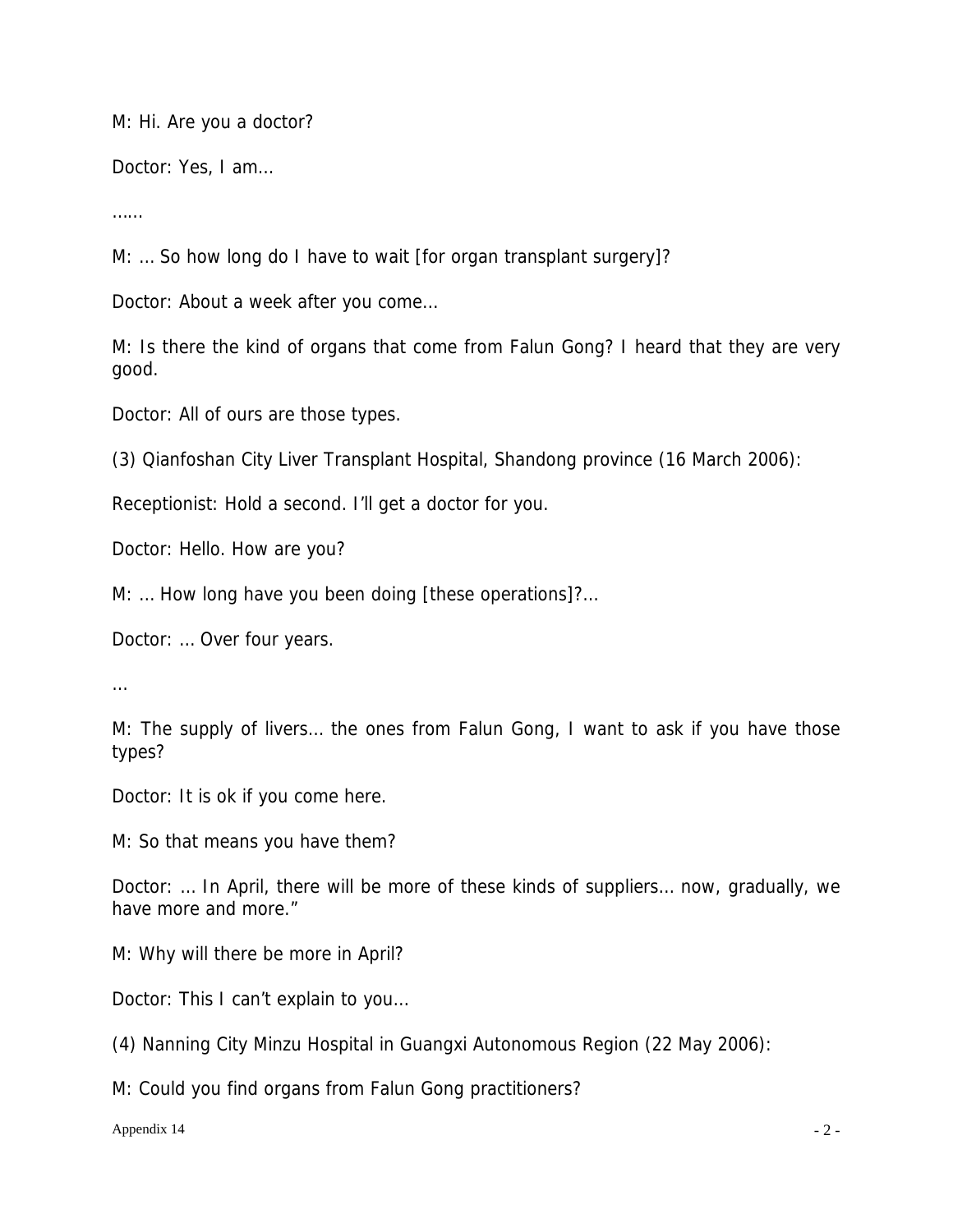M: Hi. Are you a doctor?

Doctor: Yes, I am…

……

M: … So how long do I have to wait [for organ transplant surgery]?

Doctor: About a week after you come…

M: Is there the kind of organs that come from Falun Gong? I heard that they are very good.

Doctor: All of ours are those types.

(3) Qianfoshan City Liver Transplant Hospital, Shandong province (16 March 2006):

Receptionist: Hold a second. I'll get a doctor for you.

Doctor: Hello. How are you?

M: … How long have you been doing [these operations]?…

Doctor: … Over four years.

…

M: The supply of livers… the ones from Falun Gong, I want to ask if you have those types?

Doctor: It is ok if you come here.

M: So that means you have them?

Doctor: … In April, there will be more of these kinds of suppliers… now, gradually, we have more and more."

M: Why will there be more in April?

Doctor: This I can't explain to you…

(4) Nanning City Minzu Hospital in Guangxi Autonomous Region (22 May 2006):

M: Could you find organs from Falun Gong practitioners?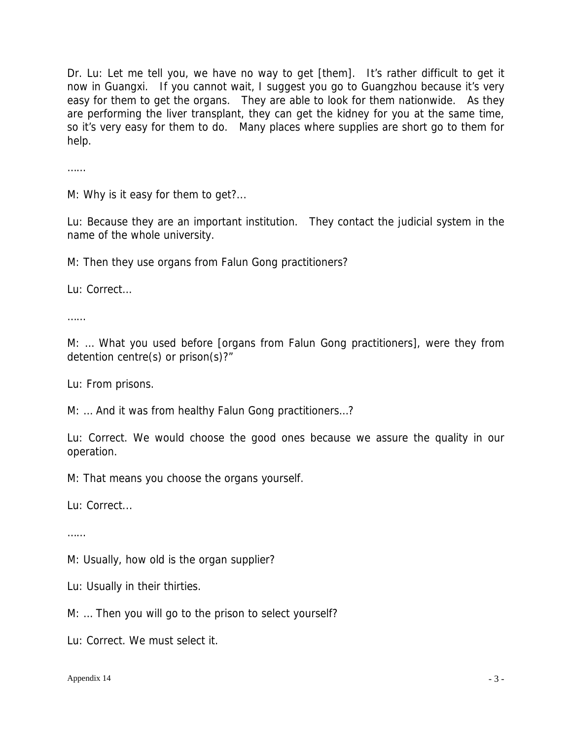Dr. Lu: Let me tell you, we have no way to get [them]. It's rather difficult to get it now in Guangxi. If you cannot wait, I suggest you go to Guangzhou because it's very easy for them to get the organs. They are able to look for them nationwide. As they are performing the liver transplant, they can get the kidney for you at the same time, so it's very easy for them to do. Many places where supplies are short go to them for help.

……

M: Why is it easy for them to get?...

Lu: Because they are an important institution. They contact the judicial system in the name of the whole university.

M: Then they use organs from Falun Gong practitioners?

Lu: Correct...

……

M: … What you used before [organs from Falun Gong practitioners], were they from detention centre(s) or prison(s)?"

Lu: From prisons.

M: … And it was from healthy Falun Gong practitioners…?

Lu: Correct. We would choose the good ones because we assure the quality in our operation.

M: That means you choose the organs yourself.

Lu: Correct...

……

M: Usually, how old is the organ supplier?

Lu: Usually in their thirties.

M: … Then you will go to the prison to select yourself?

Lu: Correct. We must select it.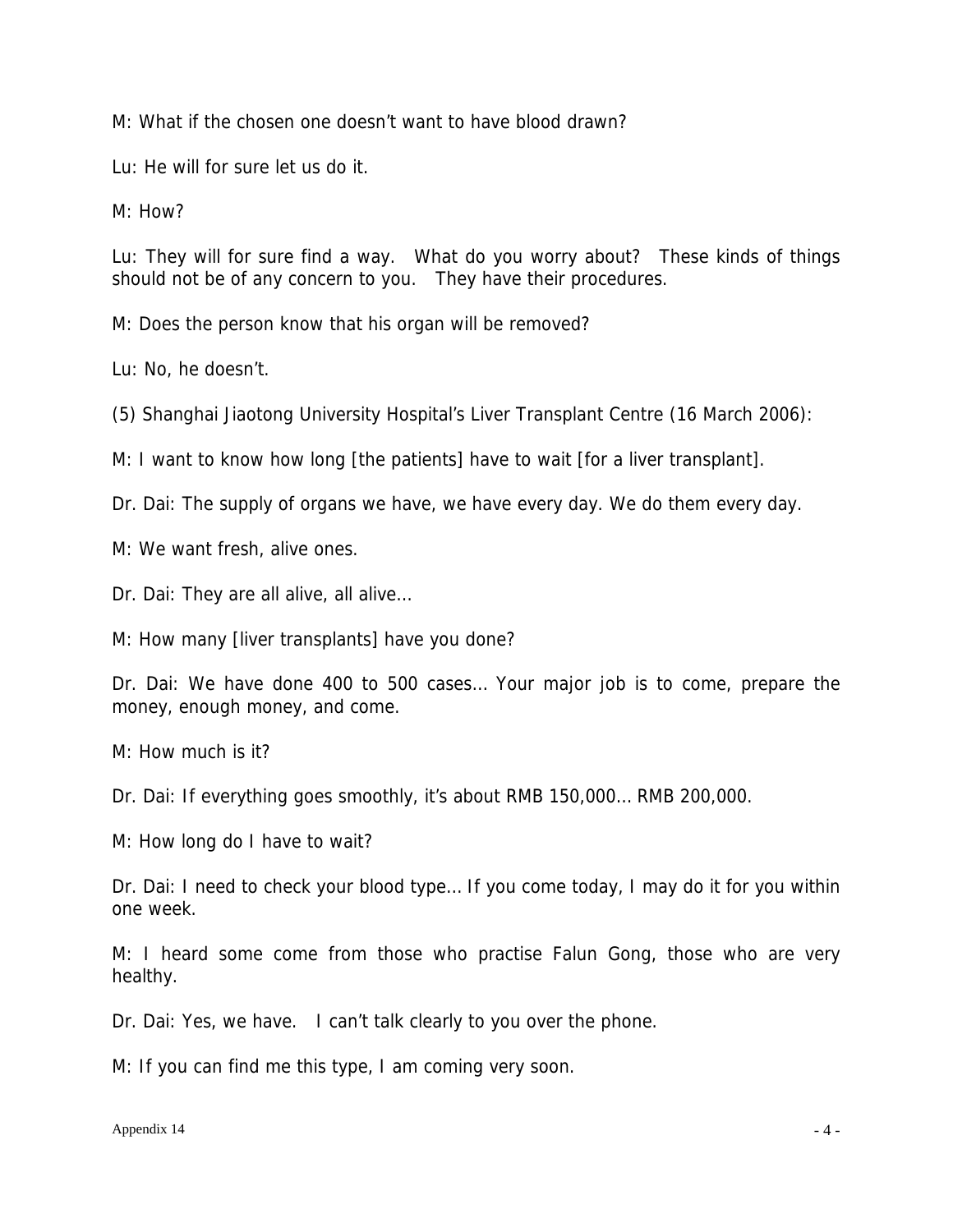M: What if the chosen one doesn't want to have blood drawn?

Lu: He will for sure let us do it.

M: How?

Lu: They will for sure find a way. What do you worry about? These kinds of things should not be of any concern to you. They have their procedures.

M: Does the person know that his organ will be removed?

Lu: No, he doesn't.

(5) Shanghai Jiaotong University Hospital's Liver Transplant Centre (16 March 2006):

M: I want to know how long [the patients] have to wait [for a liver transplant].

Dr. Dai: The supply of organs we have, we have every day. We do them every day.

M: We want fresh, alive ones.

Dr. Dai: They are all alive, all alive…

M: How many [liver transplants] have you done?

Dr. Dai: We have done 400 to 500 cases… Your major job is to come, prepare the money, enough money, and come.

M: How much is it?

Dr. Dai: If everything goes smoothly, it's about RMB 150,000… RMB 200,000.

M: How long do I have to wait?

Dr. Dai: I need to check your blood type… If you come today, I may do it for you within one week.

M: I heard some come from those who practise Falun Gong, those who are very healthy.

Dr. Dai: Yes, we have. I can't talk clearly to you over the phone.

M: If you can find me this type, I am coming very soon.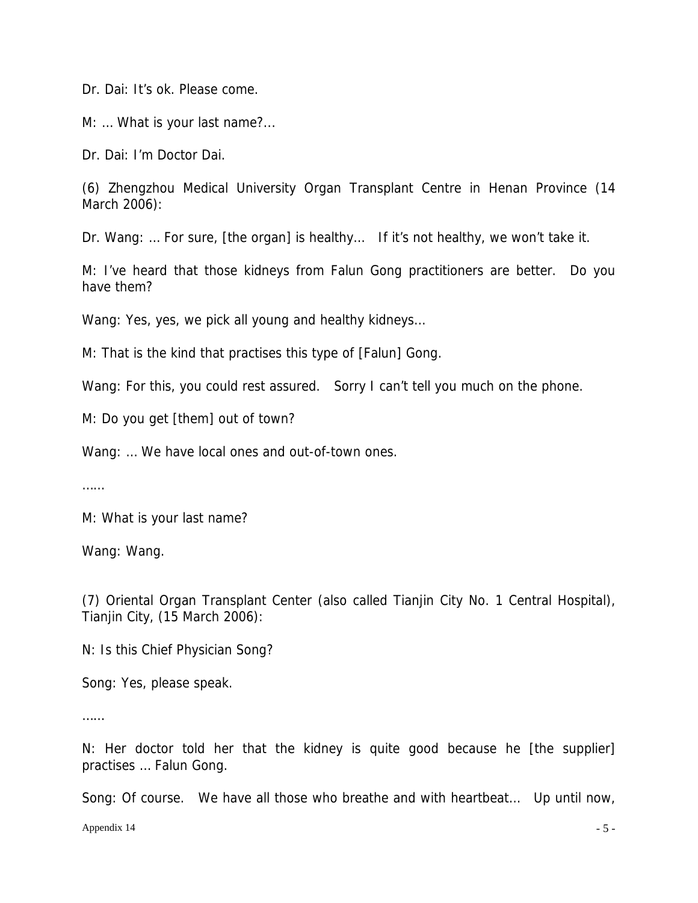Dr. Dai: It's ok. Please come.

M: … What is your last name?…

Dr. Dai: I'm Doctor Dai.

(6) Zhengzhou Medical University Organ Transplant Centre in Henan Province (14 March 2006):

Dr. Wang: … For sure, [the organ] is healthy… If it's not healthy, we won't take it.

M: I've heard that those kidneys from Falun Gong practitioners are better. Do you have them?

Wang: Yes, yes, we pick all young and healthy kidneys…

M: That is the kind that practises this type of [Falun] Gong.

Wang: For this, you could rest assured. Sorry I can't tell you much on the phone.

M: Do you get [them] out of town?

Wang: … We have local ones and out-of-town ones.

……

M: What is your last name?

Wang: Wang.

(7) Oriental Organ Transplant Center (also called Tianjin City No. 1 Central Hospital), Tianjin City, (15 March 2006):

N: Is this Chief Physician Song?

Song: Yes, please speak.

……

N: Her doctor told her that the kidney is quite good because he [the supplier] practises … Falun Gong.

Song: Of course. We have all those who breathe and with heartbeat… Up until now,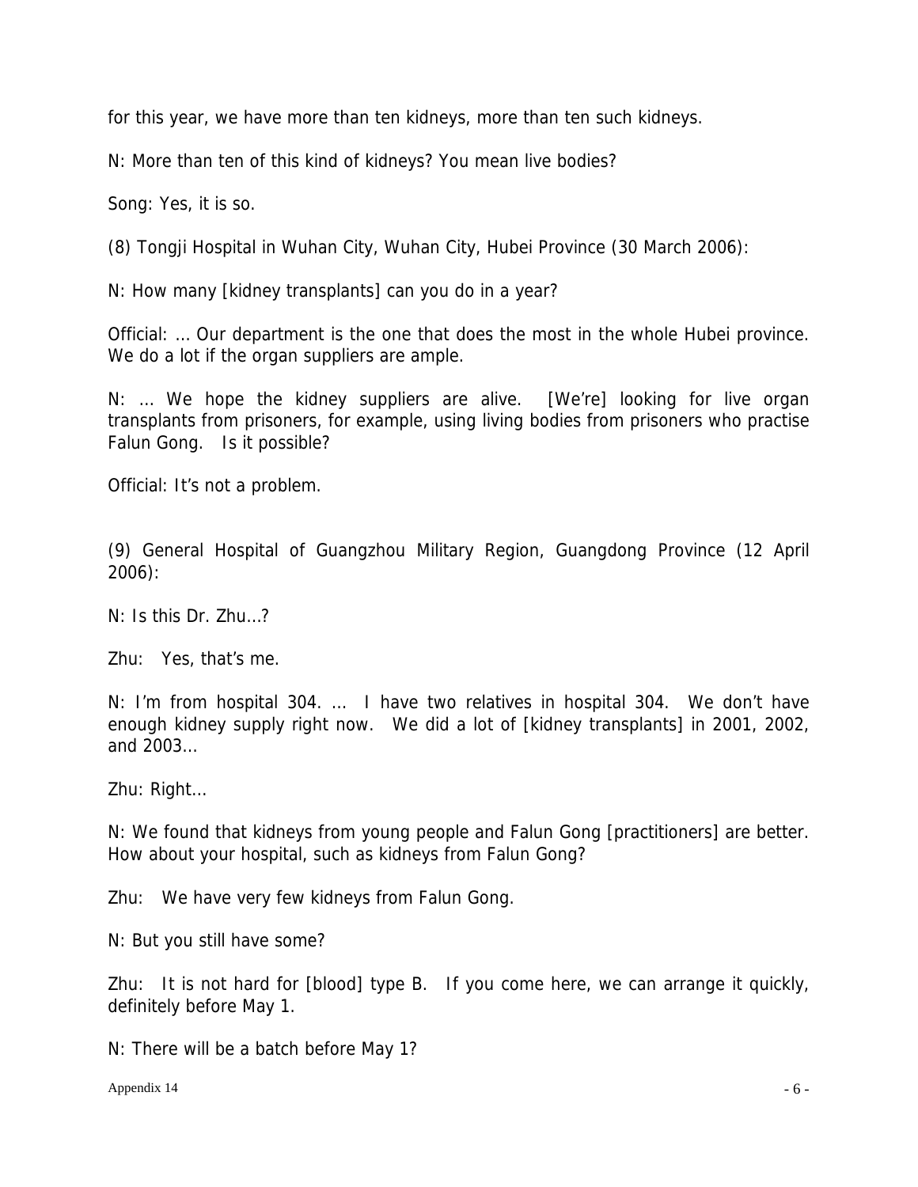for this year, we have more than ten kidneys, more than ten such kidneys.

N: More than ten of this kind of kidneys? You mean live bodies?

Song: Yes, it is so.

(8) Tongji Hospital in Wuhan City, Wuhan City, Hubei Province (30 March 2006):

N: How many [kidney transplants] can you do in a year?

Official: … Our department is the one that does the most in the whole Hubei province. We do a lot if the organ suppliers are ample.

N: … We hope the kidney suppliers are alive. [We're] looking for live organ transplants from prisoners, for example, using living bodies from prisoners who practise Falun Gong. Is it possible?

Official: It's not a problem.

(9) General Hospital of Guangzhou Military Region, Guangdong Province (12 April 2006):

N: Is this Dr. Zhu…?

Zhu: Yes, that's me.

N: I'm from hospital 304. … I have two relatives in hospital 304. We don't have enough kidney supply right now. We did a lot of [kidney transplants] in 2001, 2002, and 2003…

Zhu: Right…

N: We found that kidneys from young people and Falun Gong [practitioners] are better. How about your hospital, such as kidneys from Falun Gong?

Zhu: We have very few kidneys from Falun Gong.

N: But you still have some?

Zhu: It is not hard for [blood] type B. If you come here, we can arrange it quickly, definitely before May 1.

N: There will be a batch before May 1?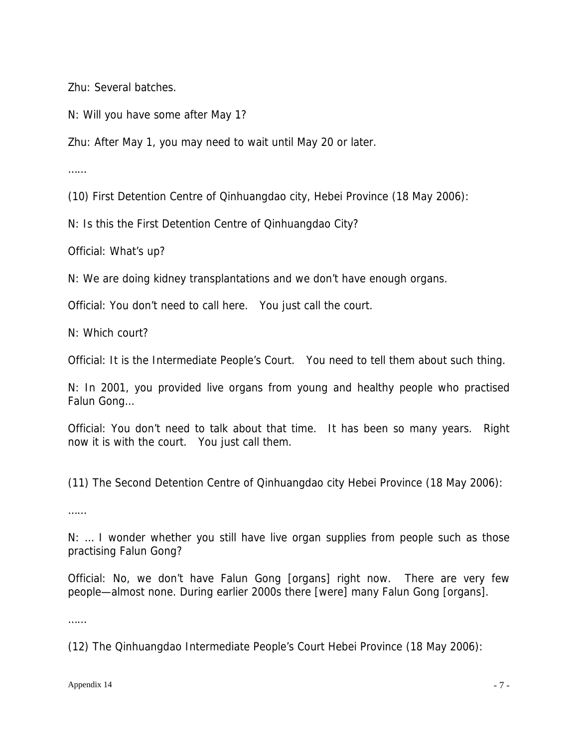Zhu: Several batches.

N: Will you have some after May 1?

Zhu: After May 1, you may need to wait until May 20 or later.

……

(10) First Detention Centre of Qinhuangdao city, Hebei Province (18 May 2006):

N: Is this the First Detention Centre of Qinhuangdao City?

Official: What's up?

N: We are doing kidney transplantations and we don't have enough organs.

Official: You don't need to call here. You just call the court.

N: Which court?

Official: It is the Intermediate People's Court. You need to tell them about such thing.

N: In 2001, you provided live organs from young and healthy people who practised Falun Gong…

Official: You don't need to talk about that time. It has been so many years. Right now it is with the court. You just call them.

(11) The Second Detention Centre of Qinhuangdao city Hebei Province (18 May 2006):

……

N: … I wonder whether you still have live organ supplies from people such as those practising Falun Gong?

Official: No, we don't have Falun Gong [organs] right now. There are very few people—almost none. During earlier 2000s there [were] many Falun Gong [organs].

……

(12) The Qinhuangdao Intermediate People's Court Hebei Province (18 May 2006):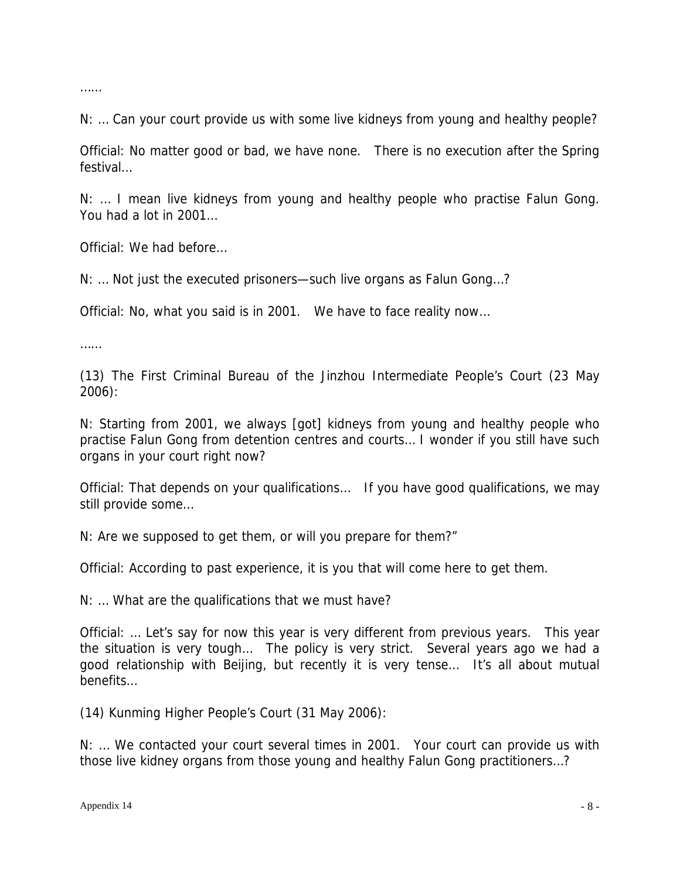……

N: … Can your court provide us with some live kidneys from young and healthy people?

Official: No matter good or bad, we have none. There is no execution after the Spring festival…

N: … I mean live kidneys from young and healthy people who practise Falun Gong. You had a lot in 2001…

Official: We had before…

N: … Not just the executed prisoners—such live organs as Falun Gong…?

Official: No, what you said is in 2001. We have to face reality now…

……

(13) The First Criminal Bureau of the Jinzhou Intermediate People's Court (23 May 2006):

N: Starting from 2001, we always [got] kidneys from young and healthy people who practise Falun Gong from detention centres and courts… I wonder if you still have such organs in your court right now?

Official: That depends on your qualifications… If you have good qualifications, we may still provide some…

N: Are we supposed to get them, or will you prepare for them?"

Official: According to past experience, it is you that will come here to get them.

N: … What are the qualifications that we must have?

Official: … Let's say for now this year is very different from previous years. This year the situation is very tough… The policy is very strict. Several years ago we had a good relationship with Beijing, but recently it is very tense… It's all about mutual benefits…

(14) Kunming Higher People's Court (31 May 2006):

N: … We contacted your court several times in 2001. Your court can provide us with those live kidney organs from those young and healthy Falun Gong practitioners…?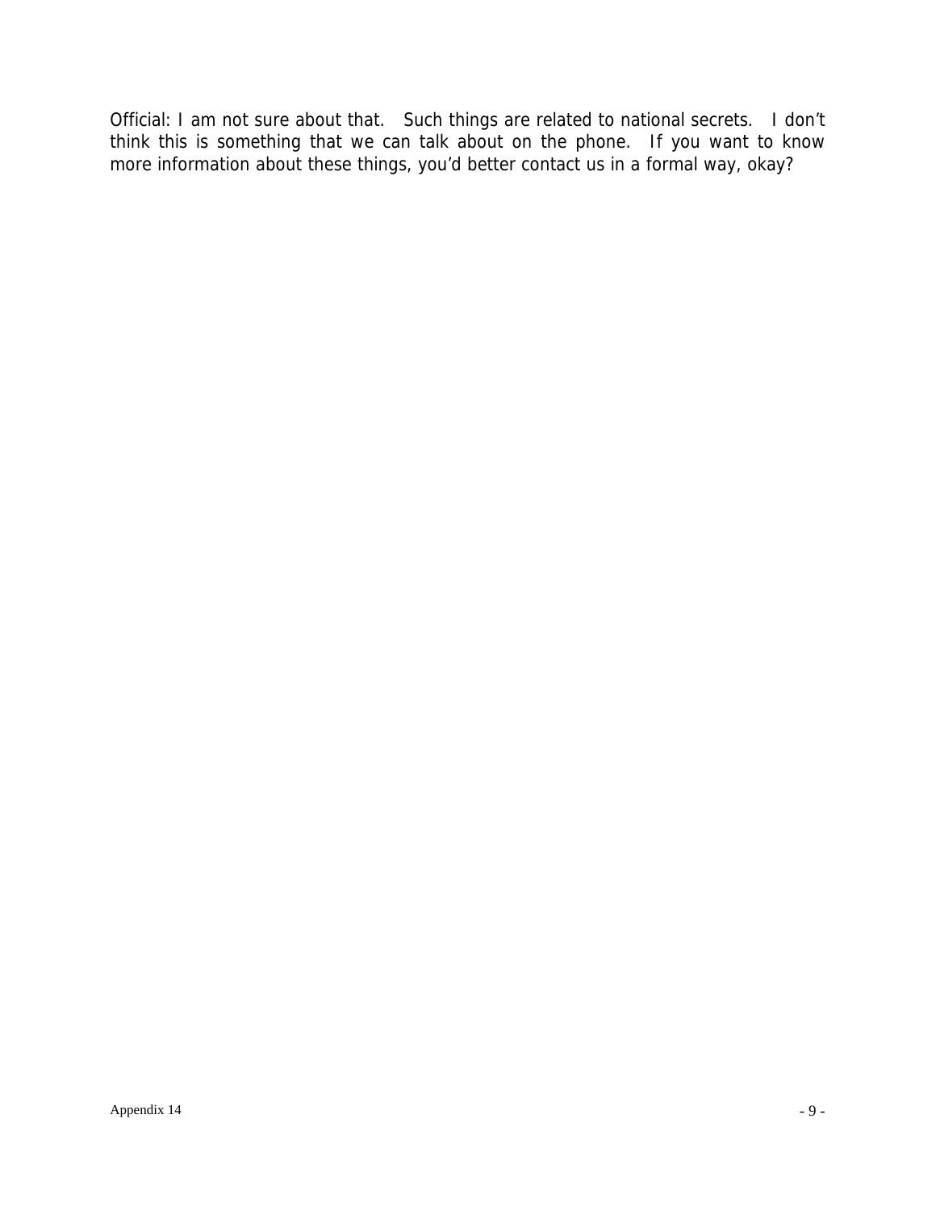Official: I am not sure about that. Such things are related to national secrets. I don't think this is something that we can talk about on the phone. If you want to know more information about these things, you'd better contact us in a formal way, okay?